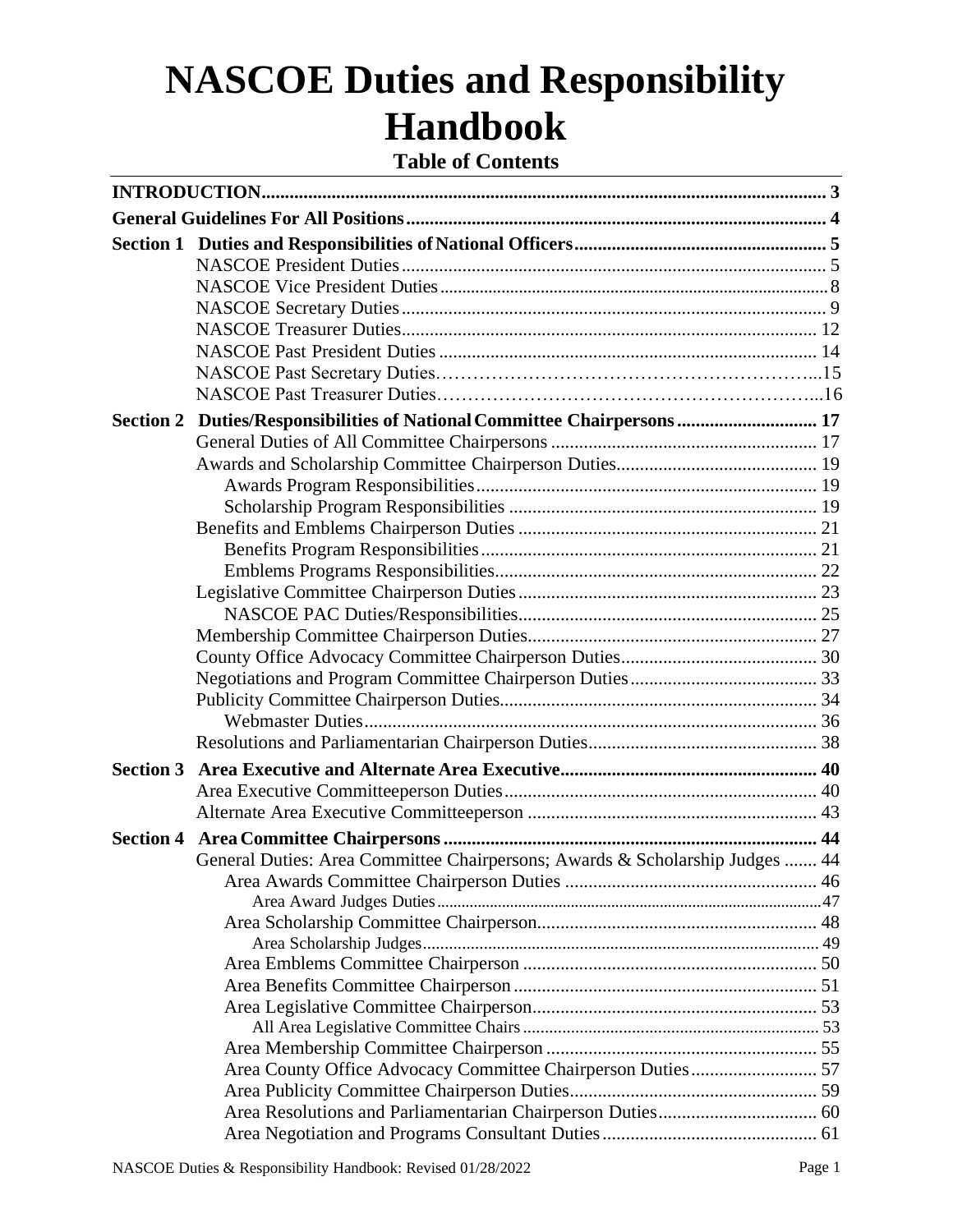# NASCOE Duties and Responsibility Handbook

## Table of Contents

| | | |
|---|---|---|
| **INTRODUCTION** | | **3** |
| **General Guidelines For All Positions** | | **4** |
| **Section 1** | **Duties and Responsibilities of National Officers** | **5** |
| | NASCOE President Duties | 5 |
| | NASCOE Vice President Duties | 8 |
| | NASCOE Secretary Duties | 9 |
| | NASCOE Treasurer Duties | 12 |
| | NASCOE Past President Duties | 14 |
| | NASCOE Past Secretary Duties | 15 |
| | NASCOE Past Treasurer Duties | 16 |
| **Section 2** | **Duties/Responsibilities of National Committee Chairpersons** | **17** |
| | General Duties of All Committee Chairpersons | 17 |
| | Awards and Scholarship Committee Chairperson Duties | 19 |
| | Awards Program Responsibilities | 19 |
| | Scholarship Program Responsibilities | 19 |
| | Benefits and Emblems Chairperson Duties | 21 |
| | Benefits Program Responsibilities | 21 |
| | Emblems Programs Responsibilities | 22 |
| | Legislative Committee Chairperson Duties | 23 |
| | NASCOE PAC Duties/Responsibilities | 25 |
| | Membership Committee Chairperson Duties | 27 |
| | County Office Advocacy Committee Chairperson Duties | 30 |
| | Negotiations and Program Committee Chairperson Duties | 33 |
| | Publicity Committee Chairperson Duties | 34 |
| | Webmaster Duties | 36 |
| | Resolutions and Parliamentarian Chairperson Duties | 38 |
| **Section 3** | **Area Executive and Alternate Area Executive** | **40** |
| | Area Executive Committeeperson Duties | 40 |
| | Alternate Area Executive Committeeperson | 43 |
| **Section 4** | **Area Committee Chairpersons** | **44** |
| | General Duties: Area Committee Chairpersons; Awards & Scholarship Judges | 44 |
| | Area Awards Committee Chairperson Duties | 46 |
| | Area Award Judges Duties | 47 |
| | Area Scholarship Committee Chairperson | 48 |
| | Area Scholarship Judges | 49 |
| | Area Emblems Committee Chairperson | 50 |
| | Area Benefits Committee Chairperson | 51 |
| | Area Legislative Committee Chairperson | 53 |
| | All Area Legislative Committee Chairs | 53 |
| | Area Membership Committee Chairperson | 55 |
| | Area County Office Advocacy Committee Chairperson Duties | 57 |
| | Area Publicity Committee Chairperson Duties | 59 |
| | Area Resolutions and Parliamentarian Chairperson Duties | 60 |
| | Area Negotiation and Programs Consultant Duties | 61 |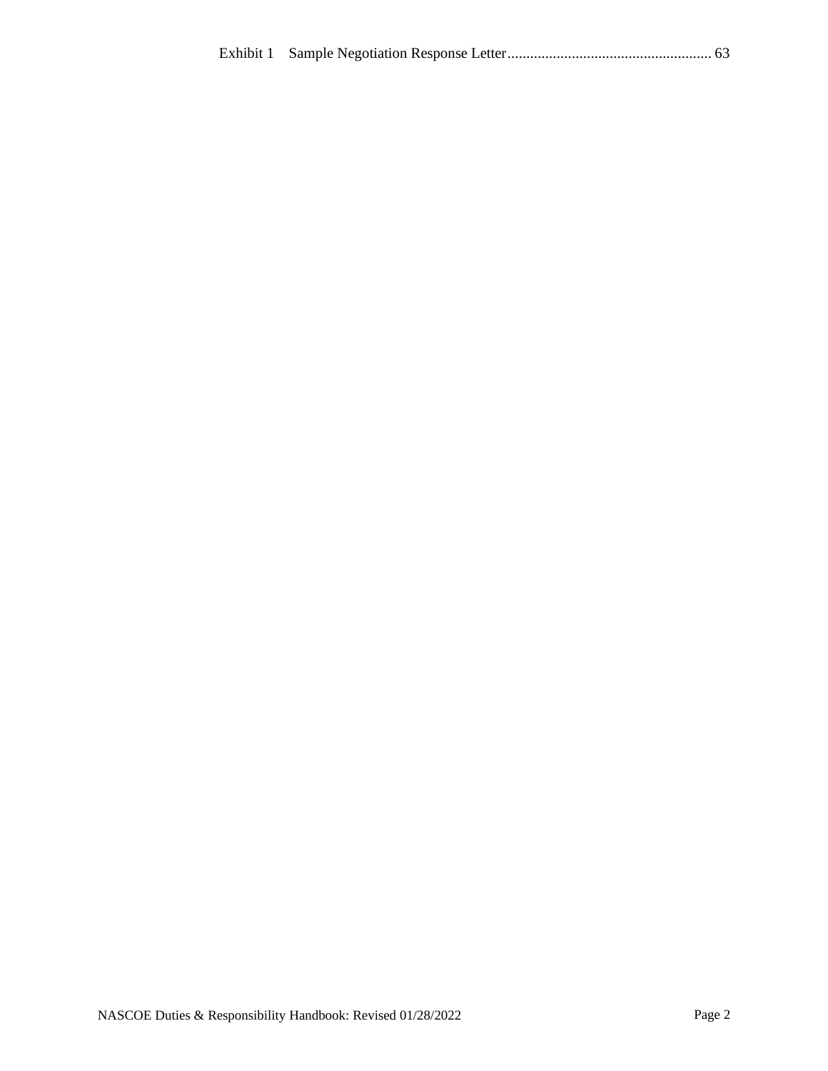Exhibit 1 Sample Negotiation Response Letter...................................................... 63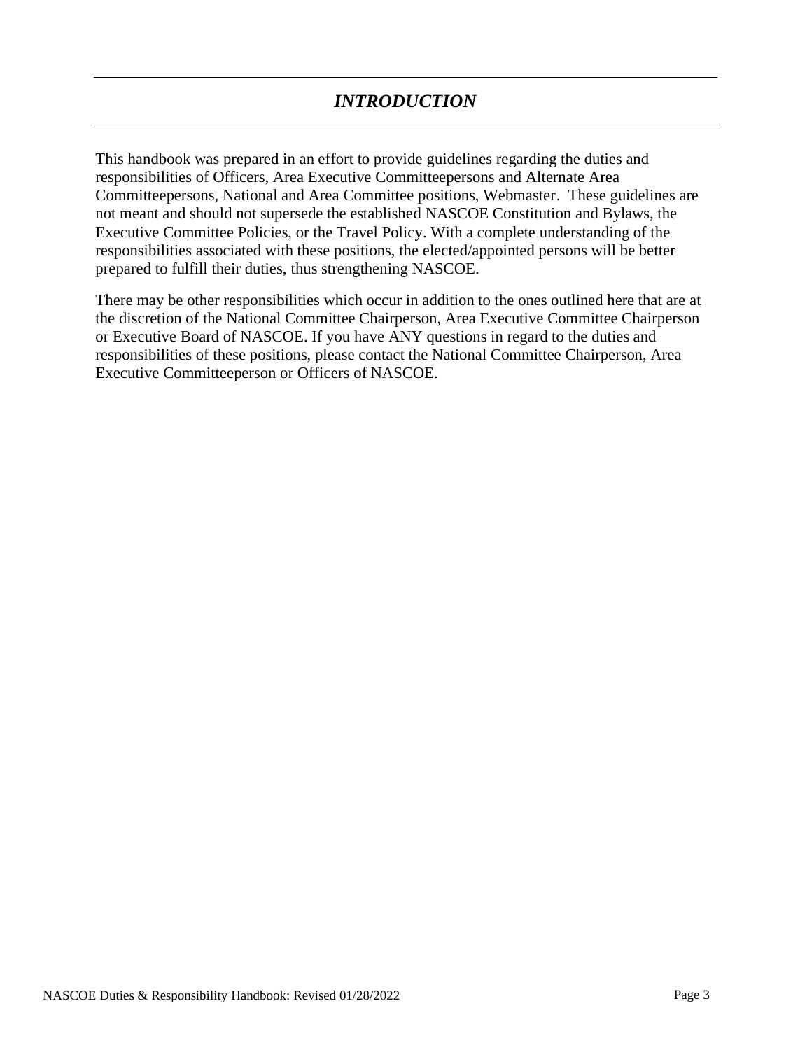# *INTRODUCTION*

This handbook was prepared in an effort to provide guidelines regarding the duties and responsibilities of Officers, Area Executive Committeepersons and Alternate Area Committeepersons, National and Area Committee positions, Webmaster. These guidelines are not meant and should not supersede the established NASCOE Constitution and Bylaws, the Executive Committee Policies, or the Travel Policy. With a complete understanding of the responsibilities associated with these positions, the elected/appointed persons will be better prepared to fulfill their duties, thus strengthening NASCOE.

There may be other responsibilities which occur in addition to the ones outlined here that are at the discretion of the National Committee Chairperson, Area Executive Committee Chairperson or Executive Board of NASCOE. If you have ANY questions in regard to the duties and responsibilities of these positions, please contact the National Committee Chairperson, Area Executive Committeeperson or Officers of NASCOE.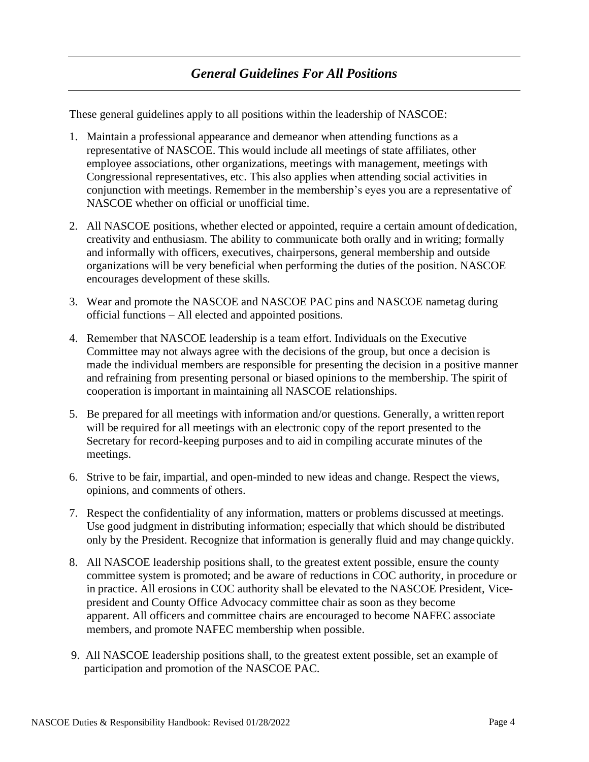## *General Guidelines For All Positions*

These general guidelines apply to all positions within the leadership of NASCOE:

1. Maintain a professional appearance and demeanor when attending functions as a representative of NASCOE. This would include all meetings of state affiliates, other employee associations, other organizations, meetings with management, meetings with Congressional representatives, etc. This also applies when attending social activities in conjunction with meetings. Remember in the membership's eyes you are a representative of NASCOE whether on official or unofficial time.

2. All NASCOE positions, whether elected or appointed, require a certain amount of dedication, creativity and enthusiasm. The ability to communicate both orally and in writing; formally and informally with officers, executives, chairpersons, general membership and outside organizations will be very beneficial when performing the duties of the position. NASCOE encourages development of these skills.

3. Wear and promote the NASCOE and NASCOE PAC pins and NASCOE nametag during official functions – All elected and appointed positions.

4. Remember that NASCOE leadership is a team effort. Individuals on the Executive Committee may not always agree with the decisions of the group, but once a decision is made the individual members are responsible for presenting the decision in a positive manner and refraining from presenting personal or biased opinions to the membership. The spirit of cooperation is important in maintaining all NASCOE relationships.

5. Be prepared for all meetings with information and/or questions. Generally, a written report will be required for all meetings with an electronic copy of the report presented to the Secretary for record-keeping purposes and to aid in compiling accurate minutes of the meetings.

6. Strive to be fair, impartial, and open-minded to new ideas and change. Respect the views, opinions, and comments of others.

7. Respect the confidentiality of any information, matters or problems discussed at meetings. Use good judgment in distributing information; especially that which should be distributed only by the President. Recognize that information is generally fluid and may change quickly.

8. All NASCOE leadership positions shall, to the greatest extent possible, ensure the county committee system is promoted; and be aware of reductions in COC authority, in procedure or in practice. All erosions in COC authority shall be elevated to the NASCOE President, Vice-president and County Office Advocacy committee chair as soon as they become apparent. All officers and committee chairs are encouraged to become NAFEC associate members, and promote NAFEC membership when possible.

9. All NASCOE leadership positions shall, to the greatest extent possible, set an example of participation and promotion of the NASCOE PAC.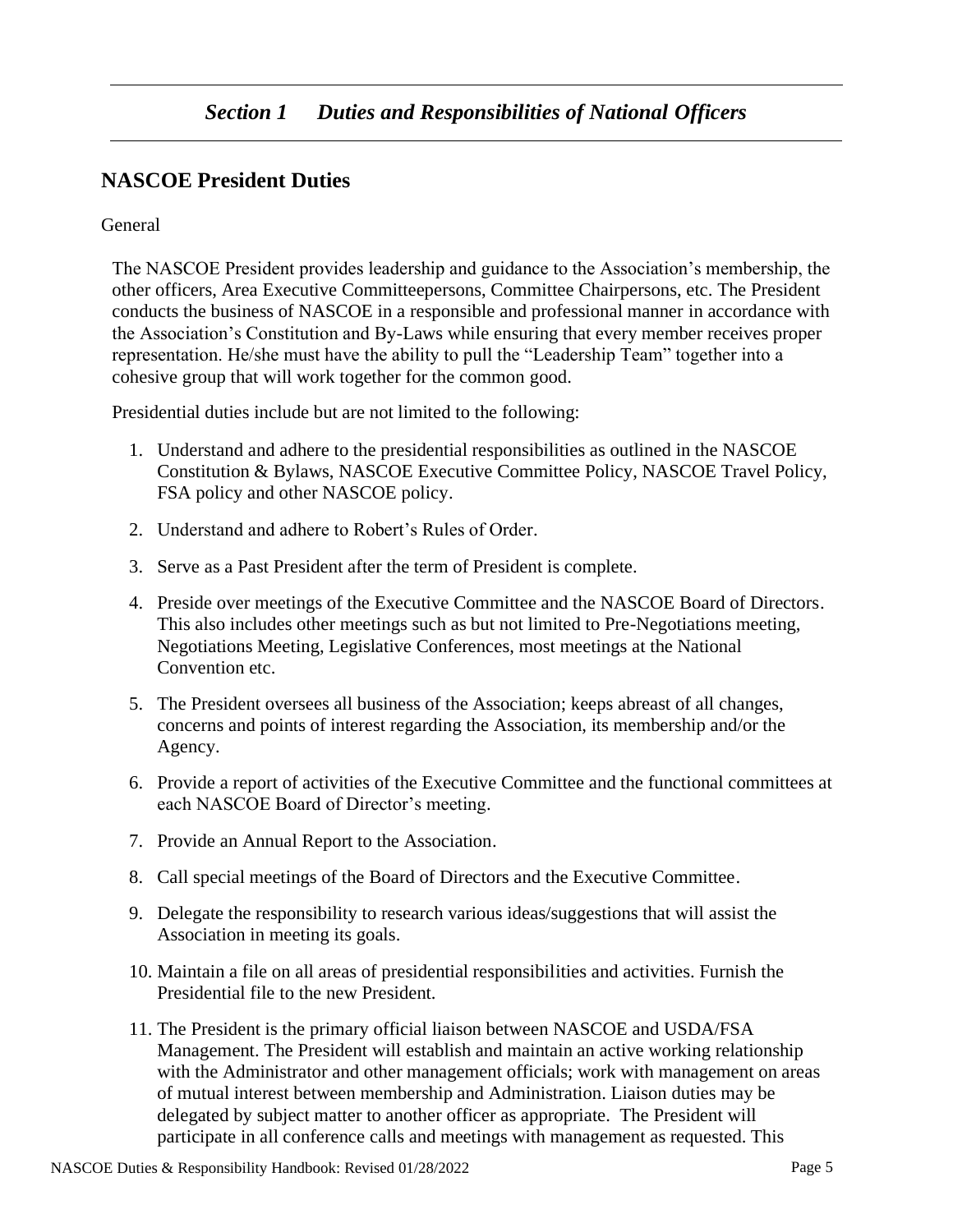## *Section 1 Duties and Responsibilities of National Officers*

## NASCOE President Duties

General

The NASCOE President provides leadership and guidance to the Association's membership, the other officers, Area Executive Committeepersons, Committee Chairpersons, etc. The President conducts the business of NASCOE in a responsible and professional manner in accordance with the Association's Constitution and By-Laws while ensuring that every member receives proper representation. He/she must have the ability to pull the "Leadership Team" together into a cohesive group that will work together for the common good.

Presidential duties include but are not limited to the following:

1. Understand and adhere to the presidential responsibilities as outlined in the NASCOE Constitution & Bylaws, NASCOE Executive Committee Policy, NASCOE Travel Policy, FSA policy and other NASCOE policy.
2. Understand and adhere to Robert's Rules of Order.
3. Serve as a Past President after the term of President is complete.
4. Preside over meetings of the Executive Committee and the NASCOE Board of Directors. This also includes other meetings such as but not limited to Pre-Negotiations meeting, Negotiations Meeting, Legislative Conferences, most meetings at the National Convention etc.
5. The President oversees all business of the Association; keeps abreast of all changes, concerns and points of interest regarding the Association, its membership and/or the Agency.
6. Provide a report of activities of the Executive Committee and the functional committees at each NASCOE Board of Director's meeting.
7. Provide an Annual Report to the Association.
8. Call special meetings of the Board of Directors and the Executive Committee.
9. Delegate the responsibility to research various ideas/suggestions that will assist the Association in meeting its goals.
10. Maintain a file on all areas of presidential responsibilities and activities. Furnish the Presidential file to the new President.
11. The President is the primary official liaison between NASCOE and USDA/FSA Management. The President will establish and maintain an active working relationship with the Administrator and other management officials; work with management on areas of mutual interest between membership and Administration. Liaison duties may be delegated by subject matter to another officer as appropriate. The President will participate in all conference calls and meetings with management as requested. This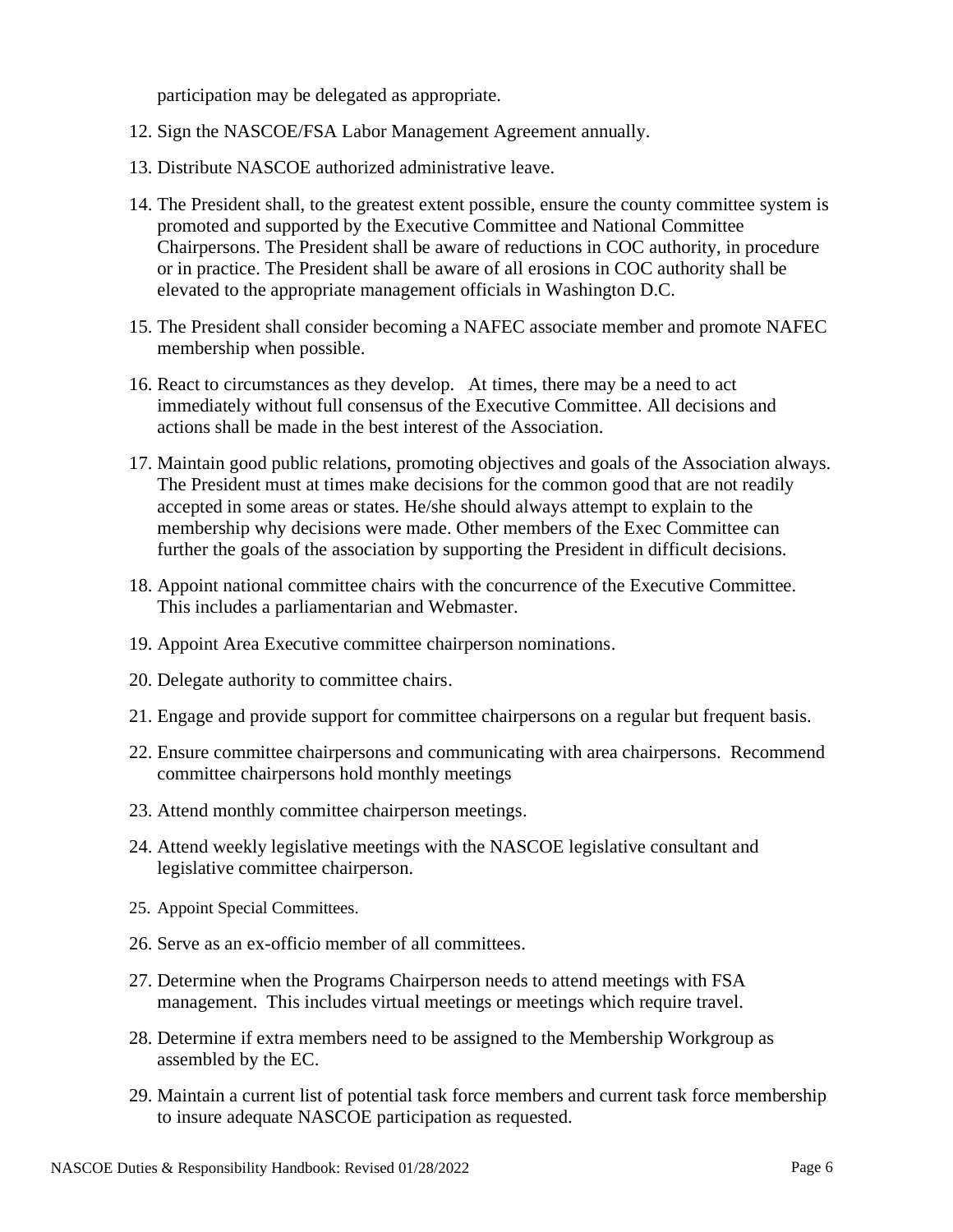participation may be delegated as appropriate.

12. Sign the NASCOE/FSA Labor Management Agreement annually.
13. Distribute NASCOE authorized administrative leave.
14. The President shall, to the greatest extent possible, ensure the county committee system is promoted and supported by the Executive Committee and National Committee Chairpersons. The President shall be aware of reductions in COC authority, in procedure or in practice. The President shall be aware of all erosions in COC authority shall be elevated to the appropriate management officials in Washington D.C.
15. The President shall consider becoming a NAFEC associate member and promote NAFEC membership when possible.
16. React to circumstances as they develop. At times, there may be a need to act immediately without full consensus of the Executive Committee. All decisions and actions shall be made in the best interest of the Association.
17. Maintain good public relations, promoting objectives and goals of the Association always. The President must at times make decisions for the common good that are not readily accepted in some areas or states. He/she should always attempt to explain to the membership why decisions were made. Other members of the Exec Committee can further the goals of the association by supporting the President in difficult decisions.
18. Appoint national committee chairs with the concurrence of the Executive Committee. This includes a parliamentarian and Webmaster.
19. Appoint Area Executive committee chairperson nominations.
20. Delegate authority to committee chairs.
21. Engage and provide support for committee chairpersons on a regular but frequent basis.
22. Ensure committee chairpersons and communicating with area chairpersons. Recommend committee chairpersons hold monthly meetings
23. Attend monthly committee chairperson meetings.
24. Attend weekly legislative meetings with the NASCOE legislative consultant and legislative committee chairperson.
25. Appoint Special Committees.
26. Serve as an ex-officio member of all committees.
27. Determine when the Programs Chairperson needs to attend meetings with FSA management. This includes virtual meetings or meetings which require travel.
28. Determine if extra members need to be assigned to the Membership Workgroup as assembled by the EC.
29. Maintain a current list of potential task force members and current task force membership to insure adequate NASCOE participation as requested.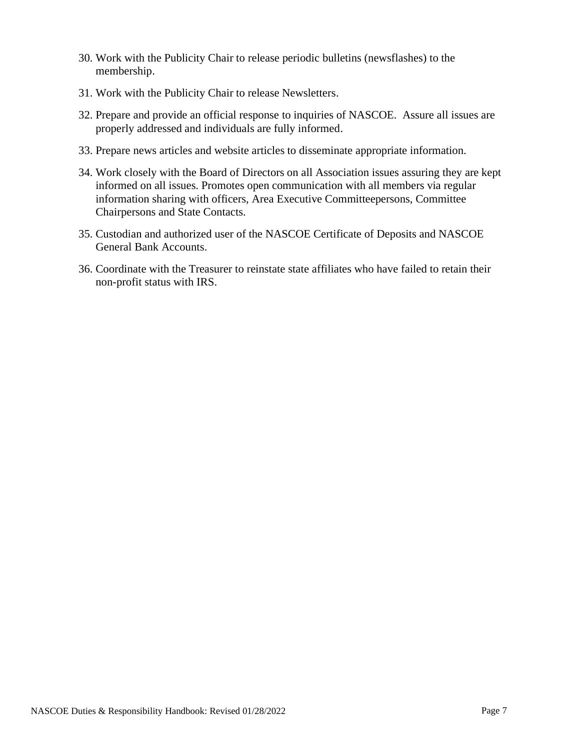30. Work with the Publicity Chair to release periodic bulletins (newsflashes) to the membership.

31. Work with the Publicity Chair to release Newsletters.

32. Prepare and provide an official response to inquiries of NASCOE. Assure all issues are properly addressed and individuals are fully informed.

33. Prepare news articles and website articles to disseminate appropriate information.

34. Work closely with the Board of Directors on all Association issues assuring they are kept informed on all issues. Promotes open communication with all members via regular information sharing with officers, Area Executive Committeepersons, Committee Chairpersons and State Contacts.

35. Custodian and authorized user of the NASCOE Certificate of Deposits and NASCOE General Bank Accounts.

36. Coordinate with the Treasurer to reinstate state affiliates who have failed to retain their non-profit status with IRS.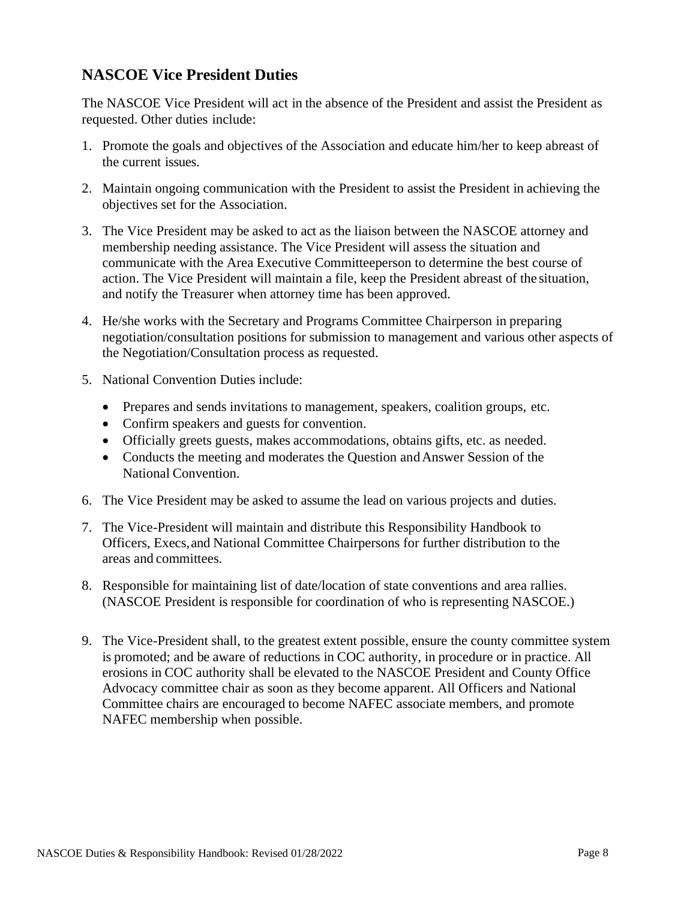## NASCOE Vice President Duties

The NASCOE Vice President will act in the absence of the President and assist the President as requested. Other duties include:

1. Promote the goals and objectives of the Association and educate him/her to keep abreast of the current issues.

2. Maintain ongoing communication with the President to assist the President in achieving the objectives set for the Association.

3. The Vice President may be asked to act as the liaison between the NASCOE attorney and membership needing assistance. The Vice President will assess the situation and communicate with the Area Executive Committeeperson to determine the best course of action. The Vice President will maintain a file, keep the President abreast of the situation, and notify the Treasurer when attorney time has been approved.

4. He/she works with the Secretary and Programs Committee Chairperson in preparing negotiation/consultation positions for submission to management and various other aspects of the Negotiation/Consultation process as requested.

5. National Convention Duties include:

   - Prepares and sends invitations to management, speakers, coalition groups, etc.
   - Confirm speakers and guests for convention.
   - Officially greets guests, makes accommodations, obtains gifts, etc. as needed.
   - Conducts the meeting and moderates the Question and Answer Session of the National Convention.

6. The Vice President may be asked to assume the lead on various projects and duties.

7. The Vice-President will maintain and distribute this Responsibility Handbook to Officers, Execs, and National Committee Chairpersons for further distribution to the areas and committees.

8. Responsible for maintaining list of date/location of state conventions and area rallies. (NASCOE President is responsible for coordination of who is representing NASCOE.)

9. The Vice-President shall, to the greatest extent possible, ensure the county committee system is promoted; and be aware of reductions in COC authority, in procedure or in practice. All erosions in COC authority shall be elevated to the NASCOE President and County Office Advocacy committee chair as soon as they become apparent. All Officers and National Committee chairs are encouraged to become NAFEC associate members, and promote NAFEC membership when possible.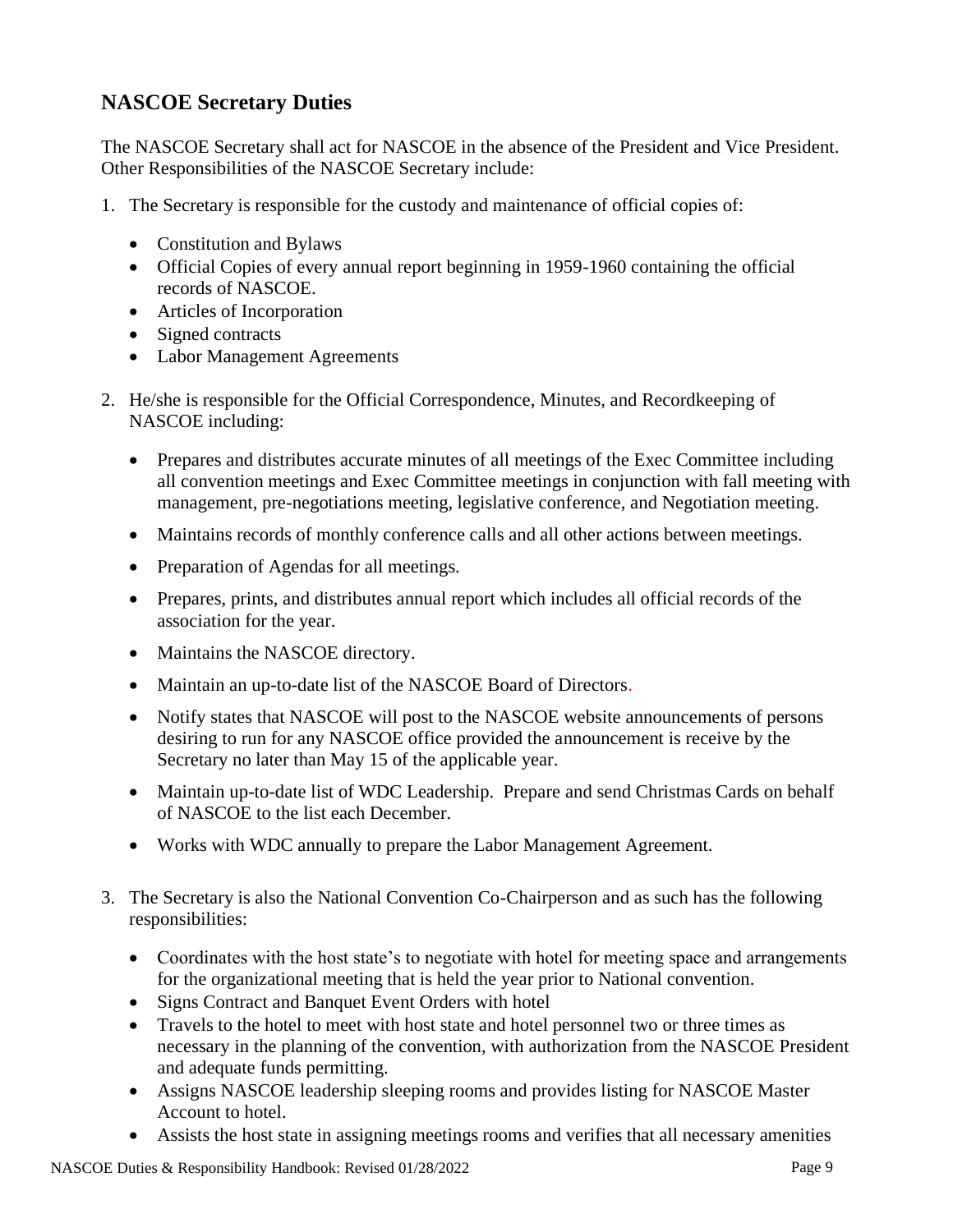## NASCOE Secretary Duties

The NASCOE Secretary shall act for NASCOE in the absence of the President and Vice President. Other Responsibilities of the NASCOE Secretary include:

1. The Secretary is responsible for the custody and maintenance of official copies of:
   - Constitution and Bylaws
   - Official Copies of every annual report beginning in 1959-1960 containing the official records of NASCOE.
   - Articles of Incorporation
   - Signed contracts
   - Labor Management Agreements

2. He/she is responsible for the Official Correspondence, Minutes, and Recordkeeping of NASCOE including:
   - Prepares and distributes accurate minutes of all meetings of the Exec Committee including all convention meetings and Exec Committee meetings in conjunction with fall meeting with management, pre-negotiations meeting, legislative conference, and Negotiation meeting.
   - Maintains records of monthly conference calls and all other actions between meetings.
   - Preparation of Agendas for all meetings.
   - Prepares, prints, and distributes annual report which includes all official records of the association for the year.
   - Maintains the NASCOE directory.
   - Maintain an up-to-date list of the NASCOE Board of Directors.
   - Notify states that NASCOE will post to the NASCOE website announcements of persons desiring to run for any NASCOE office provided the announcement is receive by the Secretary no later than May 15 of the applicable year.
   - Maintain up-to-date list of WDC Leadership. Prepare and send Christmas Cards on behalf of NASCOE to the list each December.
   - Works with WDC annually to prepare the Labor Management Agreement.

3. The Secretary is also the National Convention Co-Chairperson and as such has the following responsibilities:
   - Coordinates with the host state's to negotiate with hotel for meeting space and arrangements for the organizational meeting that is held the year prior to National convention.
   - Signs Contract and Banquet Event Orders with hotel
   - Travels to the hotel to meet with host state and hotel personnel two or three times as necessary in the planning of the convention, with authorization from the NASCOE President and adequate funds permitting.
   - Assigns NASCOE leadership sleeping rooms and provides listing for NASCOE Master Account to hotel.
   - Assists the host state in assigning meetings rooms and verifies that all necessary amenities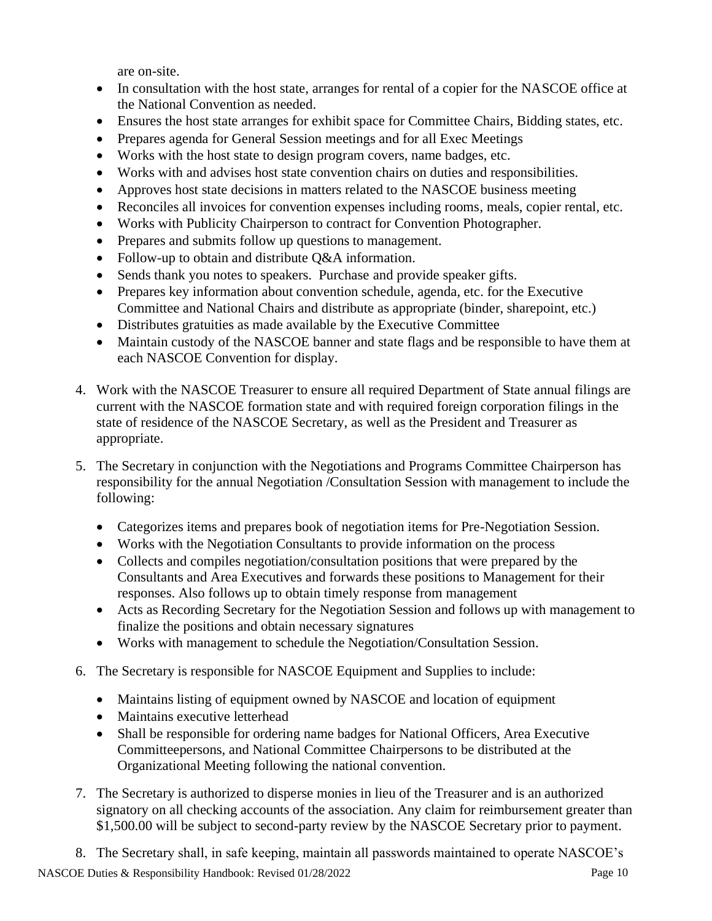are on-site.

- In consultation with the host state, arranges for rental of a copier for the NASCOE office at the National Convention as needed.
- Ensures the host state arranges for exhibit space for Committee Chairs, Bidding states, etc.
- Prepares agenda for General Session meetings and for all Exec Meetings
- Works with the host state to design program covers, name badges, etc.
- Works with and advises host state convention chairs on duties and responsibilities.
- Approves host state decisions in matters related to the NASCOE business meeting
- Reconciles all invoices for convention expenses including rooms, meals, copier rental, etc.
- Works with Publicity Chairperson to contract for Convention Photographer.
- Prepares and submits follow up questions to management.
- Follow-up to obtain and distribute Q&A information.
- Sends thank you notes to speakers. Purchase and provide speaker gifts.
- Prepares key information about convention schedule, agenda, etc. for the Executive Committee and National Chairs and distribute as appropriate (binder, sharepoint, etc.)
- Distributes gratuities as made available by the Executive Committee
- Maintain custody of the NASCOE banner and state flags and be responsible to have them at each NASCOE Convention for display.

4. Work with the NASCOE Treasurer to ensure all required Department of State annual filings are current with the NASCOE formation state and with required foreign corporation filings in the state of residence of the NASCOE Secretary, as well as the President and Treasurer as appropriate.

5. The Secretary in conjunction with the Negotiations and Programs Committee Chairperson has responsibility for the annual Negotiation /Consultation Session with management to include the following:

   - Categorizes items and prepares book of negotiation items for Pre-Negotiation Session.
   - Works with the Negotiation Consultants to provide information on the process
   - Collects and compiles negotiation/consultation positions that were prepared by the Consultants and Area Executives and forwards these positions to Management for their responses. Also follows up to obtain timely response from management
   - Acts as Recording Secretary for the Negotiation Session and follows up with management to finalize the positions and obtain necessary signatures
   - Works with management to schedule the Negotiation/Consultation Session.

6. The Secretary is responsible for NASCOE Equipment and Supplies to include:

   - Maintains listing of equipment owned by NASCOE and location of equipment
   - Maintains executive letterhead
   - Shall be responsible for ordering name badges for National Officers, Area Executive Committeepersons, and National Committee Chairpersons to be distributed at the Organizational Meeting following the national convention.

7. The Secretary is authorized to disperse monies in lieu of the Treasurer and is an authorized signatory on all checking accounts of the association. Any claim for reimbursement greater than $1,500.00 will be subject to second-party review by the NASCOE Secretary prior to payment.

8. The Secretary shall, in safe keeping, maintain all passwords maintained to operate NASCOE's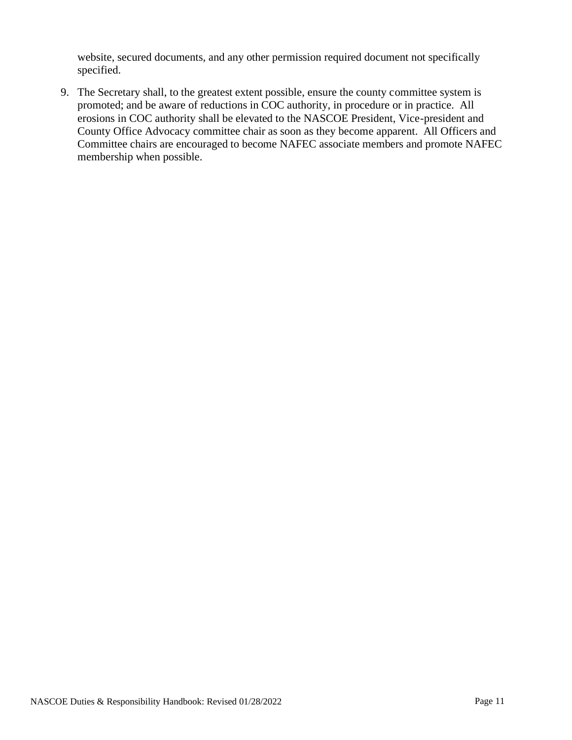website, secured documents, and any other permission required document not specifically specified.

9. The Secretary shall, to the greatest extent possible, ensure the county committee system is promoted; and be aware of reductions in COC authority, in procedure or in practice. All erosions in COC authority shall be elevated to the NASCOE President, Vice-president and County Office Advocacy committee chair as soon as they become apparent. All Officers and Committee chairs are encouraged to become NAFEC associate members and promote NAFEC membership when possible.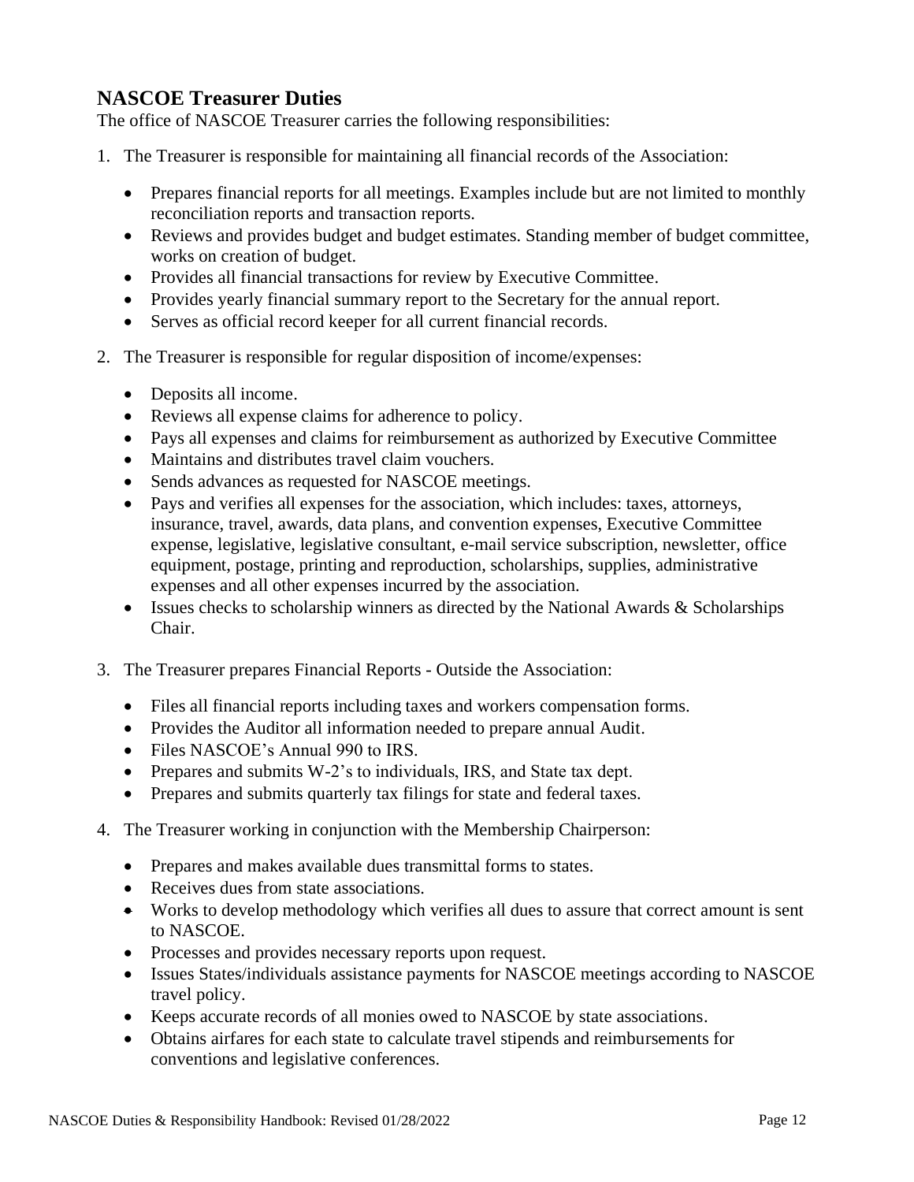## NASCOE Treasurer Duties

The office of NASCOE Treasurer carries the following responsibilities:

1. The Treasurer is responsible for maintaining all financial records of the Association:
   - Prepares financial reports for all meetings. Examples include but are not limited to monthly reconciliation reports and transaction reports.
   - Reviews and provides budget and budget estimates. Standing member of budget committee, works on creation of budget.
   - Provides all financial transactions for review by Executive Committee.
   - Provides yearly financial summary report to the Secretary for the annual report.
   - Serves as official record keeper for all current financial records.
2. The Treasurer is responsible for regular disposition of income/expenses:
   - Deposits all income.
   - Reviews all expense claims for adherence to policy.
   - Pays all expenses and claims for reimbursement as authorized by Executive Committee
   - Maintains and distributes travel claim vouchers.
   - Sends advances as requested for NASCOE meetings.
   - Pays and verifies all expenses for the association, which includes: taxes, attorneys, insurance, travel, awards, data plans, and convention expenses, Executive Committee expense, legislative, legislative consultant, e-mail service subscription, newsletter, office equipment, postage, printing and reproduction, scholarships, supplies, administrative expenses and all other expenses incurred by the association.
   - Issues checks to scholarship winners as directed by the National Awards & Scholarships Chair.
3. The Treasurer prepares Financial Reports - Outside the Association:
   - Files all financial reports including taxes and workers compensation forms.
   - Provides the Auditor all information needed to prepare annual Audit.
   - Files NASCOE's Annual 990 to IRS.
   - Prepares and submits W-2's to individuals, IRS, and State tax dept.
   - Prepares and submits quarterly tax filings for state and federal taxes.
4. The Treasurer working in conjunction with the Membership Chairperson:
   - Prepares and makes available dues transmittal forms to states.
   - Receives dues from state associations.
   - Works to develop methodology which verifies all dues to assure that correct amount is sent to NASCOE.
   - Processes and provides necessary reports upon request.
   - Issues States/individuals assistance payments for NASCOE meetings according to NASCOE travel policy.
   - Keeps accurate records of all monies owed to NASCOE by state associations.
   - Obtains airfares for each state to calculate travel stipends and reimbursements for conventions and legislative conferences.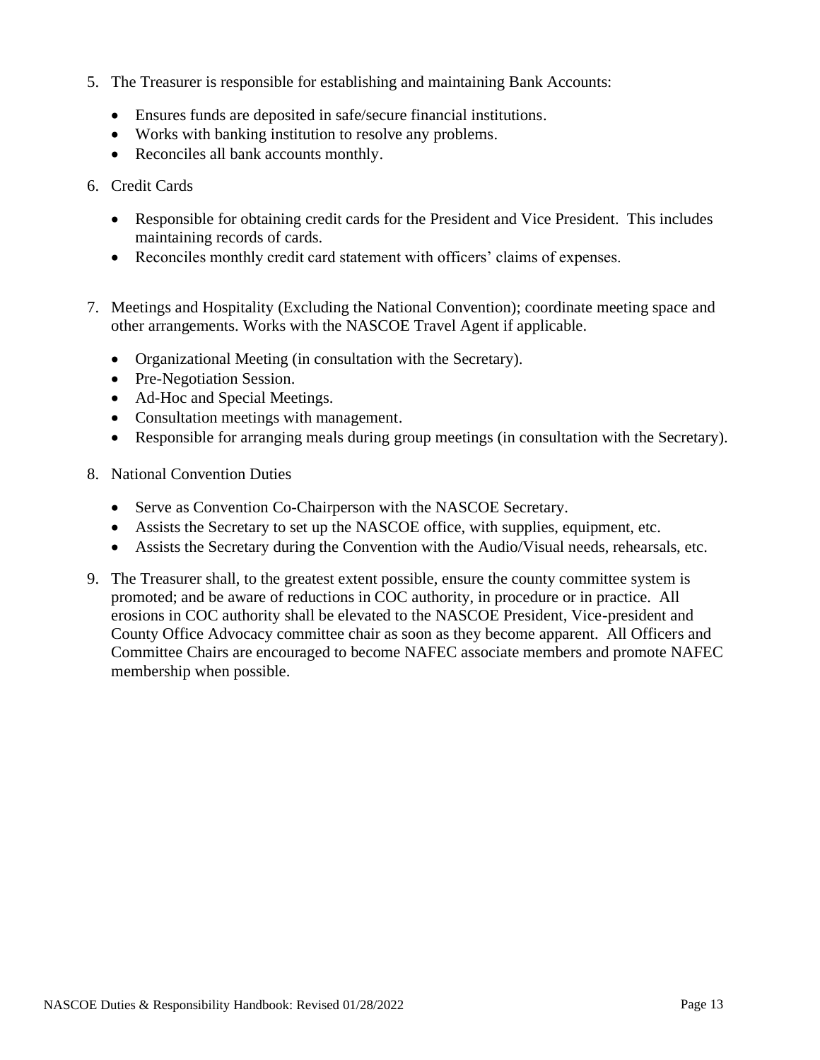5. The Treasurer is responsible for establishing and maintaining Bank Accounts:

    - Ensures funds are deposited in safe/secure financial institutions.
    - Works with banking institution to resolve any problems.
    - Reconciles all bank accounts monthly.

6. Credit Cards

    - Responsible for obtaining credit cards for the President and Vice President. This includes maintaining records of cards.
    - Reconciles monthly credit card statement with officers' claims of expenses.

7. Meetings and Hospitality (Excluding the National Convention); coordinate meeting space and other arrangements. Works with the NASCOE Travel Agent if applicable.

    - Organizational Meeting (in consultation with the Secretary).
    - Pre-Negotiation Session.
    - Ad-Hoc and Special Meetings.
    - Consultation meetings with management.
    - Responsible for arranging meals during group meetings (in consultation with the Secretary).

8. National Convention Duties

    - Serve as Convention Co-Chairperson with the NASCOE Secretary.
    - Assists the Secretary to set up the NASCOE office, with supplies, equipment, etc.
    - Assists the Secretary during the Convention with the Audio/Visual needs, rehearsals, etc.

9. The Treasurer shall, to the greatest extent possible, ensure the county committee system is promoted; and be aware of reductions in COC authority, in procedure or in practice. All erosions in COC authority shall be elevated to the NASCOE President, Vice-president and County Office Advocacy committee chair as soon as they become apparent. All Officers and Committee Chairs are encouraged to become NAFEC associate members and promote NAFEC membership when possible.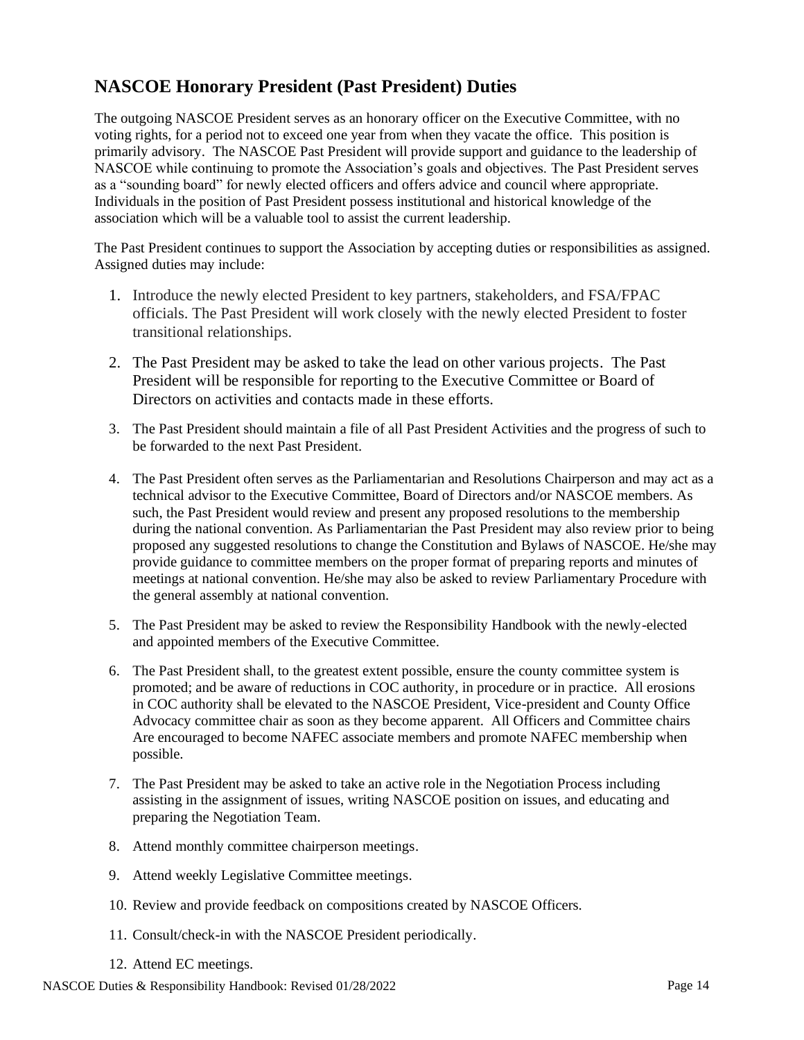## NASCOE Honorary President (Past President) Duties

The outgoing NASCOE President serves as an honorary officer on the Executive Committee, with no voting rights, for a period not to exceed one year from when they vacate the office. This position is primarily advisory. The NASCOE Past President will provide support and guidance to the leadership of NASCOE while continuing to promote the Association's goals and objectives. The Past President serves as a "sounding board" for newly elected officers and offers advice and council where appropriate. Individuals in the position of Past President possess institutional and historical knowledge of the association which will be a valuable tool to assist the current leadership.

The Past President continues to support the Association by accepting duties or responsibilities as assigned. Assigned duties may include:

1. Introduce the newly elected President to key partners, stakeholders, and FSA/FPAC officials. The Past President will work closely with the newly elected President to foster transitional relationships.
2. The Past President may be asked to take the lead on other various projects. The Past President will be responsible for reporting to the Executive Committee or Board of Directors on activities and contacts made in these efforts.
3. The Past President should maintain a file of all Past President Activities and the progress of such to be forwarded to the next Past President.
4. The Past President often serves as the Parliamentarian and Resolutions Chairperson and may act as a technical advisor to the Executive Committee, Board of Directors and/or NASCOE members. As such, the Past President would review and present any proposed resolutions to the membership during the national convention. As Parliamentarian the Past President may also review prior to being proposed any suggested resolutions to change the Constitution and Bylaws of NASCOE. He/she may provide guidance to committee members on the proper format of preparing reports and minutes of meetings at national convention. He/she may also be asked to review Parliamentary Procedure with the general assembly at national convention.
5. The Past President may be asked to review the Responsibility Handbook with the newly-elected and appointed members of the Executive Committee.
6. The Past President shall, to the greatest extent possible, ensure the county committee system is promoted; and be aware of reductions in COC authority, in procedure or in practice. All erosions in COC authority shall be elevated to the NASCOE President, Vice-president and County Office Advocacy committee chair as soon as they become apparent. All Officers and Committee chairs Are encouraged to become NAFEC associate members and promote NAFEC membership when possible.
7. The Past President may be asked to take an active role in the Negotiation Process including assisting in the assignment of issues, writing NASCOE position on issues, and educating and preparing the Negotiation Team.
8. Attend monthly committee chairperson meetings.
9. Attend weekly Legislative Committee meetings.
10. Review and provide feedback on compositions created by NASCOE Officers.
11. Consult/check-in with the NASCOE President periodically.
12. Attend EC meetings.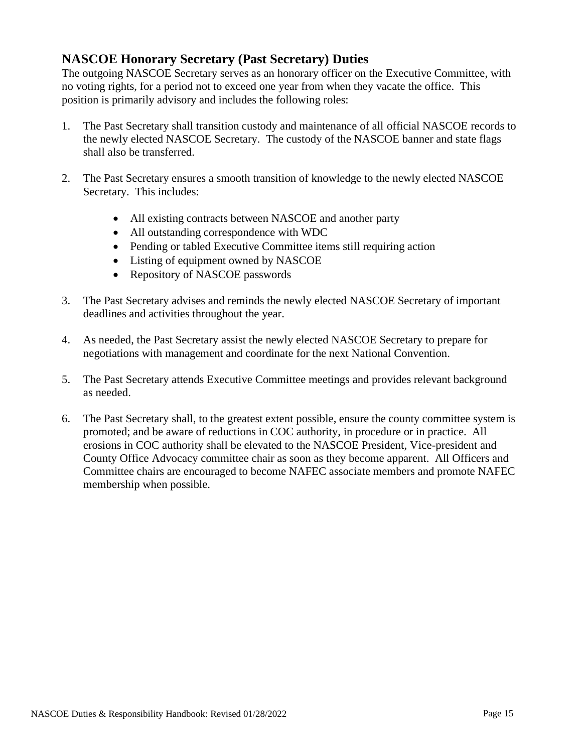## NASCOE Honorary Secretary (Past Secretary) Duties

The outgoing NASCOE Secretary serves as an honorary officer on the Executive Committee, with no voting rights, for a period not to exceed one year from when they vacate the office. This position is primarily advisory and includes the following roles:

1. The Past Secretary shall transition custody and maintenance of all official NASCOE records to the newly elected NASCOE Secretary. The custody of the NASCOE banner and state flags shall also be transferred.

2. The Past Secretary ensures a smooth transition of knowledge to the newly elected NASCOE Secretary. This includes:

    - All existing contracts between NASCOE and another party
    - All outstanding correspondence with WDC
    - Pending or tabled Executive Committee items still requiring action
    - Listing of equipment owned by NASCOE
    - Repository of NASCOE passwords

3. The Past Secretary advises and reminds the newly elected NASCOE Secretary of important deadlines and activities throughout the year.

4. As needed, the Past Secretary assist the newly elected NASCOE Secretary to prepare for negotiations with management and coordinate for the next National Convention.

5. The Past Secretary attends Executive Committee meetings and provides relevant background as needed.

6. The Past Secretary shall, to the greatest extent possible, ensure the county committee system is promoted; and be aware of reductions in COC authority, in procedure or in practice. All erosions in COC authority shall be elevated to the NASCOE President, Vice-president and County Office Advocacy committee chair as soon as they become apparent. All Officers and Committee chairs are encouraged to become NAFEC associate members and promote NAFEC membership when possible.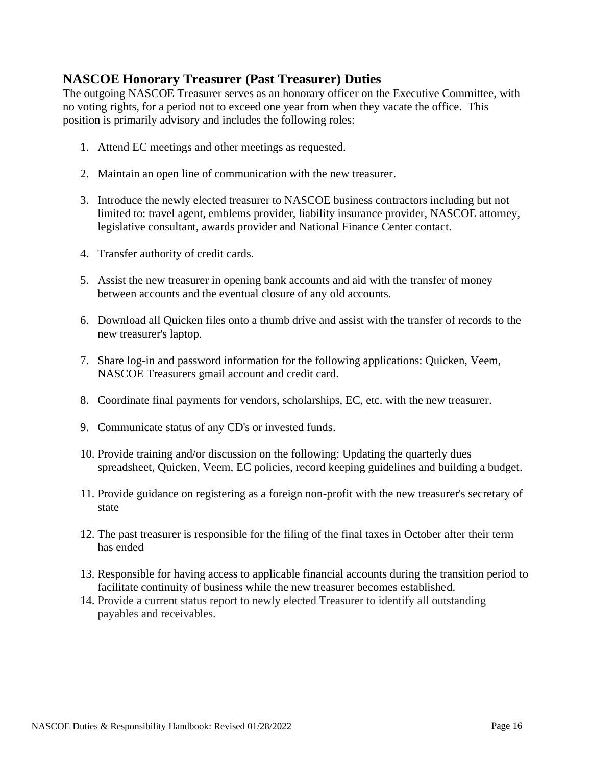## NASCOE Honorary Treasurer (Past Treasurer) Duties

The outgoing NASCOE Treasurer serves as an honorary officer on the Executive Committee, with no voting rights, for a period not to exceed one year from when they vacate the office. This position is primarily advisory and includes the following roles:

1. Attend EC meetings and other meetings as requested.

2. Maintain an open line of communication with the new treasurer.

3. Introduce the newly elected treasurer to NASCOE business contractors including but not limited to: travel agent, emblems provider, liability insurance provider, NASCOE attorney, legislative consultant, awards provider and National Finance Center contact.

4. Transfer authority of credit cards.

5. Assist the new treasurer in opening bank accounts and aid with the transfer of money between accounts and the eventual closure of any old accounts.

6. Download all Quicken files onto a thumb drive and assist with the transfer of records to the new treasurer's laptop.

7. Share log-in and password information for the following applications: Quicken, Veem, NASCOE Treasurers gmail account and credit card.

8. Coordinate final payments for vendors, scholarships, EC, etc. with the new treasurer.

9. Communicate status of any CD's or invested funds.

10. Provide training and/or discussion on the following: Updating the quarterly dues spreadsheet, Quicken, Veem, EC policies, record keeping guidelines and building a budget.

11. Provide guidance on registering as a foreign non-profit with the new treasurer's secretary of state

12. The past treasurer is responsible for the filing of the final taxes in October after their term has ended

13. Responsible for having access to applicable financial accounts during the transition period to facilitate continuity of business while the new treasurer becomes established.
14. Provide a current status report to newly elected Treasurer to identify all outstanding payables and receivables.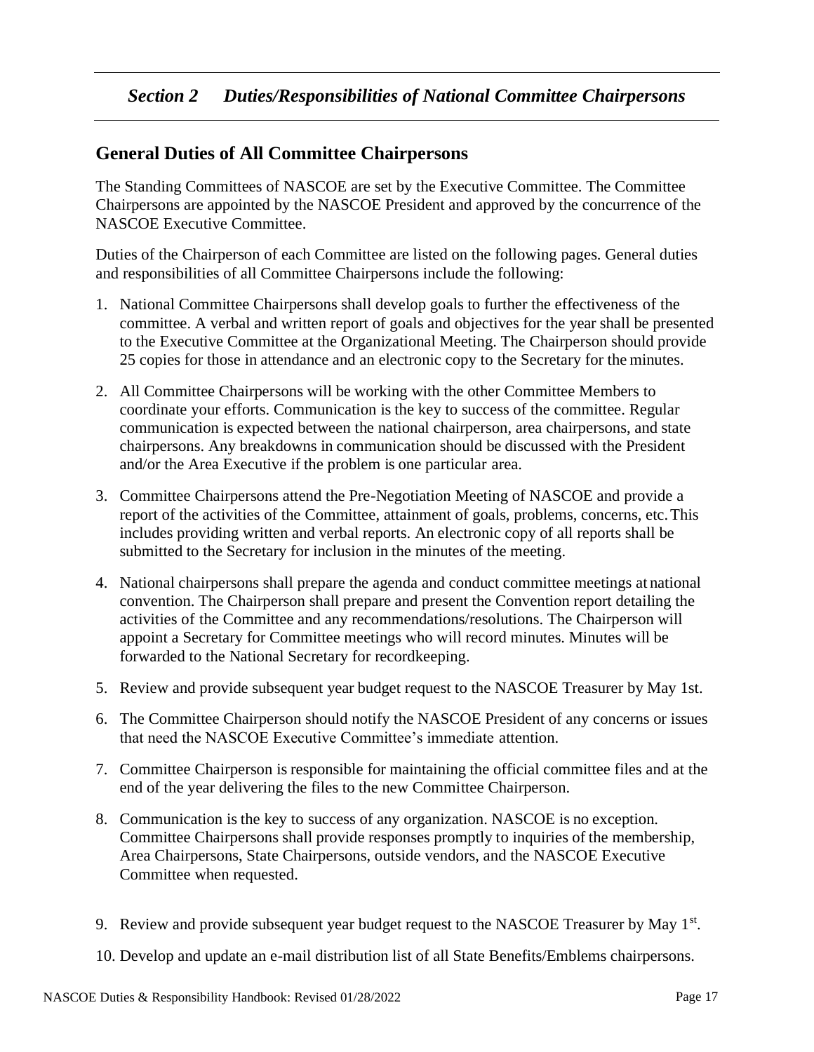## *Section 2 Duties/Responsibilities of National Committee Chairpersons*

### General Duties of All Committee Chairpersons

The Standing Committees of NASCOE are set by the Executive Committee. The Committee Chairpersons are appointed by the NASCOE President and approved by the concurrence of the NASCOE Executive Committee.

Duties of the Chairperson of each Committee are listed on the following pages. General duties and responsibilities of all Committee Chairpersons include the following:

1. National Committee Chairpersons shall develop goals to further the effectiveness of the committee. A verbal and written report of goals and objectives for the year shall be presented to the Executive Committee at the Organizational Meeting. The Chairperson should provide 25 copies for those in attendance and an electronic copy to the Secretary for the minutes.
2. All Committee Chairpersons will be working with the other Committee Members to coordinate your efforts. Communication is the key to success of the committee. Regular communication is expected between the national chairperson, area chairpersons, and state chairpersons. Any breakdowns in communication should be discussed with the President and/or the Area Executive if the problem is one particular area.
3. Committee Chairpersons attend the Pre-Negotiation Meeting of NASCOE and provide a report of the activities of the Committee, attainment of goals, problems, concerns, etc. This includes providing written and verbal reports. An electronic copy of all reports shall be submitted to the Secretary for inclusion in the minutes of the meeting.
4. National chairpersons shall prepare the agenda and conduct committee meetings at national convention. The Chairperson shall prepare and present the Convention report detailing the activities of the Committee and any recommendations/resolutions. The Chairperson will appoint a Secretary for Committee meetings who will record minutes. Minutes will be forwarded to the National Secretary for recordkeeping.
5. Review and provide subsequent year budget request to the NASCOE Treasurer by May 1st.
6. The Committee Chairperson should notify the NASCOE President of any concerns or issues that need the NASCOE Executive Committee's immediate attention.
7. Committee Chairperson is responsible for maintaining the official committee files and at the end of the year delivering the files to the new Committee Chairperson.
8. Communication is the key to success of any organization. NASCOE is no exception. Committee Chairpersons shall provide responses promptly to inquiries of the membership, Area Chairpersons, State Chairpersons, outside vendors, and the NASCOE Executive Committee when requested.
9. Review and provide subsequent year budget request to the NASCOE Treasurer by May 1st.
10. Develop and update an e-mail distribution list of all State Benefits/Emblems chairpersons.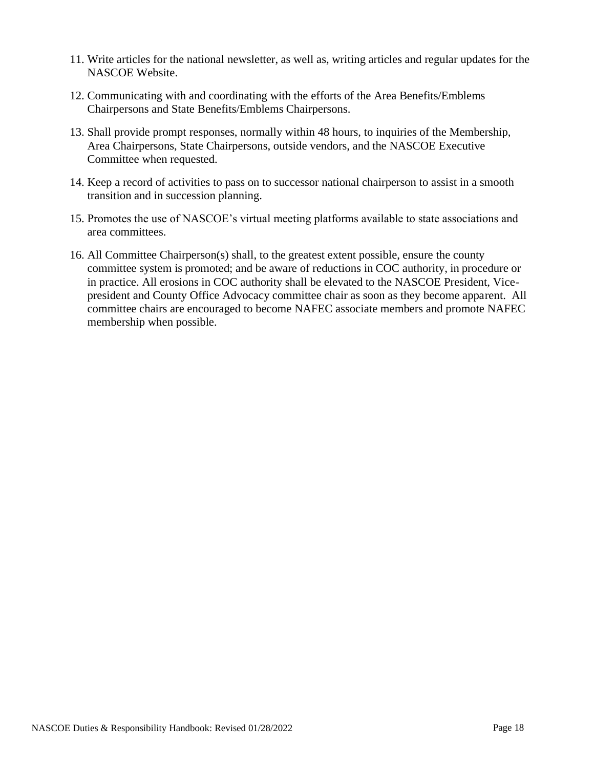11. Write articles for the national newsletter, as well as, writing articles and regular updates for the NASCOE Website.

12. Communicating with and coordinating with the efforts of the Area Benefits/Emblems Chairpersons and State Benefits/Emblems Chairpersons.

13. Shall provide prompt responses, normally within 48 hours, to inquiries of the Membership, Area Chairpersons, State Chairpersons, outside vendors, and the NASCOE Executive Committee when requested.

14. Keep a record of activities to pass on to successor national chairperson to assist in a smooth transition and in succession planning.

15. Promotes the use of NASCOE's virtual meeting platforms available to state associations and area committees.

16. All Committee Chairperson(s) shall, to the greatest extent possible, ensure the county committee system is promoted; and be aware of reductions in COC authority, in procedure or in practice. All erosions in COC authority shall be elevated to the NASCOE President, Vice-president and County Office Advocacy committee chair as soon as they become apparent. All committee chairs are encouraged to become NAFEC associate members and promote NAFEC membership when possible.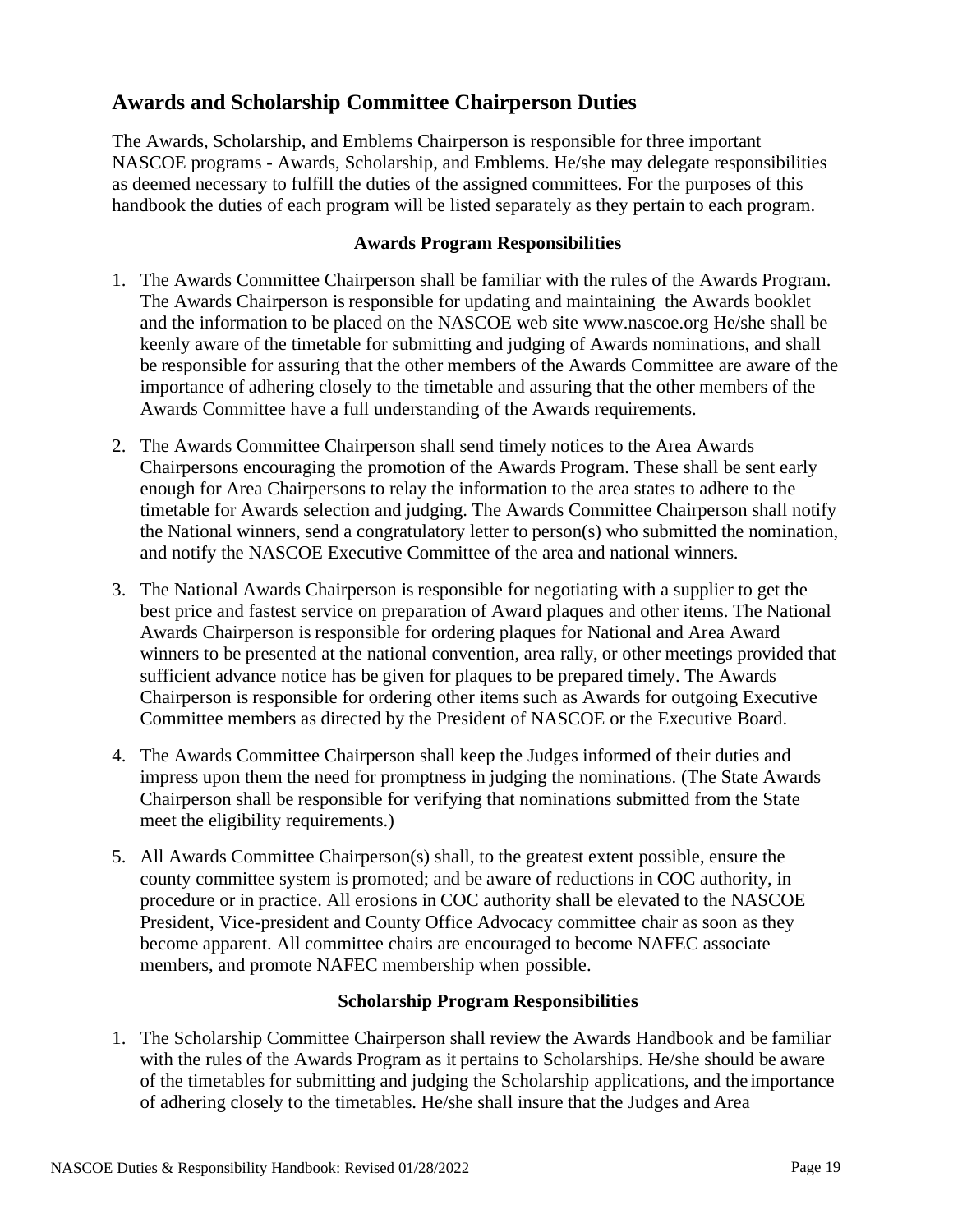## Awards and Scholarship Committee Chairperson Duties

The Awards, Scholarship, and Emblems Chairperson is responsible for three important NASCOE programs - Awards, Scholarship, and Emblems. He/she may delegate responsibilities as deemed necessary to fulfill the duties of the assigned committees. For the purposes of this handbook the duties of each program will be listed separately as they pertain to each program.

**Awards Program Responsibilities**

1. The Awards Committee Chairperson shall be familiar with the rules of the Awards Program. The Awards Chairperson is responsible for updating and maintaining the Awards booklet and the information to be placed on the NASCOE web site www.nascoe.org He/she shall be keenly aware of the timetable for submitting and judging of Awards nominations, and shall be responsible for assuring that the other members of the Awards Committee are aware of the importance of adhering closely to the timetable and assuring that the other members of the Awards Committee have a full understanding of the Awards requirements.
2. The Awards Committee Chairperson shall send timely notices to the Area Awards Chairpersons encouraging the promotion of the Awards Program. These shall be sent early enough for Area Chairpersons to relay the information to the area states to adhere to the timetable for Awards selection and judging. The Awards Committee Chairperson shall notify the National winners, send a congratulatory letter to person(s) who submitted the nomination, and notify the NASCOE Executive Committee of the area and national winners.
3. The National Awards Chairperson is responsible for negotiating with a supplier to get the best price and fastest service on preparation of Award plaques and other items. The National Awards Chairperson is responsible for ordering plaques for National and Area Award winners to be presented at the national convention, area rally, or other meetings provided that sufficient advance notice has be given for plaques to be prepared timely. The Awards Chairperson is responsible for ordering other items such as Awards for outgoing Executive Committee members as directed by the President of NASCOE or the Executive Board.
4. The Awards Committee Chairperson shall keep the Judges informed of their duties and impress upon them the need for promptness in judging the nominations. (The State Awards Chairperson shall be responsible for verifying that nominations submitted from the State meet the eligibility requirements.)
5. All Awards Committee Chairperson(s) shall, to the greatest extent possible, ensure the county committee system is promoted; and be aware of reductions in COC authority, in procedure or in practice. All erosions in COC authority shall be elevated to the NASCOE President, Vice-president and County Office Advocacy committee chair as soon as they become apparent. All committee chairs are encouraged to become NAFEC associate members, and promote NAFEC membership when possible.

**Scholarship Program Responsibilities**

1. The Scholarship Committee Chairperson shall review the Awards Handbook and be familiar with the rules of the Awards Program as it pertains to Scholarships. He/she should be aware of the timetables for submitting and judging the Scholarship applications, and the importance of adhering closely to the timetables. He/she shall insure that the Judges and Area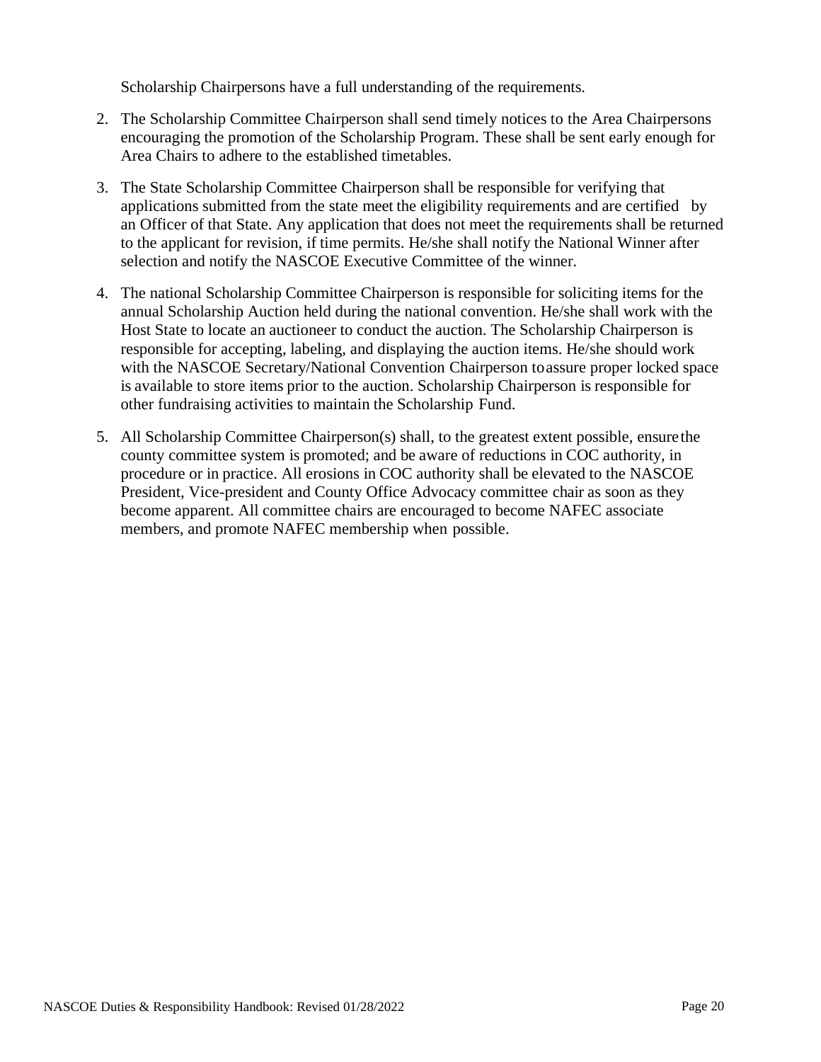Scholarship Chairpersons have a full understanding of the requirements.

2. The Scholarship Committee Chairperson shall send timely notices to the Area Chairpersons encouraging the promotion of the Scholarship Program. These shall be sent early enough for Area Chairs to adhere to the established timetables.

3. The State Scholarship Committee Chairperson shall be responsible for verifying that applications submitted from the state meet the eligibility requirements and are certified by an Officer of that State. Any application that does not meet the requirements shall be returned to the applicant for revision, if time permits. He/she shall notify the National Winner after selection and notify the NASCOE Executive Committee of the winner.

4. The national Scholarship Committee Chairperson is responsible for soliciting items for the annual Scholarship Auction held during the national convention. He/she shall work with the Host State to locate an auctioneer to conduct the auction. The Scholarship Chairperson is responsible for accepting, labeling, and displaying the auction items. He/she should work with the NASCOE Secretary/National Convention Chairperson to assure proper locked space is available to store items prior to the auction. Scholarship Chairperson is responsible for other fundraising activities to maintain the Scholarship Fund.

5. All Scholarship Committee Chairperson(s) shall, to the greatest extent possible, ensure the county committee system is promoted; and be aware of reductions in COC authority, in procedure or in practice. All erosions in COC authority shall be elevated to the NASCOE President, Vice-president and County Office Advocacy committee chair as soon as they become apparent. All committee chairs are encouraged to become NAFEC associate members, and promote NAFEC membership when possible.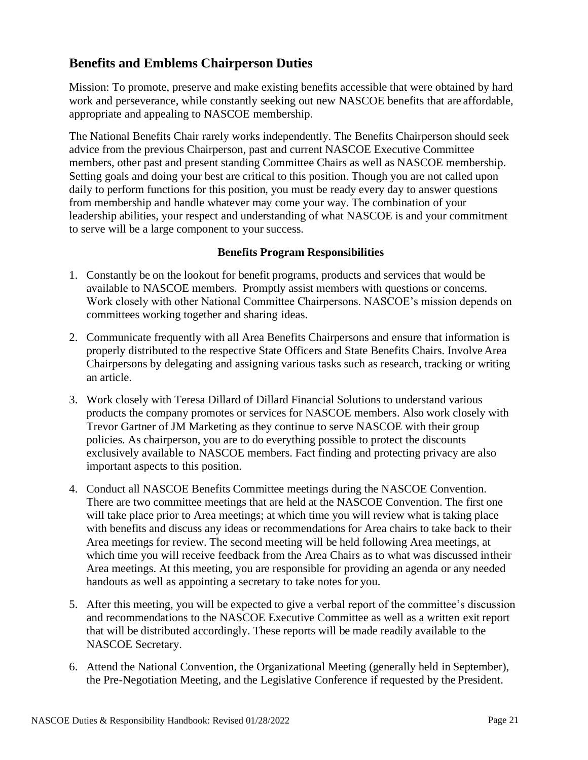## Benefits and Emblems Chairperson Duties

Mission: To promote, preserve and make existing benefits accessible that were obtained by hard work and perseverance, while constantly seeking out new NASCOE benefits that are affordable, appropriate and appealing to NASCOE membership.

The National Benefits Chair rarely works independently. The Benefits Chairperson should seek advice from the previous Chairperson, past and current NASCOE Executive Committee members, other past and present standing Committee Chairs as well as NASCOE membership. Setting goals and doing your best are critical to this position. Though you are not called upon daily to perform functions for this position, you must be ready every day to answer questions from membership and handle whatever may come your way. The combination of your leadership abilities, your respect and understanding of what NASCOE is and your commitment to serve will be a large component to your success.

**Benefits Program Responsibilities**

1. Constantly be on the lookout for benefit programs, products and services that would be available to NASCOE members. Promptly assist members with questions or concerns. Work closely with other National Committee Chairpersons. NASCOE's mission depends on committees working together and sharing ideas.
2. Communicate frequently with all Area Benefits Chairpersons and ensure that information is properly distributed to the respective State Officers and State Benefits Chairs. Involve Area Chairpersons by delegating and assigning various tasks such as research, tracking or writing an article.
3. Work closely with Teresa Dillard of Dillard Financial Solutions to understand various products the company promotes or services for NASCOE members. Also work closely with Trevor Gartner of JM Marketing as they continue to serve NASCOE with their group policies. As chairperson, you are to do everything possible to protect the discounts exclusively available to NASCOE members. Fact finding and protecting privacy are also important aspects to this position.
4. Conduct all NASCOE Benefits Committee meetings during the NASCOE Convention. There are two committee meetings that are held at the NASCOE Convention. The first one will take place prior to Area meetings; at which time you will review what is taking place with benefits and discuss any ideas or recommendations for Area chairs to take back to their Area meetings for review. The second meeting will be held following Area meetings, at which time you will receive feedback from the Area Chairs as to what was discussed in their Area meetings. At this meeting, you are responsible for providing an agenda or any needed handouts as well as appointing a secretary to take notes for you.
5. After this meeting, you will be expected to give a verbal report of the committee's discussion and recommendations to the NASCOE Executive Committee as well as a written exit report that will be distributed accordingly. These reports will be made readily available to the NASCOE Secretary.
6. Attend the National Convention, the Organizational Meeting (generally held in September), the Pre-Negotiation Meeting, and the Legislative Conference if requested by the President.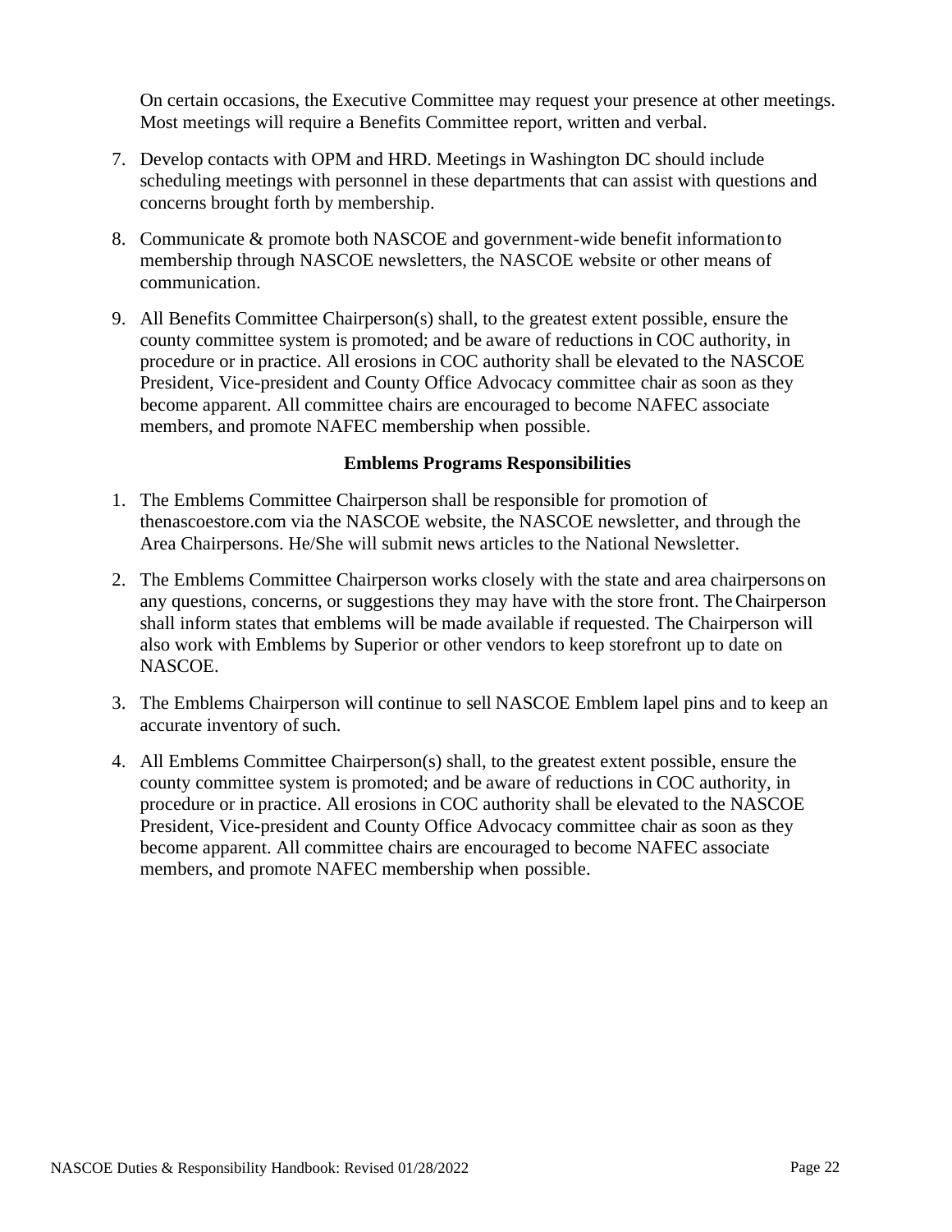On certain occasions, the Executive Committee may request your presence at other meetings. Most meetings will require a Benefits Committee report, written and verbal.

7. Develop contacts with OPM and HRD. Meetings in Washington DC should include scheduling meetings with personnel in these departments that can assist with questions and concerns brought forth by membership.
8. Communicate & promote both NASCOE and government-wide benefit information to membership through NASCOE newsletters, the NASCOE website or other means of communication.
9. All Benefits Committee Chairperson(s) shall, to the greatest extent possible, ensure the county committee system is promoted; and be aware of reductions in COC authority, in procedure or in practice. All erosions in COC authority shall be elevated to the NASCOE President, Vice-president and County Office Advocacy committee chair as soon as they become apparent. All committee chairs are encouraged to become NAFEC associate members, and promote NAFEC membership when possible.

### Emblems Programs Responsibilities

1. The Emblems Committee Chairperson shall be responsible for promotion of thenascoestore.com via the NASCOE website, the NASCOE newsletter, and through the Area Chairpersons. He/She will submit news articles to the National Newsletter.
2. The Emblems Committee Chairperson works closely with the state and area chairpersons on any questions, concerns, or suggestions they may have with the store front. The Chairperson shall inform states that emblems will be made available if requested. The Chairperson will also work with Emblems by Superior or other vendors to keep storefront up to date on NASCOE.
3. The Emblems Chairperson will continue to sell NASCOE Emblem lapel pins and to keep an accurate inventory of such.
4. All Emblems Committee Chairperson(s) shall, to the greatest extent possible, ensure the county committee system is promoted; and be aware of reductions in COC authority, in procedure or in practice. All erosions in COC authority shall be elevated to the NASCOE President, Vice-president and County Office Advocacy committee chair as soon as they become apparent. All committee chairs are encouraged to become NAFEC associate members, and promote NAFEC membership when possible.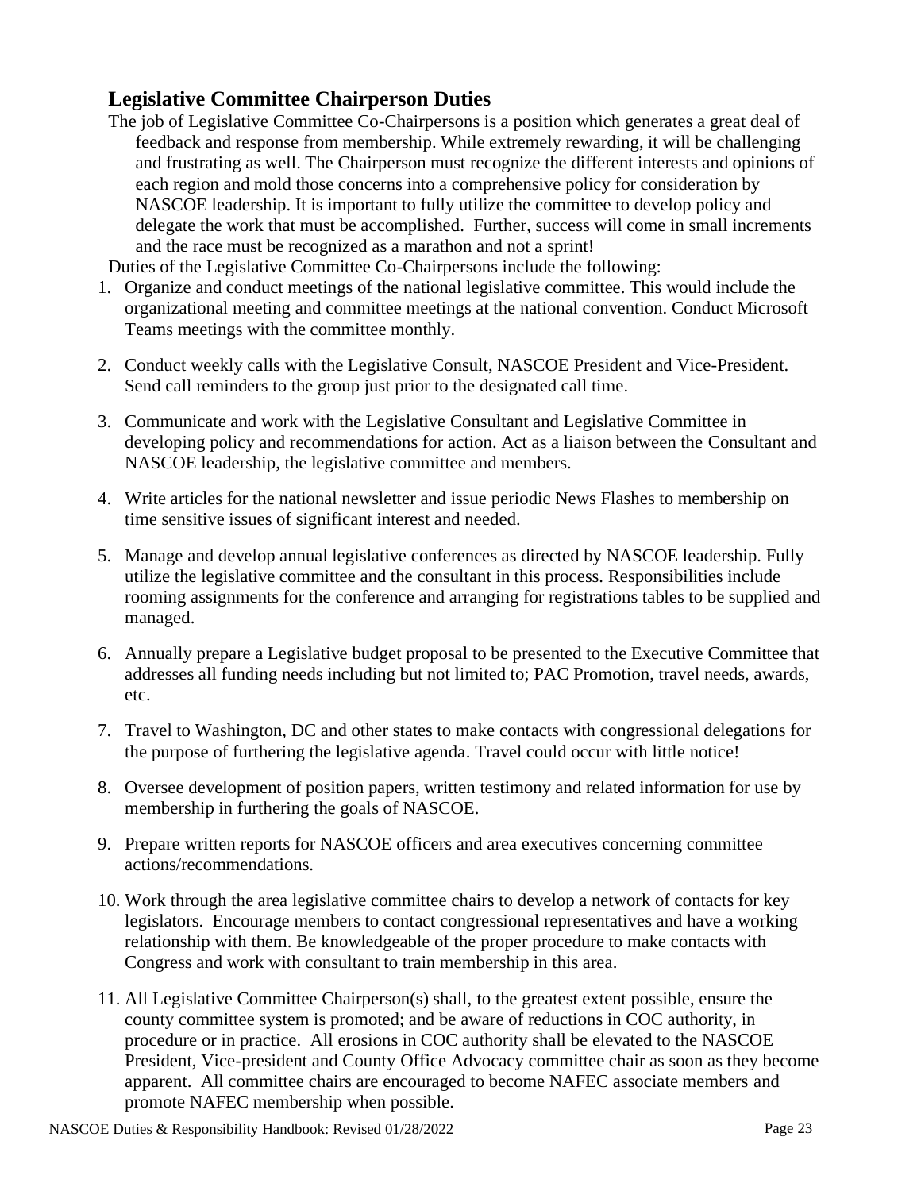## Legislative Committee Chairperson Duties

The job of Legislative Committee Co-Chairpersons is a position which generates a great deal of feedback and response from membership. While extremely rewarding, it will be challenging and frustrating as well. The Chairperson must recognize the different interests and opinions of each region and mold those concerns into a comprehensive policy for consideration by NASCOE leadership. It is important to fully utilize the committee to develop policy and delegate the work that must be accomplished. Further, success will come in small increments and the race must be recognized as a marathon and not a sprint!

Duties of the Legislative Committee Co-Chairpersons include the following:

1. Organize and conduct meetings of the national legislative committee. This would include the organizational meeting and committee meetings at the national convention. Conduct Microsoft Teams meetings with the committee monthly.
2. Conduct weekly calls with the Legislative Consult, NASCOE President and Vice-President. Send call reminders to the group just prior to the designated call time.
3. Communicate and work with the Legislative Consultant and Legislative Committee in developing policy and recommendations for action. Act as a liaison between the Consultant and NASCOE leadership, the legislative committee and members.
4. Write articles for the national newsletter and issue periodic News Flashes to membership on time sensitive issues of significant interest and needed.
5. Manage and develop annual legislative conferences as directed by NASCOE leadership. Fully utilize the legislative committee and the consultant in this process. Responsibilities include rooming assignments for the conference and arranging for registrations tables to be supplied and managed.
6. Annually prepare a Legislative budget proposal to be presented to the Executive Committee that addresses all funding needs including but not limited to; PAC Promotion, travel needs, awards, etc.
7. Travel to Washington, DC and other states to make contacts with congressional delegations for the purpose of furthering the legislative agenda. Travel could occur with little notice!
8. Oversee development of position papers, written testimony and related information for use by membership in furthering the goals of NASCOE.
9. Prepare written reports for NASCOE officers and area executives concerning committee actions/recommendations.
10. Work through the area legislative committee chairs to develop a network of contacts for key legislators. Encourage members to contact congressional representatives and have a working relationship with them. Be knowledgeable of the proper procedure to make contacts with Congress and work with consultant to train membership in this area.
11. All Legislative Committee Chairperson(s) shall, to the greatest extent possible, ensure the county committee system is promoted; and be aware of reductions in COC authority, in procedure or in practice. All erosions in COC authority shall be elevated to the NASCOE President, Vice-president and County Office Advocacy committee chair as soon as they become apparent. All committee chairs are encouraged to become NAFEC associate members and promote NAFEC membership when possible.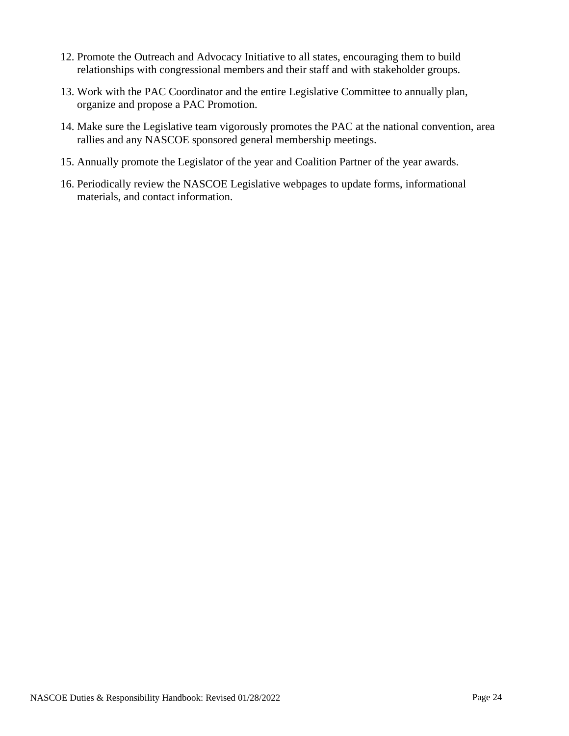12. Promote the Outreach and Advocacy Initiative to all states, encouraging them to build relationships with congressional members and their staff and with stakeholder groups.

13. Work with the PAC Coordinator and the entire Legislative Committee to annually plan, organize and propose a PAC Promotion.

14. Make sure the Legislative team vigorously promotes the PAC at the national convention, area rallies and any NASCOE sponsored general membership meetings.

15. Annually promote the Legislator of the year and Coalition Partner of the year awards.

16. Periodically review the NASCOE Legislative webpages to update forms, informational materials, and contact information.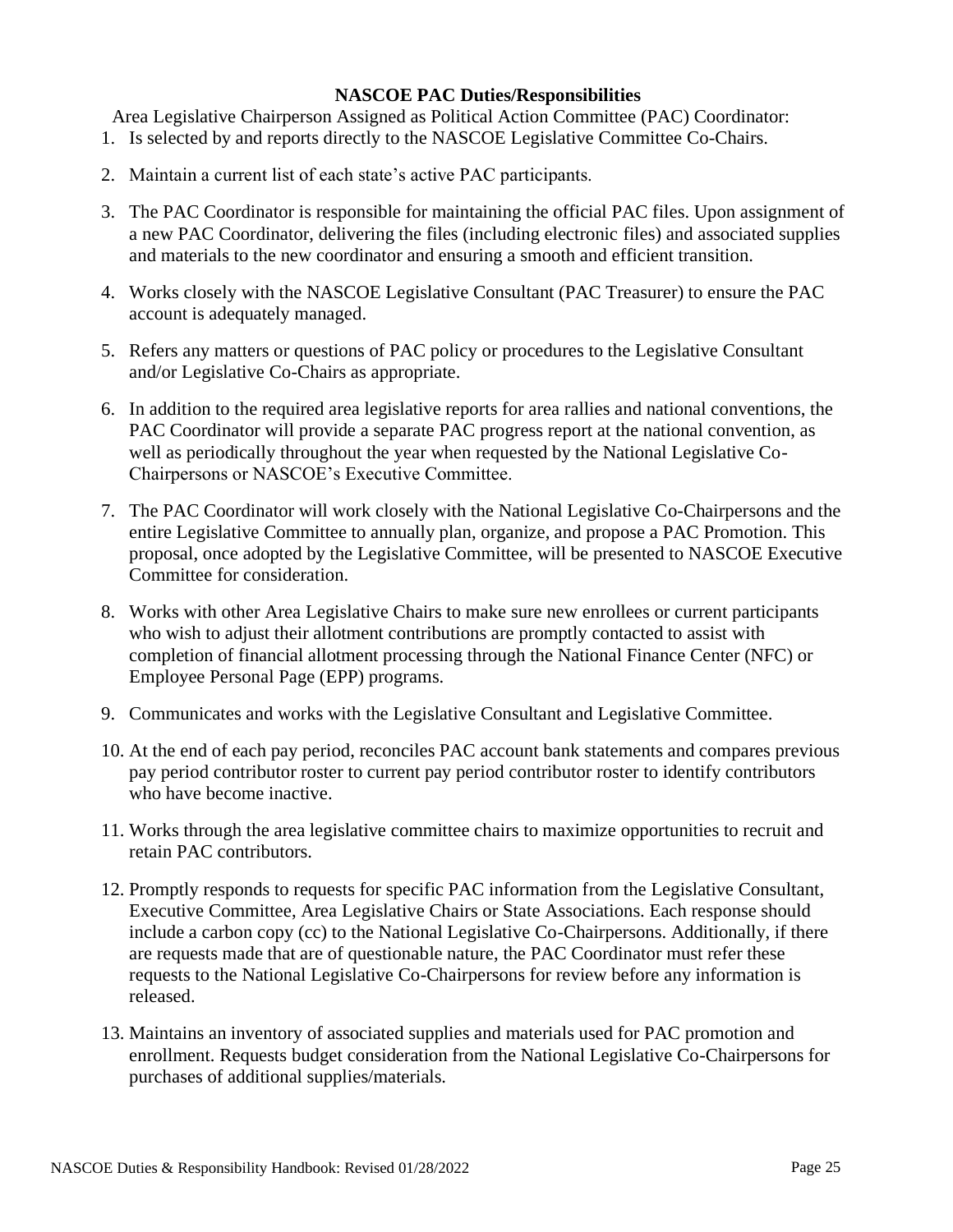## NASCOE PAC Duties/Responsibilities

Area Legislative Chairperson Assigned as Political Action Committee (PAC) Coordinator:

1. Is selected by and reports directly to the NASCOE Legislative Committee Co-Chairs.
2. Maintain a current list of each state's active PAC participants.
3. The PAC Coordinator is responsible for maintaining the official PAC files. Upon assignment of a new PAC Coordinator, delivering the files (including electronic files) and associated supplies and materials to the new coordinator and ensuring a smooth and efficient transition.
4. Works closely with the NASCOE Legislative Consultant (PAC Treasurer) to ensure the PAC account is adequately managed.
5. Refers any matters or questions of PAC policy or procedures to the Legislative Consultant and/or Legislative Co-Chairs as appropriate.
6. In addition to the required area legislative reports for area rallies and national conventions, the PAC Coordinator will provide a separate PAC progress report at the national convention, as well as periodically throughout the year when requested by the National Legislative Co-Chairpersons or NASCOE's Executive Committee.
7. The PAC Coordinator will work closely with the National Legislative Co-Chairpersons and the entire Legislative Committee to annually plan, organize, and propose a PAC Promotion. This proposal, once adopted by the Legislative Committee, will be presented to NASCOE Executive Committee for consideration.
8. Works with other Area Legislative Chairs to make sure new enrollees or current participants who wish to adjust their allotment contributions are promptly contacted to assist with completion of financial allotment processing through the National Finance Center (NFC) or Employee Personal Page (EPP) programs.
9. Communicates and works with the Legislative Consultant and Legislative Committee.
10. At the end of each pay period, reconciles PAC account bank statements and compares previous pay period contributor roster to current pay period contributor roster to identify contributors who have become inactive.
11. Works through the area legislative committee chairs to maximize opportunities to recruit and retain PAC contributors.
12. Promptly responds to requests for specific PAC information from the Legislative Consultant, Executive Committee, Area Legislative Chairs or State Associations. Each response should include a carbon copy (cc) to the National Legislative Co-Chairpersons. Additionally, if there are requests made that are of questionable nature, the PAC Coordinator must refer these requests to the National Legislative Co-Chairpersons for review before any information is released.
13. Maintains an inventory of associated supplies and materials used for PAC promotion and enrollment. Requests budget consideration from the National Legislative Co-Chairpersons for purchases of additional supplies/materials.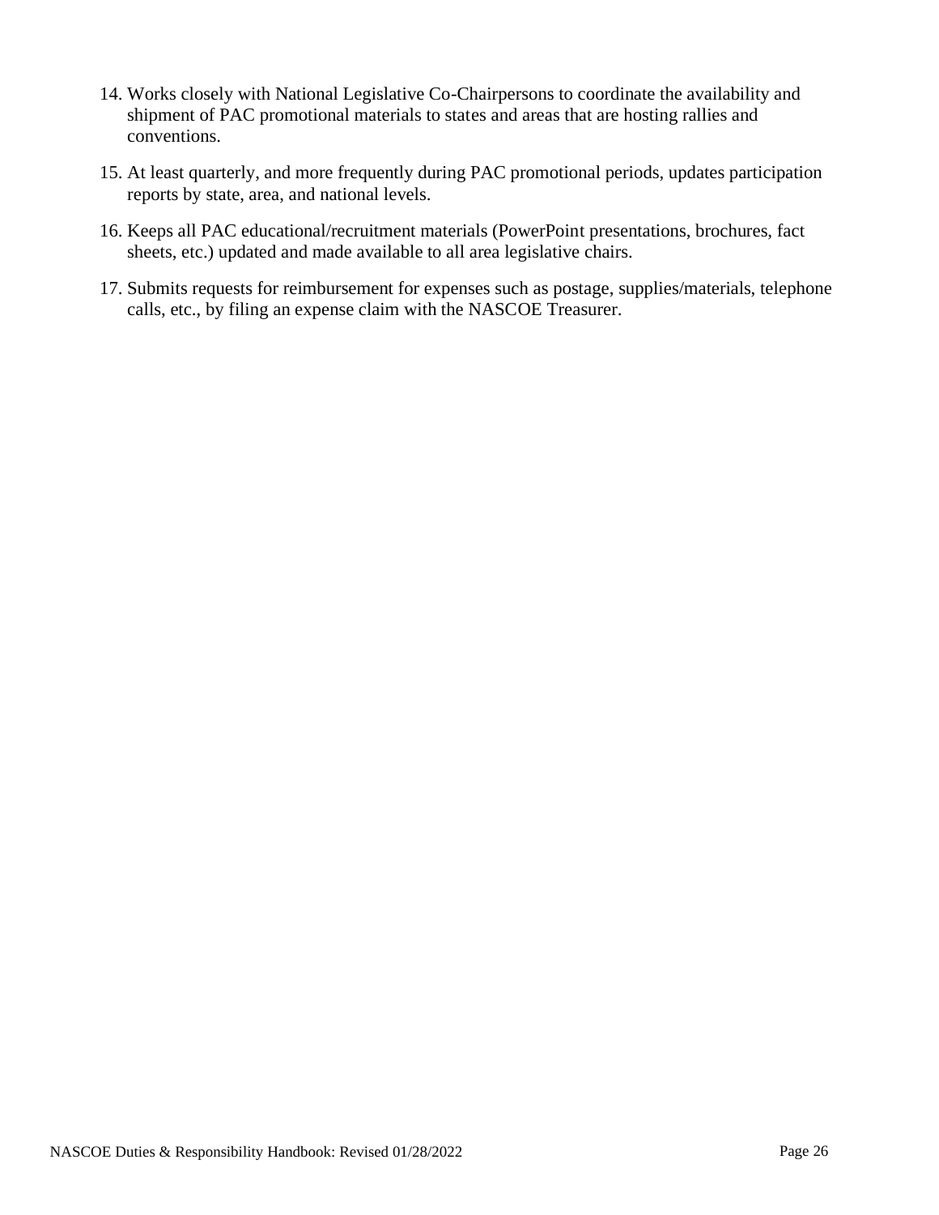14. Works closely with National Legislative Co-Chairpersons to coordinate the availability and shipment of PAC promotional materials to states and areas that are hosting rallies and conventions.

15. At least quarterly, and more frequently during PAC promotional periods, updates participation reports by state, area, and national levels.

16. Keeps all PAC educational/recruitment materials (PowerPoint presentations, brochures, fact sheets, etc.) updated and made available to all area legislative chairs.

17. Submits requests for reimbursement for expenses such as postage, supplies/materials, telephone calls, etc., by filing an expense claim with the NASCOE Treasurer.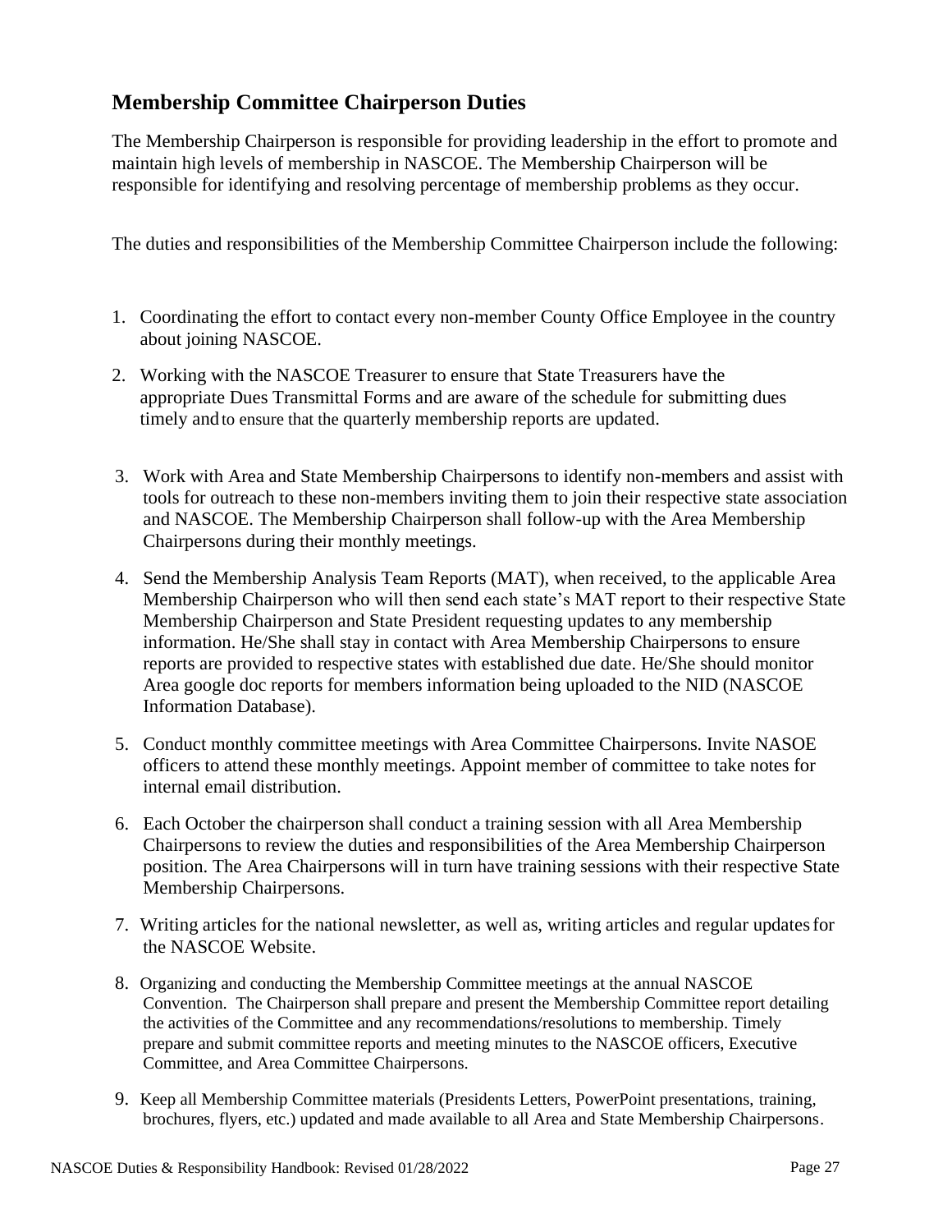## Membership Committee Chairperson Duties

The Membership Chairperson is responsible for providing leadership in the effort to promote and maintain high levels of membership in NASCOE. The Membership Chairperson will be responsible for identifying and resolving percentage of membership problems as they occur.

The duties and responsibilities of the Membership Committee Chairperson include the following:

1. Coordinating the effort to contact every non-member County Office Employee in the country about joining NASCOE.
2. Working with the NASCOE Treasurer to ensure that State Treasurers have the appropriate Dues Transmittal Forms and are aware of the schedule for submitting dues timely and to ensure that the quarterly membership reports are updated.
3. Work with Area and State Membership Chairpersons to identify non-members and assist with tools for outreach to these non-members inviting them to join their respective state association and NASCOE. The Membership Chairperson shall follow-up with the Area Membership Chairpersons during their monthly meetings.
4. Send the Membership Analysis Team Reports (MAT), when received, to the applicable Area Membership Chairperson who will then send each state's MAT report to their respective State Membership Chairperson and State President requesting updates to any membership information. He/She shall stay in contact with Area Membership Chairpersons to ensure reports are provided to respective states with established due date. He/She should monitor Area google doc reports for members information being uploaded to the NID (NASCOE Information Database).
5. Conduct monthly committee meetings with Area Committee Chairpersons. Invite NASOE officers to attend these monthly meetings. Appoint member of committee to take notes for internal email distribution.
6. Each October the chairperson shall conduct a training session with all Area Membership Chairpersons to review the duties and responsibilities of the Area Membership Chairperson position. The Area Chairpersons will in turn have training sessions with their respective State Membership Chairpersons.
7. Writing articles for the national newsletter, as well as, writing articles and regular updates for the NASCOE Website.
8. Organizing and conducting the Membership Committee meetings at the annual NASCOE Convention. The Chairperson shall prepare and present the Membership Committee report detailing the activities of the Committee and any recommendations/resolutions to membership. Timely prepare and submit committee reports and meeting minutes to the NASCOE officers, Executive Committee, and Area Committee Chairpersons.
9. Keep all Membership Committee materials (Presidents Letters, PowerPoint presentations, training, brochures, flyers, etc.) updated and made available to all Area and State Membership Chairpersons.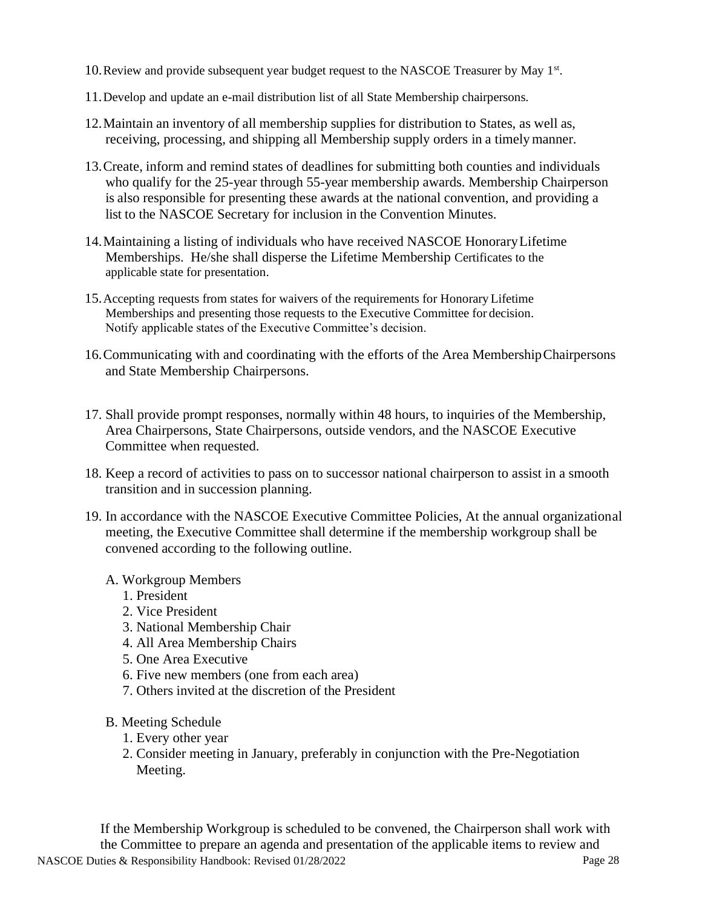10. Review and provide subsequent year budget request to the NASCOE Treasurer by May 1st.

11. Develop and update an e-mail distribution list of all State Membership chairpersons.

12. Maintain an inventory of all membership supplies for distribution to States, as well as, receiving, processing, and shipping all Membership supply orders in a timely manner.

13. Create, inform and remind states of deadlines for submitting both counties and individuals who qualify for the 25-year through 55-year membership awards. Membership Chairperson is also responsible for presenting these awards at the national convention, and providing a list to the NASCOE Secretary for inclusion in the Convention Minutes.

14. Maintaining a listing of individuals who have received NASCOE Honorary Lifetime Memberships. He/she shall disperse the Lifetime Membership Certificates to the applicable state for presentation.

15. Accepting requests from states for waivers of the requirements for Honorary Lifetime Memberships and presenting those requests to the Executive Committee for decision. Notify applicable states of the Executive Committee's decision.

16. Communicating with and coordinating with the efforts of the Area Membership Chairpersons and State Membership Chairpersons.

17. Shall provide prompt responses, normally within 48 hours, to inquiries of the Membership, Area Chairpersons, State Chairpersons, outside vendors, and the NASCOE Executive Committee when requested.

18. Keep a record of activities to pass on to successor national chairperson to assist in a smooth transition and in succession planning.

19. In accordance with the NASCOE Executive Committee Policies, At the annual organizational meeting, the Executive Committee shall determine if the membership workgroup shall be convened according to the following outline.

    A. Workgroup Members
    1. President
    2. Vice President
    3. National Membership Chair
    4. All Area Membership Chairs
    5. One Area Executive
    6. Five new members (one from each area)
    7. Others invited at the discretion of the President

    B. Meeting Schedule
    1. Every other year
    2. Consider meeting in January, preferably in conjunction with the Pre-Negotiation Meeting.

If the Membership Workgroup is scheduled to be convened, the Chairperson shall work with the Committee to prepare an agenda and presentation of the applicable items to review and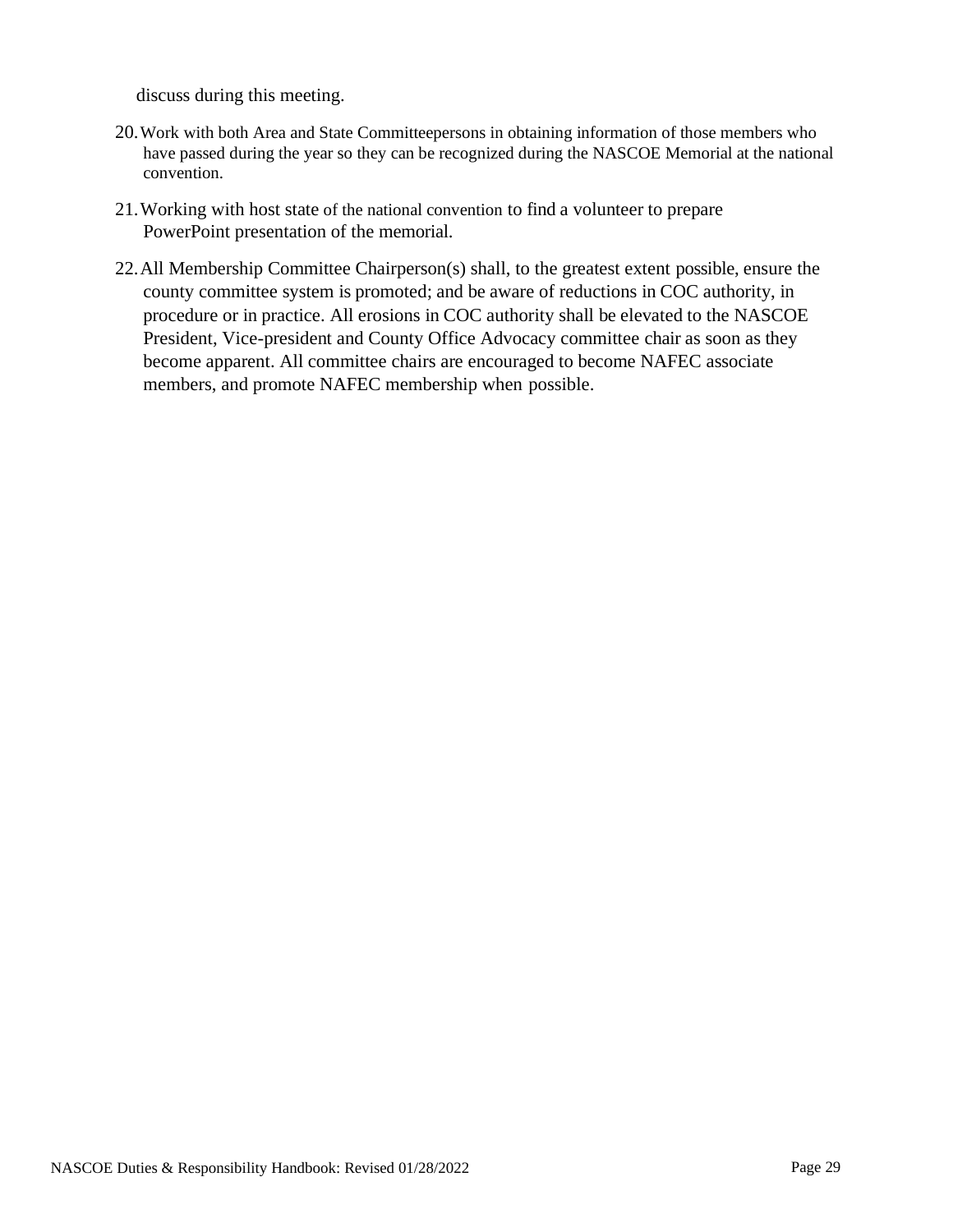discuss during this meeting.

20. Work with both Area and State Committeepersons in obtaining information of those members who have passed during the year so they can be recognized during the NASCOE Memorial at the national convention.

21. Working with host state of the national convention to find a volunteer to prepare PowerPoint presentation of the memorial.

22. All Membership Committee Chairperson(s) shall, to the greatest extent possible, ensure the county committee system is promoted; and be aware of reductions in COC authority, in procedure or in practice. All erosions in COC authority shall be elevated to the NASCOE President, Vice-president and County Office Advocacy committee chair as soon as they become apparent. All committee chairs are encouraged to become NAFEC associate members, and promote NAFEC membership when possible.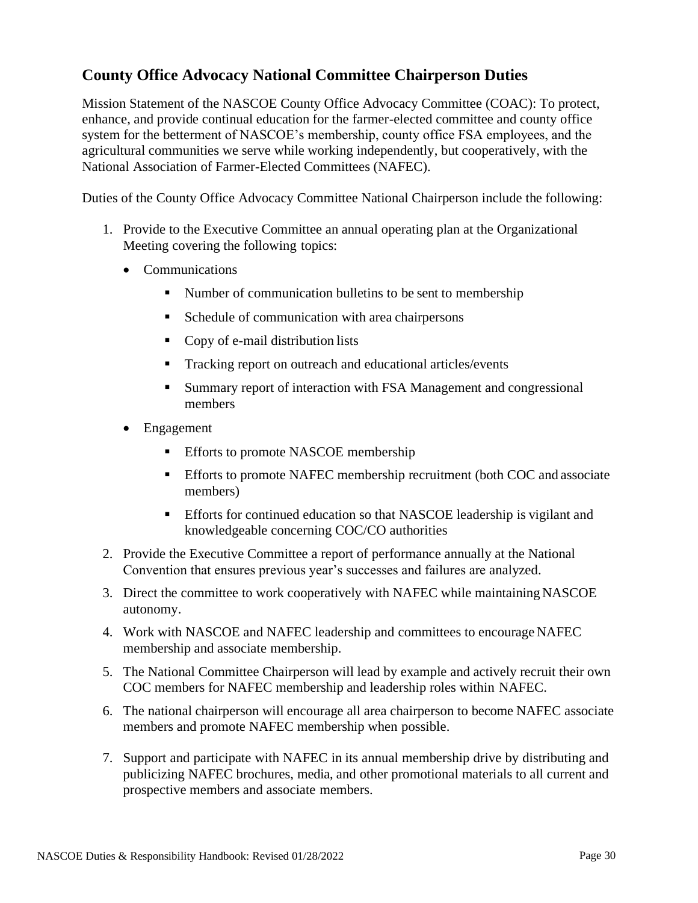## County Office Advocacy National Committee Chairperson Duties

Mission Statement of the NASCOE County Office Advocacy Committee (COAC): To protect, enhance, and provide continual education for the farmer-elected committee and county office system for the betterment of NASCOE's membership, county office FSA employees, and the agricultural communities we serve while working independently, but cooperatively, with the National Association of Farmer-Elected Committees (NAFEC).

Duties of the County Office Advocacy Committee National Chairperson include the following:

1. Provide to the Executive Committee an annual operating plan at the Organizational Meeting covering the following topics:
   - Communications
     - Number of communication bulletins to be sent to membership
     - Schedule of communication with area chairpersons
     - Copy of e-mail distribution lists
     - Tracking report on outreach and educational articles/events
     - Summary report of interaction with FSA Management and congressional members
   - Engagement
     - Efforts to promote NASCOE membership
     - Efforts to promote NAFEC membership recruitment (both COC and associate members)
     - Efforts for continued education so that NASCOE leadership is vigilant and knowledgeable concerning COC/CO authorities
2. Provide the Executive Committee a report of performance annually at the National Convention that ensures previous year's successes and failures are analyzed.
3. Direct the committee to work cooperatively with NAFEC while maintaining NASCOE autonomy.
4. Work with NASCOE and NAFEC leadership and committees to encourage NAFEC membership and associate membership.
5. The National Committee Chairperson will lead by example and actively recruit their own COC members for NAFEC membership and leadership roles within NAFEC.
6. The national chairperson will encourage all area chairperson to become NAFEC associate members and promote NAFEC membership when possible.
7. Support and participate with NAFEC in its annual membership drive by distributing and publicizing NAFEC brochures, media, and other promotional materials to all current and prospective members and associate members.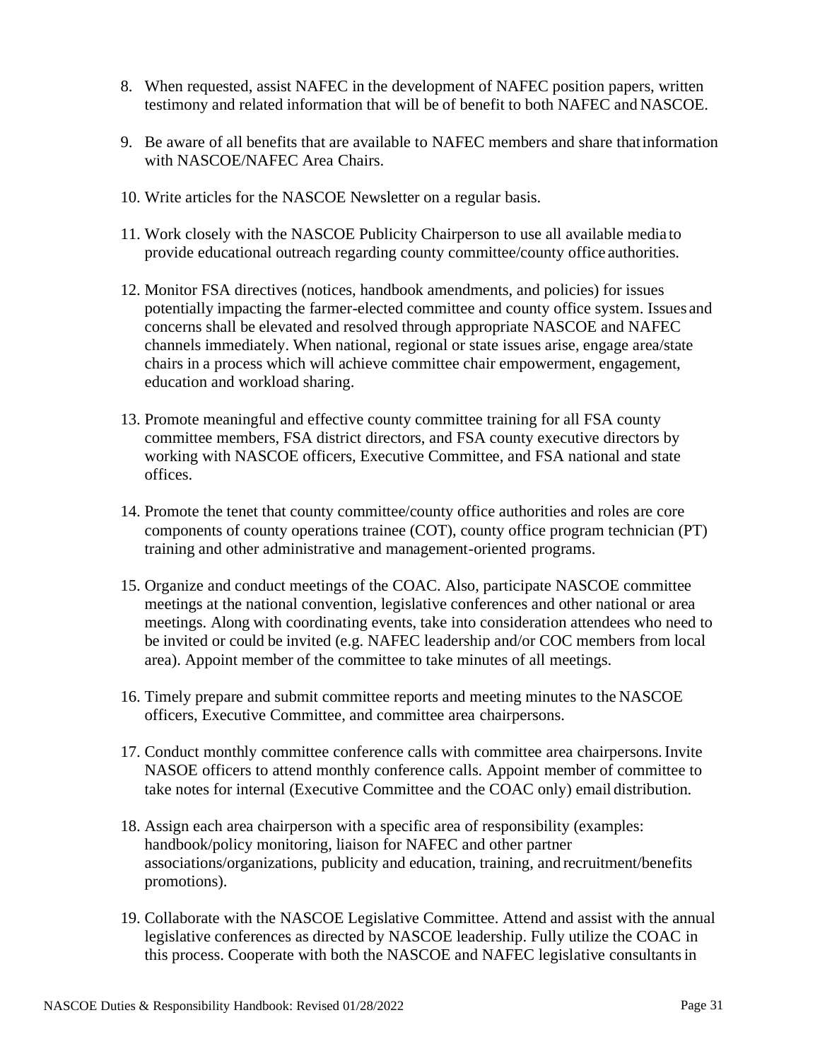8. When requested, assist NAFEC in the development of NAFEC position papers, written testimony and related information that will be of benefit to both NAFEC and NASCOE.

9. Be aware of all benefits that are available to NAFEC members and share that information with NASCOE/NAFEC Area Chairs.

10. Write articles for the NASCOE Newsletter on a regular basis.

11. Work closely with the NASCOE Publicity Chairperson to use all available media to provide educational outreach regarding county committee/county office authorities.

12. Monitor FSA directives (notices, handbook amendments, and policies) for issues potentially impacting the farmer-elected committee and county office system. Issues and concerns shall be elevated and resolved through appropriate NASCOE and NAFEC channels immediately. When national, regional or state issues arise, engage area/state chairs in a process which will achieve committee chair empowerment, engagement, education and workload sharing.

13. Promote meaningful and effective county committee training for all FSA county committee members, FSA district directors, and FSA county executive directors by working with NASCOE officers, Executive Committee, and FSA national and state offices.

14. Promote the tenet that county committee/county office authorities and roles are core components of county operations trainee (COT), county office program technician (PT) training and other administrative and management-oriented programs.

15. Organize and conduct meetings of the COAC. Also, participate NASCOE committee meetings at the national convention, legislative conferences and other national or area meetings. Along with coordinating events, take into consideration attendees who need to be invited or could be invited (e.g. NAFEC leadership and/or COC members from local area). Appoint member of the committee to take minutes of all meetings.

16. Timely prepare and submit committee reports and meeting minutes to the NASCOE officers, Executive Committee, and committee area chairpersons.

17. Conduct monthly committee conference calls with committee area chairpersons. Invite NASOE officers to attend monthly conference calls. Appoint member of committee to take notes for internal (Executive Committee and the COAC only) email distribution.

18. Assign each area chairperson with a specific area of responsibility (examples: handbook/policy monitoring, liaison for NAFEC and other partner associations/organizations, publicity and education, training, and recruitment/benefits promotions).

19. Collaborate with the NASCOE Legislative Committee. Attend and assist with the annual legislative conferences as directed by NASCOE leadership. Fully utilize the COAC in this process. Cooperate with both the NASCOE and NAFEC legislative consultants in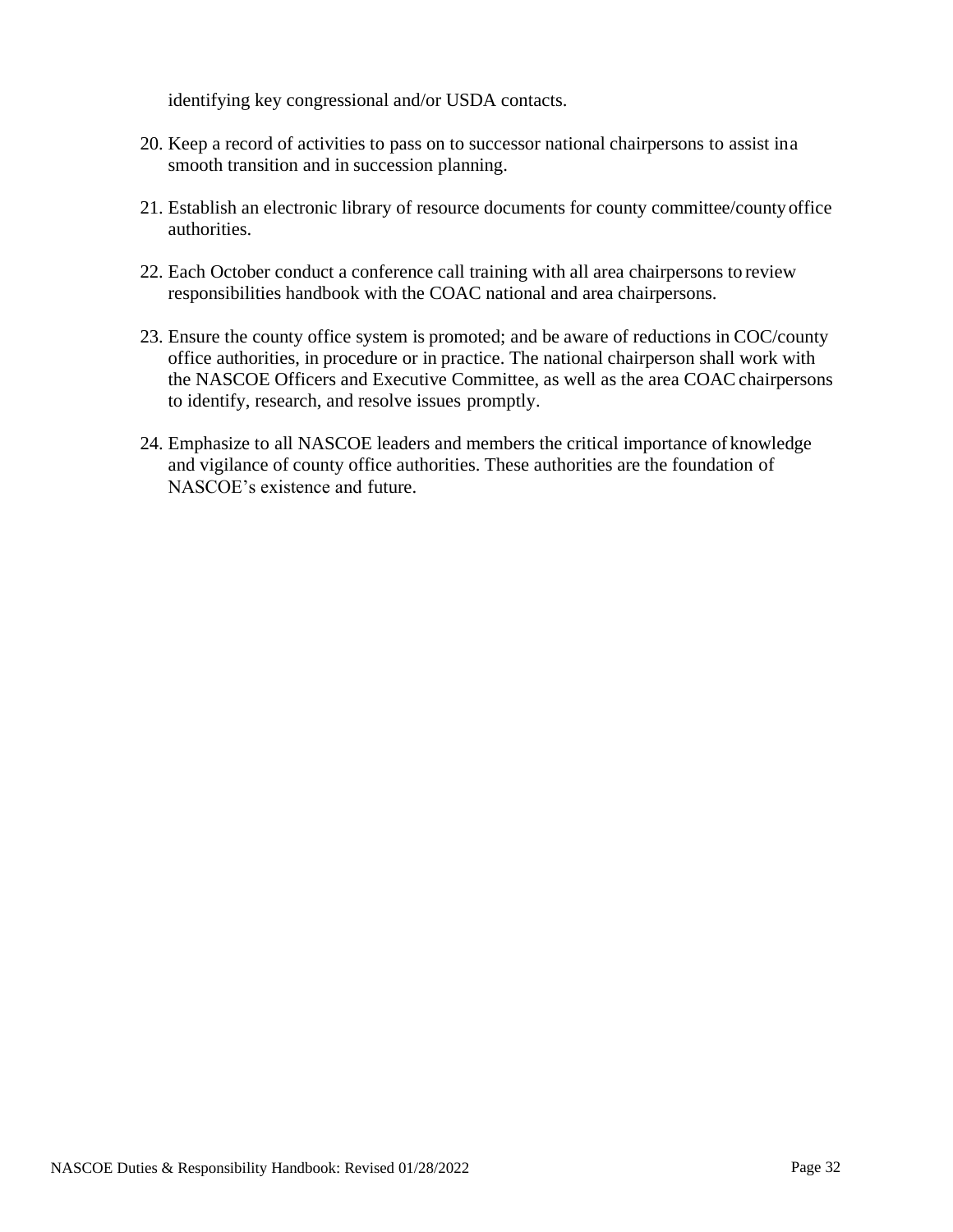identifying key congressional and/or USDA contacts.

20. Keep a record of activities to pass on to successor national chairpersons to assist in a smooth transition and in succession planning.

21. Establish an electronic library of resource documents for county committee/county office authorities.

22. Each October conduct a conference call training with all area chairpersons to review responsibilities handbook with the COAC national and area chairpersons.

23. Ensure the county office system is promoted; and be aware of reductions in COC/county office authorities, in procedure or in practice. The national chairperson shall work with the NASCOE Officers and Executive Committee, as well as the area COAC chairpersons to identify, research, and resolve issues promptly.

24. Emphasize to all NASCOE leaders and members the critical importance of knowledge and vigilance of county office authorities. These authorities are the foundation of NASCOE's existence and future.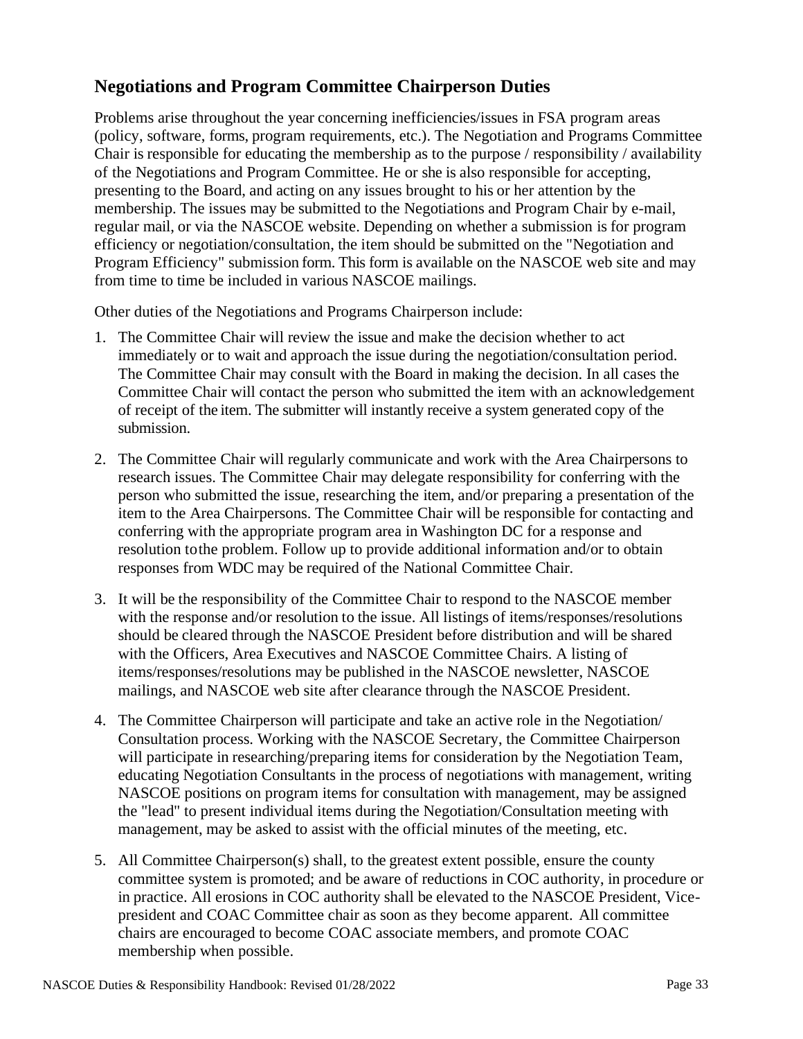## Negotiations and Program Committee Chairperson Duties

Problems arise throughout the year concerning inefficiencies/issues in FSA program areas (policy, software, forms, program requirements, etc.). The Negotiation and Programs Committee Chair is responsible for educating the membership as to the purpose / responsibility / availability of the Negotiations and Program Committee. He or she is also responsible for accepting, presenting to the Board, and acting on any issues brought to his or her attention by the membership. The issues may be submitted to the Negotiations and Program Chair by e-mail, regular mail, or via the NASCOE website. Depending on whether a submission is for program efficiency or negotiation/consultation, the item should be submitted on the "Negotiation and Program Efficiency" submission form. This form is available on the NASCOE web site and may from time to time be included in various NASCOE mailings.

Other duties of the Negotiations and Programs Chairperson include:

1. The Committee Chair will review the issue and make the decision whether to act immediately or to wait and approach the issue during the negotiation/consultation period. The Committee Chair may consult with the Board in making the decision. In all cases the Committee Chair will contact the person who submitted the item with an acknowledgement of receipt of the item. The submitter will instantly receive a system generated copy of the submission.

2. The Committee Chair will regularly communicate and work with the Area Chairpersons to research issues. The Committee Chair may delegate responsibility for conferring with the person who submitted the issue, researching the item, and/or preparing a presentation of the item to the Area Chairpersons. The Committee Chair will be responsible for contacting and conferring with the appropriate program area in Washington DC for a response and resolution tothe problem. Follow up to provide additional information and/or to obtain responses from WDC may be required of the National Committee Chair.

3. It will be the responsibility of the Committee Chair to respond to the NASCOE member with the response and/or resolution to the issue. All listings of items/responses/resolutions should be cleared through the NASCOE President before distribution and will be shared with the Officers, Area Executives and NASCOE Committee Chairs. A listing of items/responses/resolutions may be published in the NASCOE newsletter, NASCOE mailings, and NASCOE web site after clearance through the NASCOE President.

4. The Committee Chairperson will participate and take an active role in the Negotiation/ Consultation process. Working with the NASCOE Secretary, the Committee Chairperson will participate in researching/preparing items for consideration by the Negotiation Team, educating Negotiation Consultants in the process of negotiations with management, writing NASCOE positions on program items for consultation with management, may be assigned the "lead" to present individual items during the Negotiation/Consultation meeting with management, may be asked to assist with the official minutes of the meeting, etc.

5. All Committee Chairperson(s) shall, to the greatest extent possible, ensure the county committee system is promoted; and be aware of reductions in COC authority, in procedure or in practice. All erosions in COC authority shall be elevated to the NASCOE President, Vice-president and COAC Committee chair as soon as they become apparent. All committee chairs are encouraged to become COAC associate members, and promote COAC membership when possible.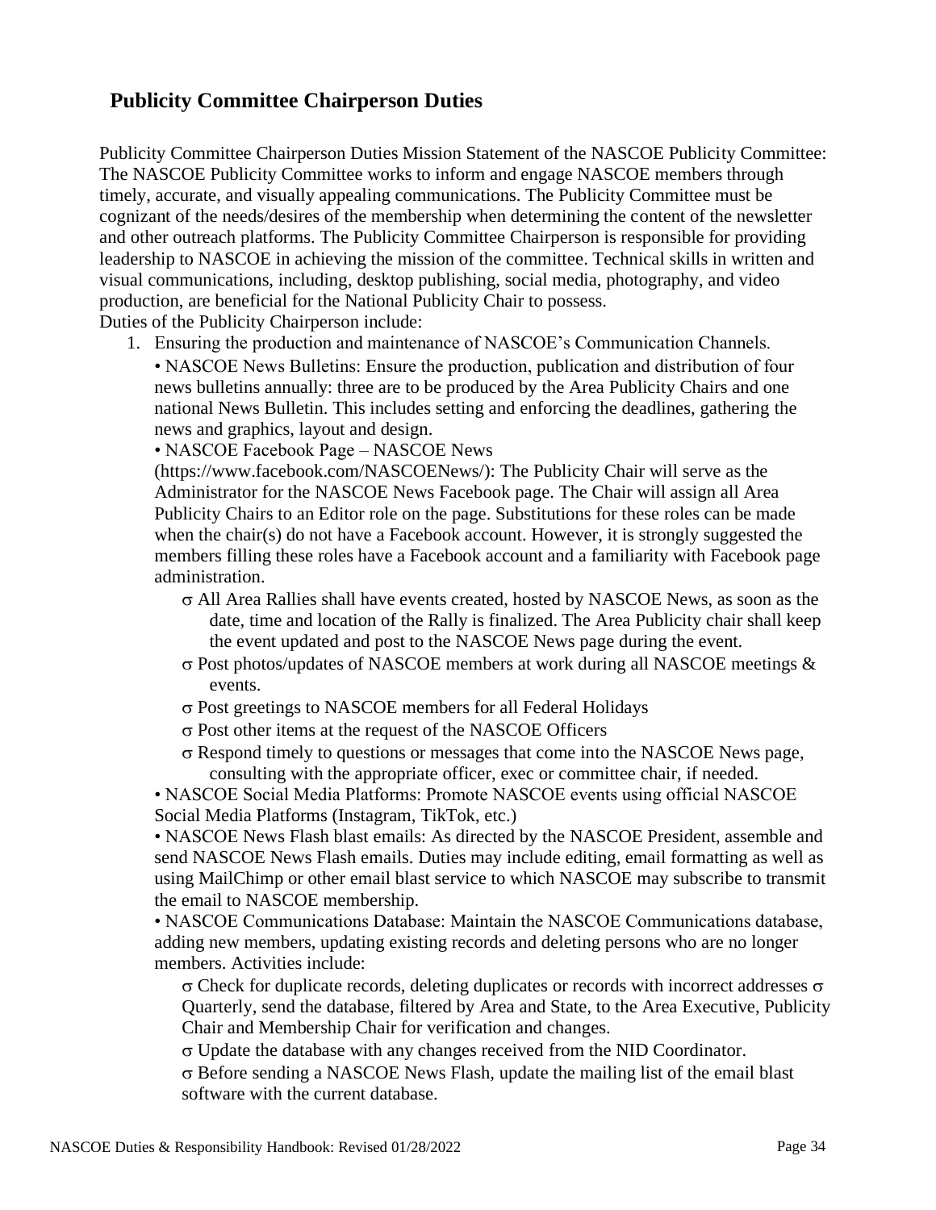## Publicity Committee Chairperson Duties

Publicity Committee Chairperson Duties Mission Statement of the NASCOE Publicity Committee: The NASCOE Publicity Committee works to inform and engage NASCOE members through timely, accurate, and visually appealing communications. The Publicity Committee must be cognizant of the needs/desires of the membership when determining the content of the newsletter and other outreach platforms. The Publicity Committee Chairperson is responsible for providing leadership to NASCOE in achieving the mission of the committee. Technical skills in written and visual communications, including, desktop publishing, social media, photography, and video production, are beneficial for the National Publicity Chair to possess.

Duties of the Publicity Chairperson include:

1. Ensuring the production and maintenance of NASCOE's Communication Channels.

   • NASCOE News Bulletins: Ensure the production, publication and distribution of four news bulletins annually: three are to be produced by the Area Publicity Chairs and one national News Bulletin. This includes setting and enforcing the deadlines, gathering the news and graphics, layout and design.

   • NASCOE Facebook Page – NASCOE News (https://www.facebook.com/NASCOENews/): The Publicity Chair will serve as the Administrator for the NASCOE News Facebook page. The Chair will assign all Area Publicity Chairs to an Editor role on the page. Substitutions for these roles can be made when the chair(s) do not have a Facebook account. However, it is strongly suggested the members filling these roles have a Facebook account and a familiarity with Facebook page administration.

   - σ All Area Rallies shall have events created, hosted by NASCOE News, as soon as the date, time and location of the Rally is finalized. The Area Publicity chair shall keep the event updated and post to the NASCOE News page during the event.
   - σ Post photos/updates of NASCOE members at work during all NASCOE meetings & events.
   - σ Post greetings to NASCOE members for all Federal Holidays
   - σ Post other items at the request of the NASCOE Officers
   - σ Respond timely to questions or messages that come into the NASCOE News page, consulting with the appropriate officer, exec or committee chair, if needed.

   • NASCOE Social Media Platforms: Promote NASCOE events using official NASCOE Social Media Platforms (Instagram, TikTok, etc.)

   • NASCOE News Flash blast emails: As directed by the NASCOE President, assemble and send NASCOE News Flash emails. Duties may include editing, email formatting as well as using MailChimp or other email blast service to which NASCOE may subscribe to transmit the email to NASCOE membership.

   • NASCOE Communications Database: Maintain the NASCOE Communications database, adding new members, updating existing records and deleting persons who are no longer members. Activities include:

   σ Check for duplicate records, deleting duplicates or records with incorrect addresses σ Quarterly, send the database, filtered by Area and State, to the Area Executive, Publicity Chair and Membership Chair for verification and changes.

   σ Update the database with any changes received from the NID Coordinator.

   σ Before sending a NASCOE News Flash, update the mailing list of the email blast software with the current database.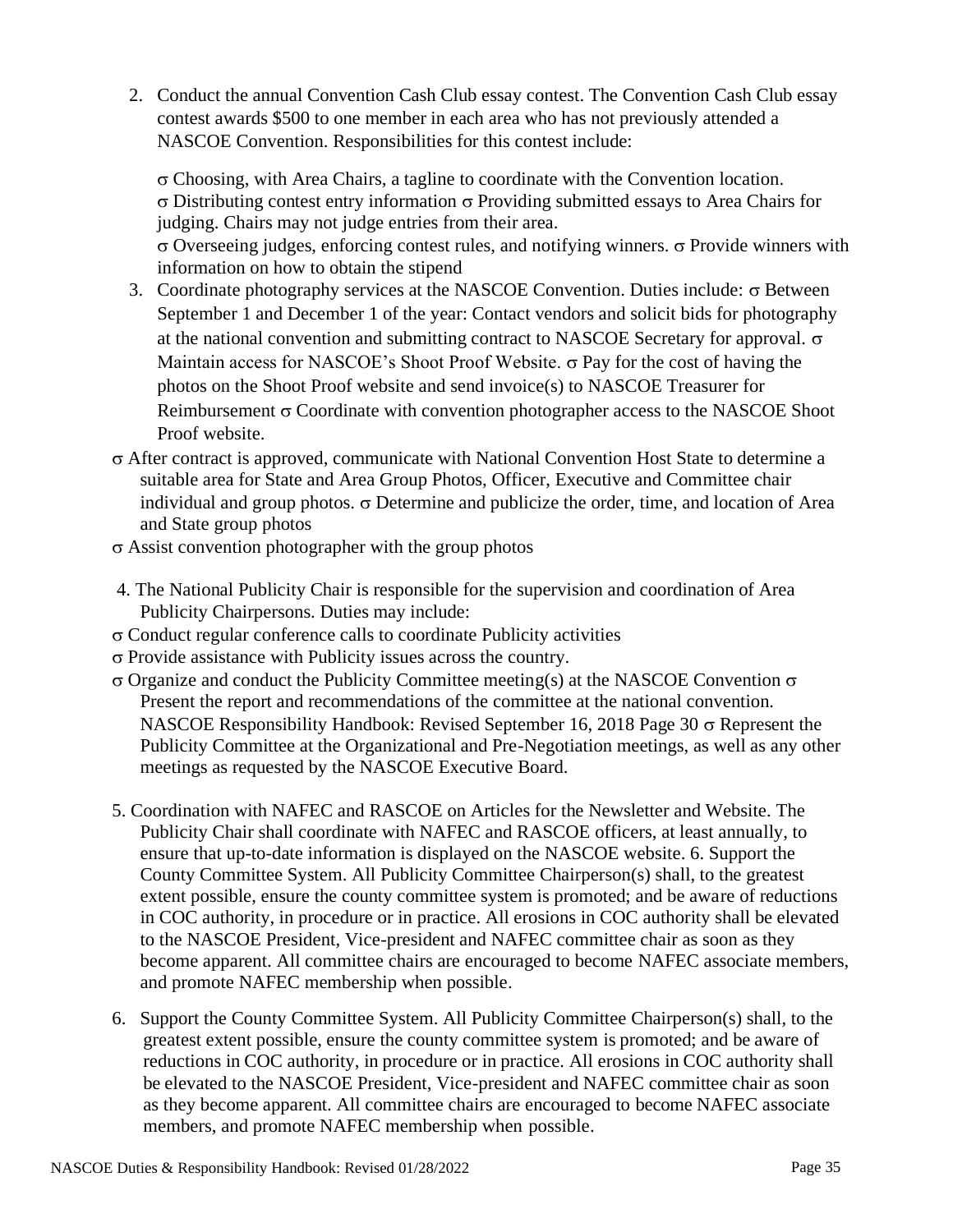2. Conduct the annual Convention Cash Club essay contest. The Convention Cash Club essay contest awards $500 to one member in each area who has not previously attended a NASCOE Convention. Responsibilities for this contest include:

   σ Choosing, with Area Chairs, a tagline to coordinate with the Convention location.
   σ Distributing contest entry information σ Providing submitted essays to Area Chairs for judging. Chairs may not judge entries from their area.
   σ Overseeing judges, enforcing contest rules, and notifying winners. σ Provide winners with information on how to obtain the stipend

3. Coordinate photography services at the NASCOE Convention. Duties include: σ Between September 1 and December 1 of the year: Contact vendors and solicit bids for photography at the national convention and submitting contract to NASCOE Secretary for approval. σ Maintain access for NASCOE's Shoot Proof Website. σ Pay for the cost of having the photos on the Shoot Proof website and send invoice(s) to NASCOE Treasurer for Reimbursement σ Coordinate with convention photographer access to the NASCOE Shoot Proof website.

σ After contract is approved, communicate with National Convention Host State to determine a suitable area for State and Area Group Photos, Officer, Executive and Committee chair individual and group photos. σ Determine and publicize the order, time, and location of Area and State group photos

σ Assist convention photographer with the group photos

4. The National Publicity Chair is responsible for the supervision and coordination of Area Publicity Chairpersons. Duties may include:

σ Conduct regular conference calls to coordinate Publicity activities

σ Provide assistance with Publicity issues across the country.

σ Organize and conduct the Publicity Committee meeting(s) at the NASCOE Convention σ Present the report and recommendations of the committee at the national convention. NASCOE Responsibility Handbook: Revised September 16, 2018 Page 30 σ Represent the Publicity Committee at the Organizational and Pre-Negotiation meetings, as well as any other meetings as requested by the NASCOE Executive Board.

5. Coordination with NAFEC and RASCOE on Articles for the Newsletter and Website. The Publicity Chair shall coordinate with NAFEC and RASCOE officers, at least annually, to ensure that up-to-date information is displayed on the NASCOE website. 6. Support the County Committee System. All Publicity Committee Chairperson(s) shall, to the greatest extent possible, ensure the county committee system is promoted; and be aware of reductions in COC authority, in procedure or in practice. All erosions in COC authority shall be elevated to the NASCOE President, Vice-president and NAFEC committee chair as soon as they become apparent. All committee chairs are encouraged to become NAFEC associate members, and promote NAFEC membership when possible.

6. Support the County Committee System. All Publicity Committee Chairperson(s) shall, to the greatest extent possible, ensure the county committee system is promoted; and be aware of reductions in COC authority, in procedure or in practice. All erosions in COC authority shall be elevated to the NASCOE President, Vice-president and NAFEC committee chair as soon as they become apparent. All committee chairs are encouraged to become NAFEC associate members, and promote NAFEC membership when possible.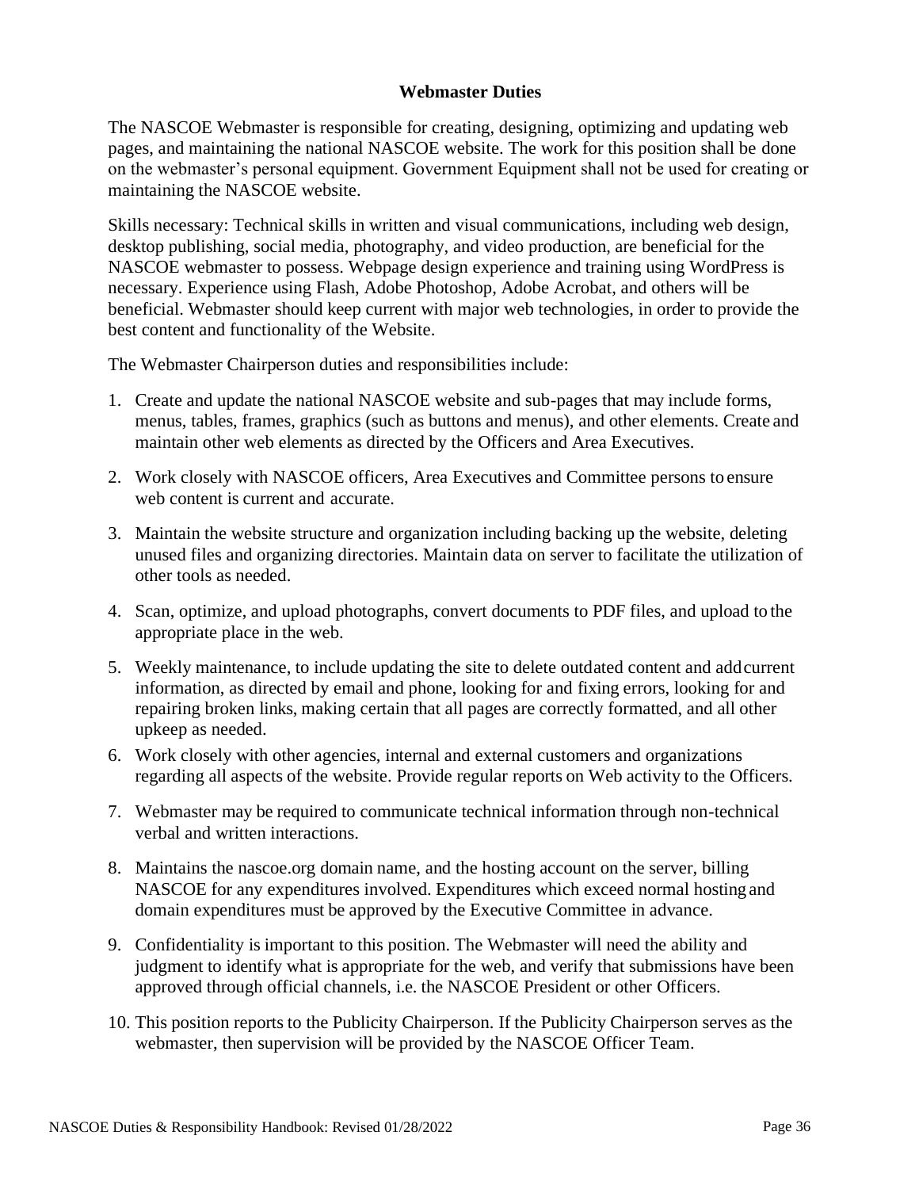## Webmaster Duties

The NASCOE Webmaster is responsible for creating, designing, optimizing and updating web pages, and maintaining the national NASCOE website. The work for this position shall be done on the webmaster's personal equipment. Government Equipment shall not be used for creating or maintaining the NASCOE website.

Skills necessary: Technical skills in written and visual communications, including web design, desktop publishing, social media, photography, and video production, are beneficial for the NASCOE webmaster to possess. Webpage design experience and training using WordPress is necessary. Experience using Flash, Adobe Photoshop, Adobe Acrobat, and others will be beneficial. Webmaster should keep current with major web technologies, in order to provide the best content and functionality of the Website.

The Webmaster Chairperson duties and responsibilities include:

1. Create and update the national NASCOE website and sub-pages that may include forms, menus, tables, frames, graphics (such as buttons and menus), and other elements. Create and maintain other web elements as directed by the Officers and Area Executives.
2. Work closely with NASCOE officers, Area Executives and Committee persons to ensure web content is current and accurate.
3. Maintain the website structure and organization including backing up the website, deleting unused files and organizing directories. Maintain data on server to facilitate the utilization of other tools as needed.
4. Scan, optimize, and upload photographs, convert documents to PDF files, and upload to the appropriate place in the web.
5. Weekly maintenance, to include updating the site to delete outdated content and add current information, as directed by email and phone, looking for and fixing errors, looking for and repairing broken links, making certain that all pages are correctly formatted, and all other upkeep as needed.
6. Work closely with other agencies, internal and external customers and organizations regarding all aspects of the website. Provide regular reports on Web activity to the Officers.
7. Webmaster may be required to communicate technical information through non-technical verbal and written interactions.
8. Maintains the nascoe.org domain name, and the hosting account on the server, billing NASCOE for any expenditures involved. Expenditures which exceed normal hosting and domain expenditures must be approved by the Executive Committee in advance.
9. Confidentiality is important to this position. The Webmaster will need the ability and judgment to identify what is appropriate for the web, and verify that submissions have been approved through official channels, i.e. the NASCOE President or other Officers.
10. This position reports to the Publicity Chairperson. If the Publicity Chairperson serves as the webmaster, then supervision will be provided by the NASCOE Officer Team.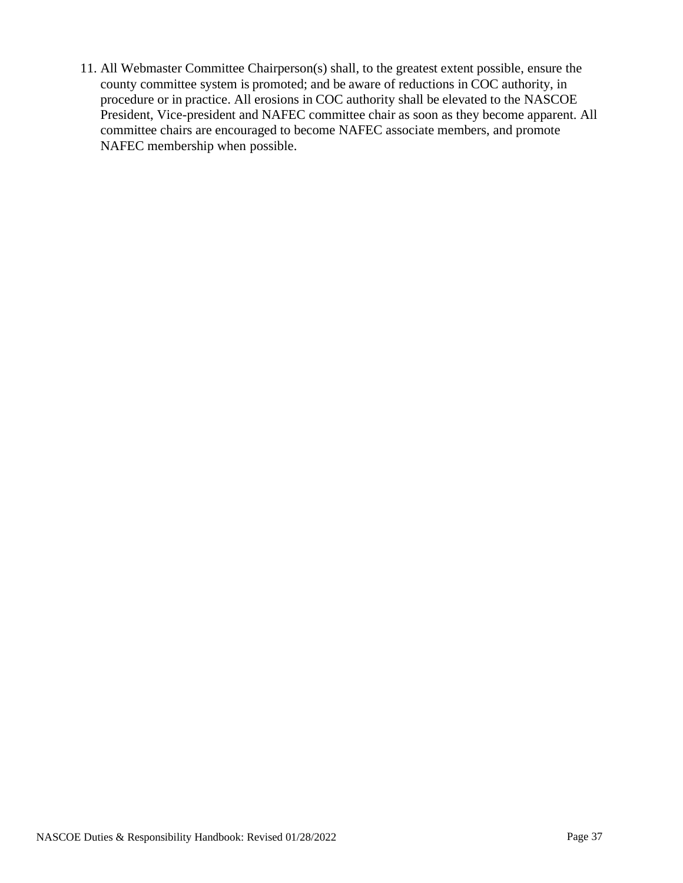11. All Webmaster Committee Chairperson(s) shall, to the greatest extent possible, ensure the county committee system is promoted; and be aware of reductions in COC authority, in procedure or in practice. All erosions in COC authority shall be elevated to the NASCOE President, Vice-president and NAFEC committee chair as soon as they become apparent. All committee chairs are encouraged to become NAFEC associate members, and promote NAFEC membership when possible.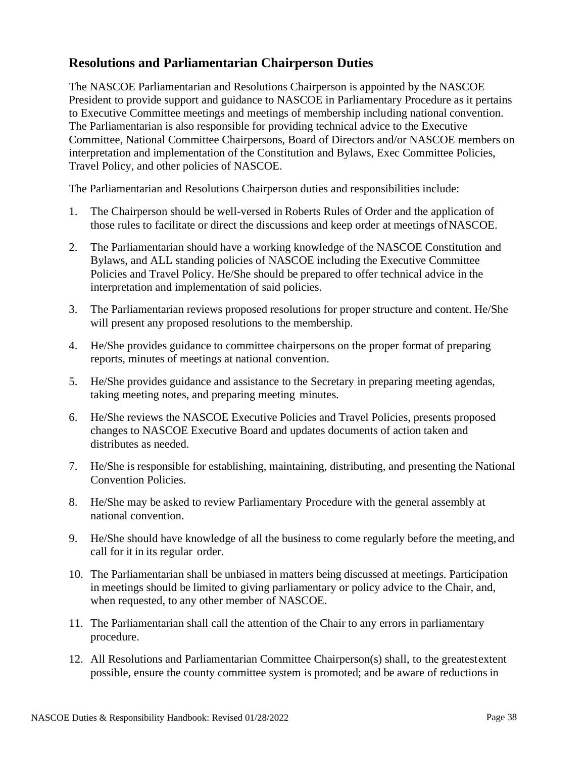## Resolutions and Parliamentarian Chairperson Duties

The NASCOE Parliamentarian and Resolutions Chairperson is appointed by the NASCOE President to provide support and guidance to NASCOE in Parliamentary Procedure as it pertains to Executive Committee meetings and meetings of membership including national convention. The Parliamentarian is also responsible for providing technical advice to the Executive Committee, National Committee Chairpersons, Board of Directors and/or NASCOE members on interpretation and implementation of the Constitution and Bylaws, Exec Committee Policies, Travel Policy, and other policies of NASCOE.

The Parliamentarian and Resolutions Chairperson duties and responsibilities include:

1. The Chairperson should be well-versed in Roberts Rules of Order and the application of those rules to facilitate or direct the discussions and keep order at meetings of NASCOE.
2. The Parliamentarian should have a working knowledge of the NASCOE Constitution and Bylaws, and ALL standing policies of NASCOE including the Executive Committee Policies and Travel Policy. He/She should be prepared to offer technical advice in the interpretation and implementation of said policies.
3. The Parliamentarian reviews proposed resolutions for proper structure and content. He/She will present any proposed resolutions to the membership.
4. He/She provides guidance to committee chairpersons on the proper format of preparing reports, minutes of meetings at national convention.
5. He/She provides guidance and assistance to the Secretary in preparing meeting agendas, taking meeting notes, and preparing meeting minutes.
6. He/She reviews the NASCOE Executive Policies and Travel Policies, presents proposed changes to NASCOE Executive Board and updates documents of action taken and distributes as needed.
7. He/She is responsible for establishing, maintaining, distributing, and presenting the National Convention Policies.
8. He/She may be asked to review Parliamentary Procedure with the general assembly at national convention.
9. He/She should have knowledge of all the business to come regularly before the meeting, and call for it in its regular order.
10. The Parliamentarian shall be unbiased in matters being discussed at meetings. Participation in meetings should be limited to giving parliamentary or policy advice to the Chair, and, when requested, to any other member of NASCOE.
11. The Parliamentarian shall call the attention of the Chair to any errors in parliamentary procedure.
12. All Resolutions and Parliamentarian Committee Chairperson(s) shall, to the greatest extent possible, ensure the county committee system is promoted; and be aware of reductions in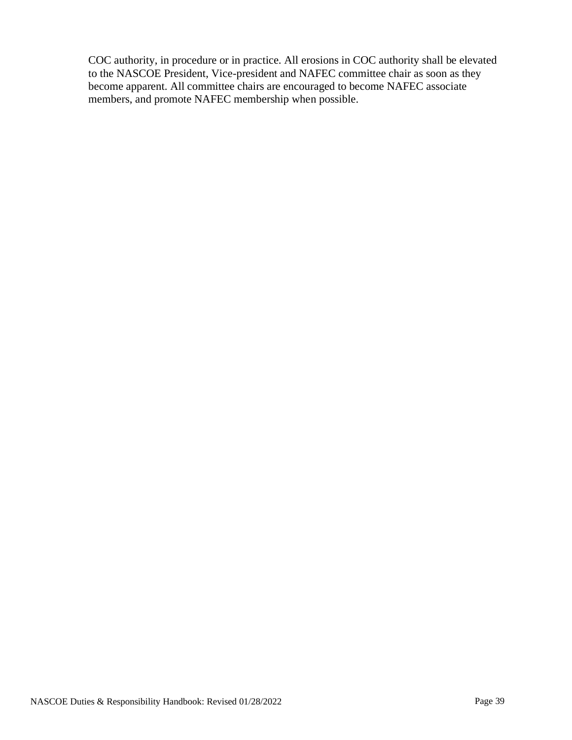COC authority, in procedure or in practice. All erosions in COC authority shall be elevated to the NASCOE President, Vice-president and NAFEC committee chair as soon as they become apparent. All committee chairs are encouraged to become NAFEC associate members, and promote NAFEC membership when possible.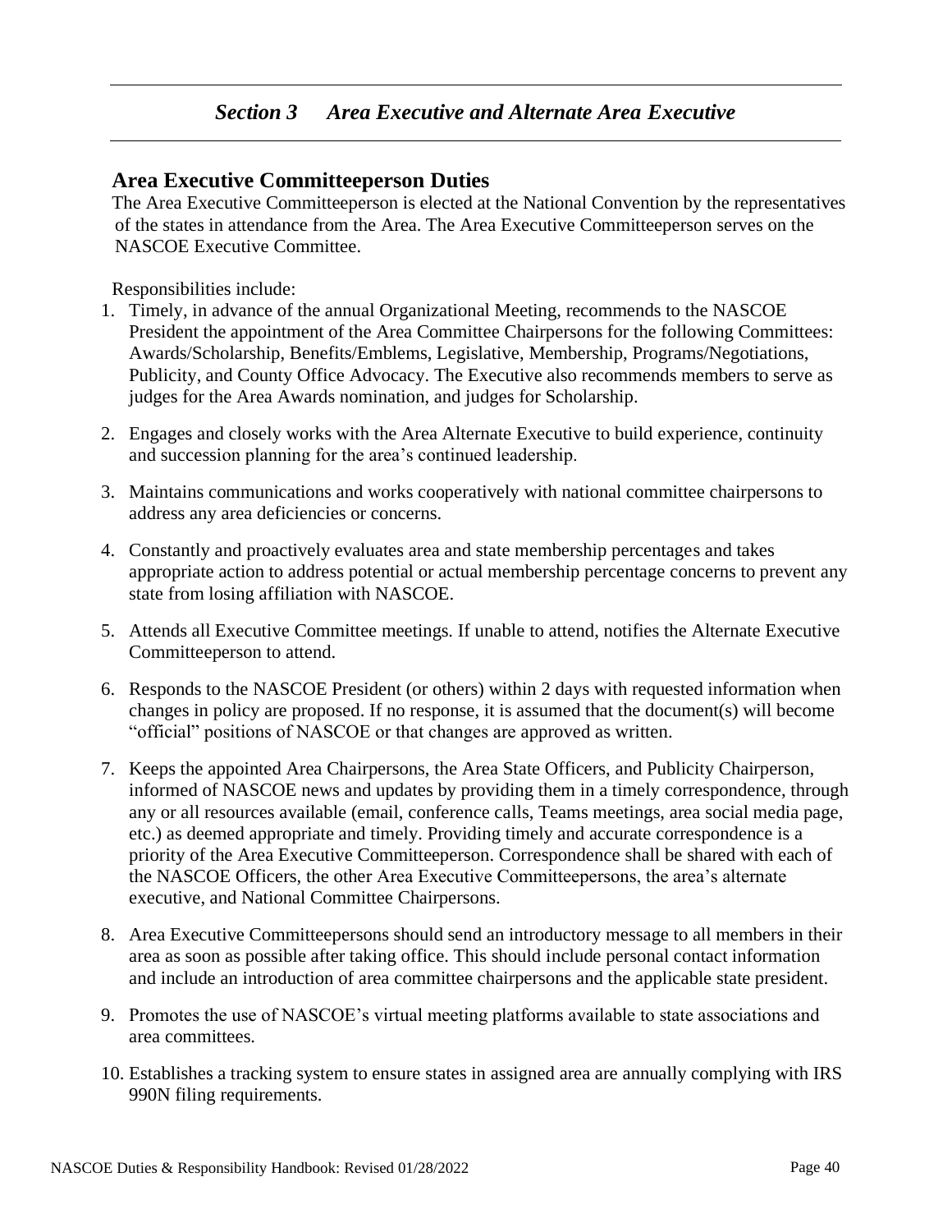## *Section 3 Area Executive and Alternate Area Executive*

### Area Executive Committeeperson Duties

The Area Executive Committeeperson is elected at the National Convention by the representatives of the states in attendance from the Area. The Area Executive Committeeperson serves on the NASCOE Executive Committee.

Responsibilities include:

1. Timely, in advance of the annual Organizational Meeting, recommends to the NASCOE President the appointment of the Area Committee Chairpersons for the following Committees: Awards/Scholarship, Benefits/Emblems, Legislative, Membership, Programs/Negotiations, Publicity, and County Office Advocacy. The Executive also recommends members to serve as judges for the Area Awards nomination, and judges for Scholarship.
2. Engages and closely works with the Area Alternate Executive to build experience, continuity and succession planning for the area's continued leadership.
3. Maintains communications and works cooperatively with national committee chairpersons to address any area deficiencies or concerns.
4. Constantly and proactively evaluates area and state membership percentages and takes appropriate action to address potential or actual membership percentage concerns to prevent any state from losing affiliation with NASCOE.
5. Attends all Executive Committee meetings. If unable to attend, notifies the Alternate Executive Committeeperson to attend.
6. Responds to the NASCOE President (or others) within 2 days with requested information when changes in policy are proposed. If no response, it is assumed that the document(s) will become "official" positions of NASCOE or that changes are approved as written.
7. Keeps the appointed Area Chairpersons, the Area State Officers, and Publicity Chairperson, informed of NASCOE news and updates by providing them in a timely correspondence, through any or all resources available (email, conference calls, Teams meetings, area social media page, etc.) as deemed appropriate and timely. Providing timely and accurate correspondence is a priority of the Area Executive Committeeperson. Correspondence shall be shared with each of the NASCOE Officers, the other Area Executive Committeepersons, the area's alternate executive, and National Committee Chairpersons.
8. Area Executive Committeepersons should send an introductory message to all members in their area as soon as possible after taking office. This should include personal contact information and include an introduction of area committee chairpersons and the applicable state president.
9. Promotes the use of NASCOE's virtual meeting platforms available to state associations and area committees.
10. Establishes a tracking system to ensure states in assigned area are annually complying with IRS 990N filing requirements.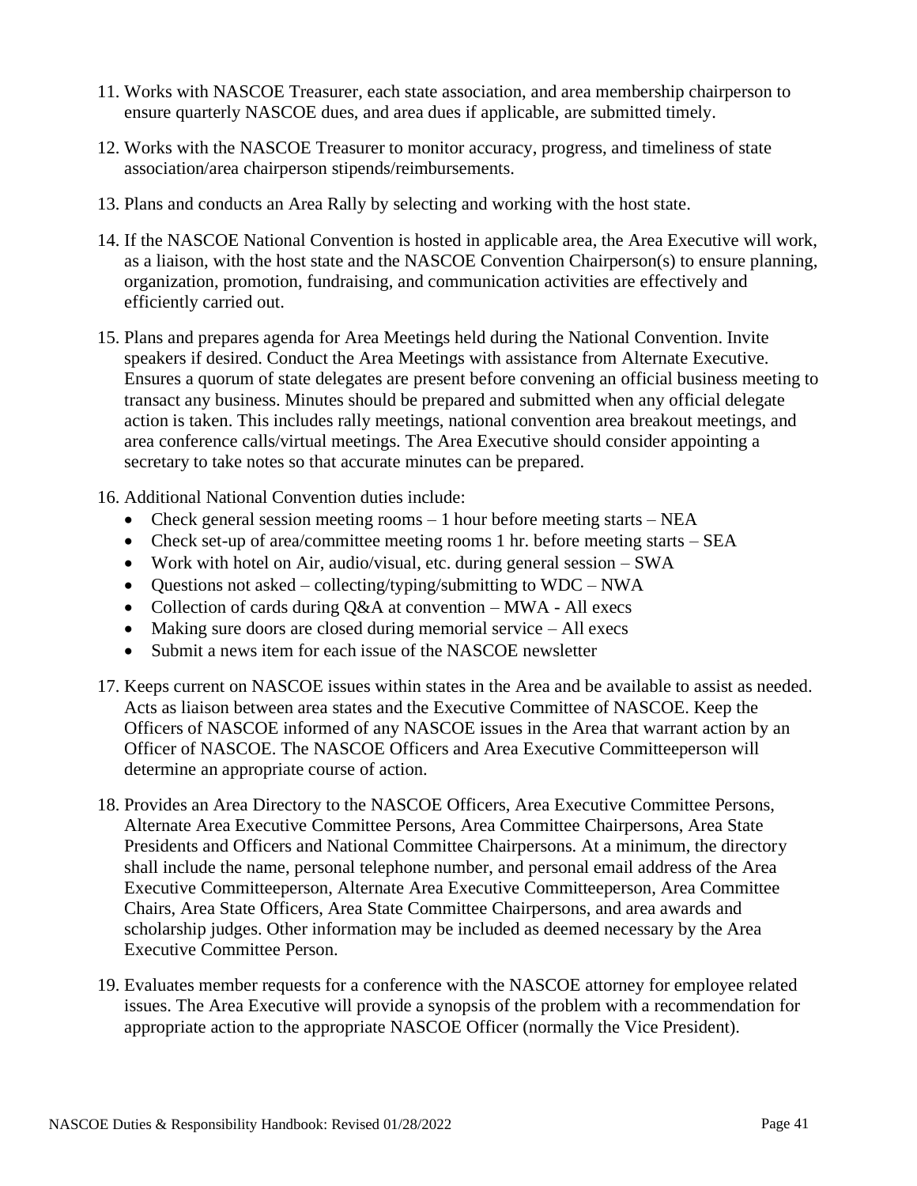11. Works with NASCOE Treasurer, each state association, and area membership chairperson to ensure quarterly NASCOE dues, and area dues if applicable, are submitted timely.

12. Works with the NASCOE Treasurer to monitor accuracy, progress, and timeliness of state association/area chairperson stipends/reimbursements.

13. Plans and conducts an Area Rally by selecting and working with the host state.

14. If the NASCOE National Convention is hosted in applicable area, the Area Executive will work, as a liaison, with the host state and the NASCOE Convention Chairperson(s) to ensure planning, organization, promotion, fundraising, and communication activities are effectively and efficiently carried out.

15. Plans and prepares agenda for Area Meetings held during the National Convention. Invite speakers if desired. Conduct the Area Meetings with assistance from Alternate Executive. Ensures a quorum of state delegates are present before convening an official business meeting to transact any business. Minutes should be prepared and submitted when any official delegate action is taken. This includes rally meetings, national convention area breakout meetings, and area conference calls/virtual meetings. The Area Executive should consider appointing a secretary to take notes so that accurate minutes can be prepared.

16. Additional National Convention duties include:
    - Check general session meeting rooms – 1 hour before meeting starts – NEA
    - Check set-up of area/committee meeting rooms 1 hr. before meeting starts – SEA
    - Work with hotel on Air, audio/visual, etc. during general session – SWA
    - Questions not asked – collecting/typing/submitting to WDC – NWA
    - Collection of cards during Q&A at convention – MWA - All execs
    - Making sure doors are closed during memorial service – All execs
    - Submit a news item for each issue of the NASCOE newsletter

17. Keeps current on NASCOE issues within states in the Area and be available to assist as needed. Acts as liaison between area states and the Executive Committee of NASCOE. Keep the Officers of NASCOE informed of any NASCOE issues in the Area that warrant action by an Officer of NASCOE. The NASCOE Officers and Area Executive Committeeperson will determine an appropriate course of action.

18. Provides an Area Directory to the NASCOE Officers, Area Executive Committee Persons, Alternate Area Executive Committee Persons, Area Committee Chairpersons, Area State Presidents and Officers and National Committee Chairpersons. At a minimum, the directory shall include the name, personal telephone number, and personal email address of the Area Executive Committeeperson, Alternate Area Executive Committeeperson, Area Committee Chairs, Area State Officers, Area State Committee Chairpersons, and area awards and scholarship judges. Other information may be included as deemed necessary by the Area Executive Committee Person.

19. Evaluates member requests for a conference with the NASCOE attorney for employee related issues. The Area Executive will provide a synopsis of the problem with a recommendation for appropriate action to the appropriate NASCOE Officer (normally the Vice President).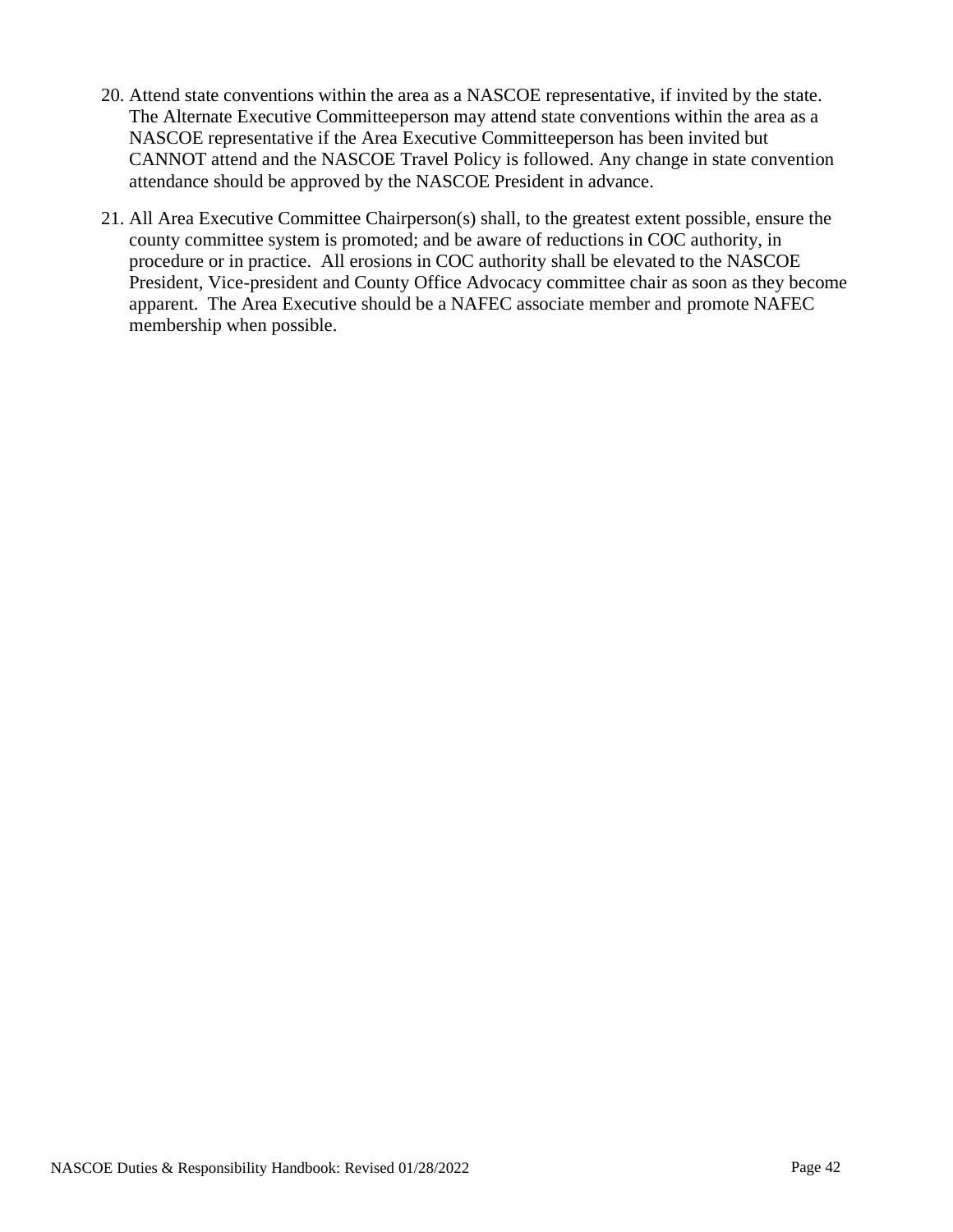20. Attend state conventions within the area as a NASCOE representative, if invited by the state. The Alternate Executive Committeeperson may attend state conventions within the area as a NASCOE representative if the Area Executive Committeeperson has been invited but CANNOT attend and the NASCOE Travel Policy is followed. Any change in state convention attendance should be approved by the NASCOE President in advance.

21. All Area Executive Committee Chairperson(s) shall, to the greatest extent possible, ensure the county committee system is promoted; and be aware of reductions in COC authority, in procedure or in practice. All erosions in COC authority shall be elevated to the NASCOE President, Vice-president and County Office Advocacy committee chair as soon as they become apparent. The Area Executive should be a NAFEC associate member and promote NAFEC membership when possible.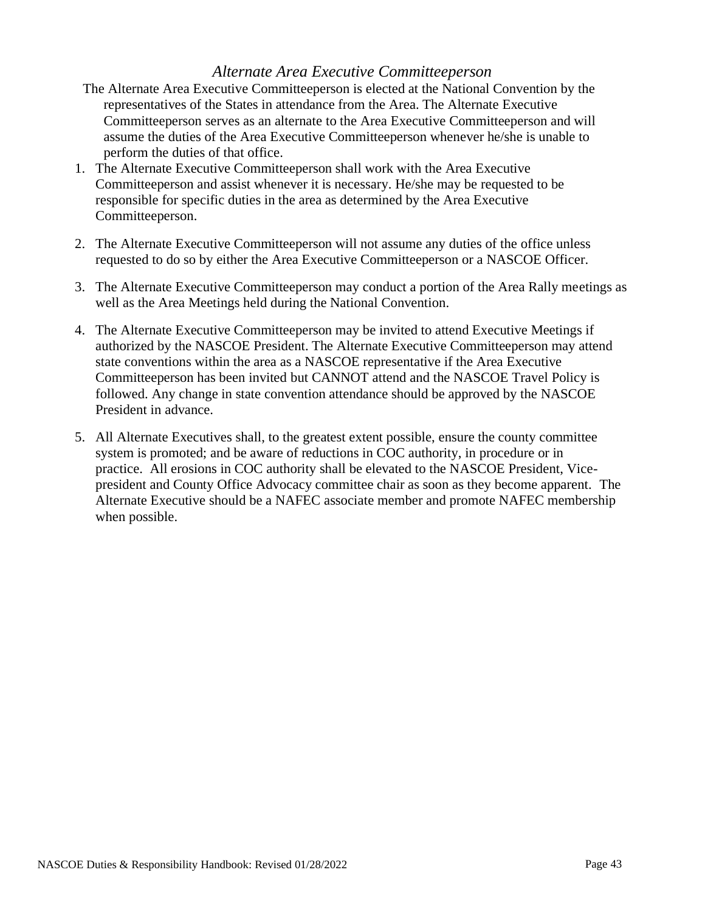### *Alternate Area Executive Committeeperson*

The Alternate Area Executive Committeeperson is elected at the National Convention by the representatives of the States in attendance from the Area. The Alternate Executive Committeeperson serves as an alternate to the Area Executive Committeeperson and will assume the duties of the Area Executive Committeeperson whenever he/she is unable to perform the duties of that office.

1. The Alternate Executive Committeeperson shall work with the Area Executive Committeeperson and assist whenever it is necessary. He/she may be requested to be responsible for specific duties in the area as determined by the Area Executive Committeeperson.

2. The Alternate Executive Committeeperson will not assume any duties of the office unless requested to do so by either the Area Executive Committeeperson or a NASCOE Officer.

3. The Alternate Executive Committeeperson may conduct a portion of the Area Rally meetings as well as the Area Meetings held during the National Convention.

4. The Alternate Executive Committeeperson may be invited to attend Executive Meetings if authorized by the NASCOE President. The Alternate Executive Committeeperson may attend state conventions within the area as a NASCOE representative if the Area Executive Committeeperson has been invited but CANNOT attend and the NASCOE Travel Policy is followed. Any change in state convention attendance should be approved by the NASCOE President in advance.

5. All Alternate Executives shall, to the greatest extent possible, ensure the county committee system is promoted; and be aware of reductions in COC authority, in procedure or in practice. All erosions in COC authority shall be elevated to the NASCOE President, Vice-president and County Office Advocacy committee chair as soon as they become apparent. The Alternate Executive should be a NAFEC associate member and promote NAFEC membership when possible.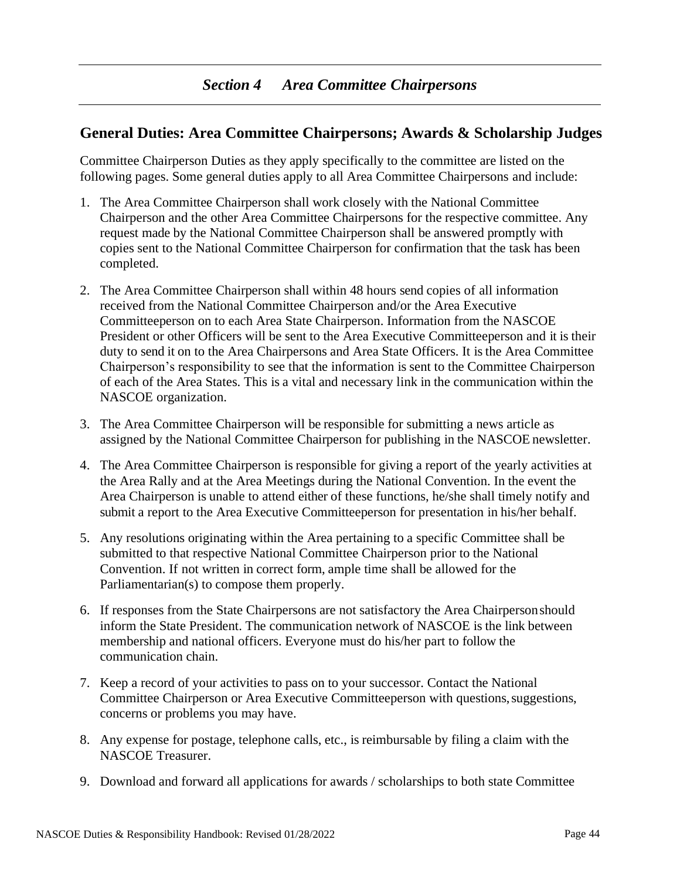# *Section 4 Area Committee Chairpersons*

## General Duties: Area Committee Chairpersons; Awards & Scholarship Judges

Committee Chairperson Duties as they apply specifically to the committee are listed on the following pages. Some general duties apply to all Area Committee Chairpersons and include:

1. The Area Committee Chairperson shall work closely with the National Committee Chairperson and the other Area Committee Chairpersons for the respective committee. Any request made by the National Committee Chairperson shall be answered promptly with copies sent to the National Committee Chairperson for confirmation that the task has been completed.

2. The Area Committee Chairperson shall within 48 hours send copies of all information received from the National Committee Chairperson and/or the Area Executive Committeeperson on to each Area State Chairperson. Information from the NASCOE President or other Officers will be sent to the Area Executive Committeeperson and it is their duty to send it on to the Area Chairpersons and Area State Officers. It is the Area Committee Chairperson's responsibility to see that the information is sent to the Committee Chairperson of each of the Area States. This is a vital and necessary link in the communication within the NASCOE organization.

3. The Area Committee Chairperson will be responsible for submitting a news article as assigned by the National Committee Chairperson for publishing in the NASCOE newsletter.

4. The Area Committee Chairperson is responsible for giving a report of the yearly activities at the Area Rally and at the Area Meetings during the National Convention. In the event the Area Chairperson is unable to attend either of these functions, he/she shall timely notify and submit a report to the Area Executive Committeeperson for presentation in his/her behalf.

5. Any resolutions originating within the Area pertaining to a specific Committee shall be submitted to that respective National Committee Chairperson prior to the National Convention. If not written in correct form, ample time shall be allowed for the Parliamentarian(s) to compose them properly.

6. If responses from the State Chairpersons are not satisfactory the Area Chairperson should inform the State President. The communication network of NASCOE is the link between membership and national officers. Everyone must do his/her part to follow the communication chain.

7. Keep a record of your activities to pass on to your successor. Contact the National Committee Chairperson or Area Executive Committeeperson with questions, suggestions, concerns or problems you may have.

8. Any expense for postage, telephone calls, etc., is reimbursable by filing a claim with the NASCOE Treasurer.

9. Download and forward all applications for awards / scholarships to both state Committee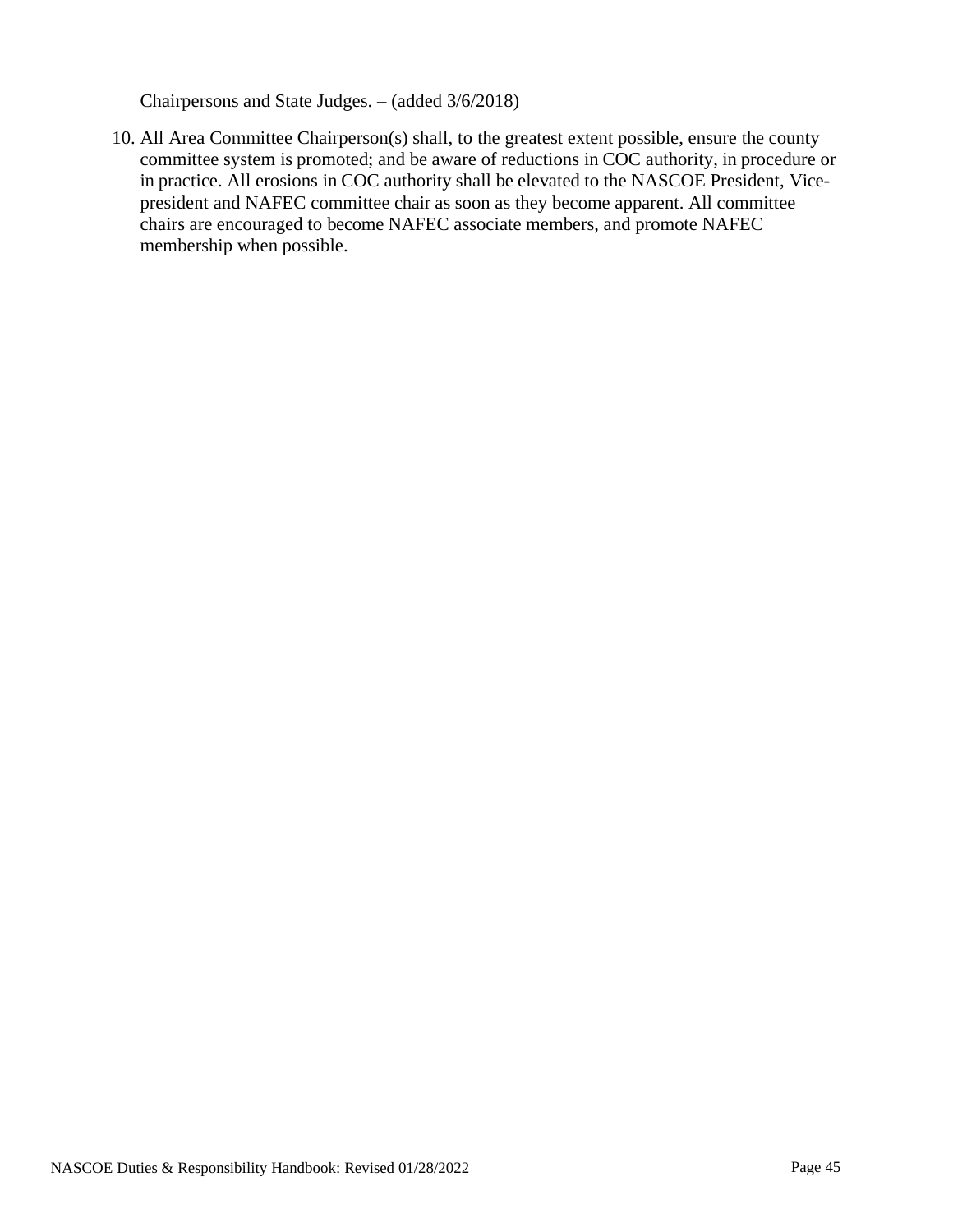Chairpersons and State Judges. – (added 3/6/2018)

10. All Area Committee Chairperson(s) shall, to the greatest extent possible, ensure the county committee system is promoted; and be aware of reductions in COC authority, in procedure or in practice. All erosions in COC authority shall be elevated to the NASCOE President, Vice-president and NAFEC committee chair as soon as they become apparent. All committee chairs are encouraged to become NAFEC associate members, and promote NAFEC membership when possible.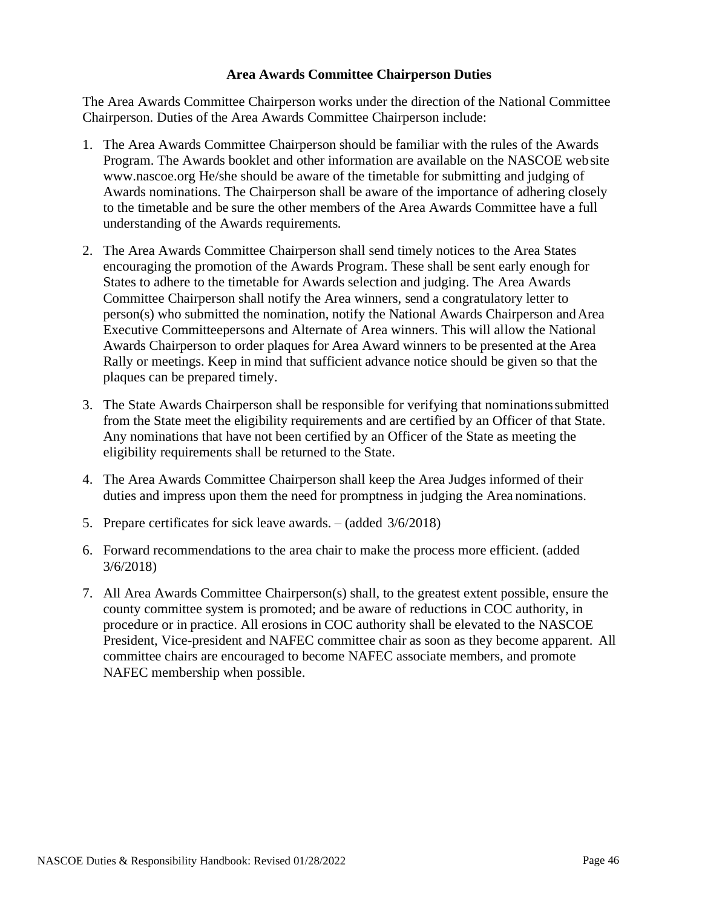### Area Awards Committee Chairperson Duties

The Area Awards Committee Chairperson works under the direction of the National Committee Chairperson. Duties of the Area Awards Committee Chairperson include:

1. The Area Awards Committee Chairperson should be familiar with the rules of the Awards Program. The Awards booklet and other information are available on the NASCOE web site www.nascoe.org He/she should be aware of the timetable for submitting and judging of Awards nominations. The Chairperson shall be aware of the importance of adhering closely to the timetable and be sure the other members of the Area Awards Committee have a full understanding of the Awards requirements.
2. The Area Awards Committee Chairperson shall send timely notices to the Area States encouraging the promotion of the Awards Program. These shall be sent early enough for States to adhere to the timetable for Awards selection and judging. The Area Awards Committee Chairperson shall notify the Area winners, send a congratulatory letter to person(s) who submitted the nomination, notify the National Awards Chairperson and Area Executive Committeepersons and Alternate of Area winners. This will allow the National Awards Chairperson to order plaques for Area Award winners to be presented at the Area Rally or meetings. Keep in mind that sufficient advance notice should be given so that the plaques can be prepared timely.
3. The State Awards Chairperson shall be responsible for verifying that nominations submitted from the State meet the eligibility requirements and are certified by an Officer of that State. Any nominations that have not been certified by an Officer of the State as meeting the eligibility requirements shall be returned to the State.
4. The Area Awards Committee Chairperson shall keep the Area Judges informed of their duties and impress upon them the need for promptness in judging the Area nominations.
5. Prepare certificates for sick leave awards. – (added 3/6/2018)
6. Forward recommendations to the area chair to make the process more efficient. (added 3/6/2018)
7. All Area Awards Committee Chairperson(s) shall, to the greatest extent possible, ensure the county committee system is promoted; and be aware of reductions in COC authority, in procedure or in practice. All erosions in COC authority shall be elevated to the NASCOE President, Vice-president and NAFEC committee chair as soon as they become apparent. All committee chairs are encouraged to become NAFEC associate members, and promote NAFEC membership when possible.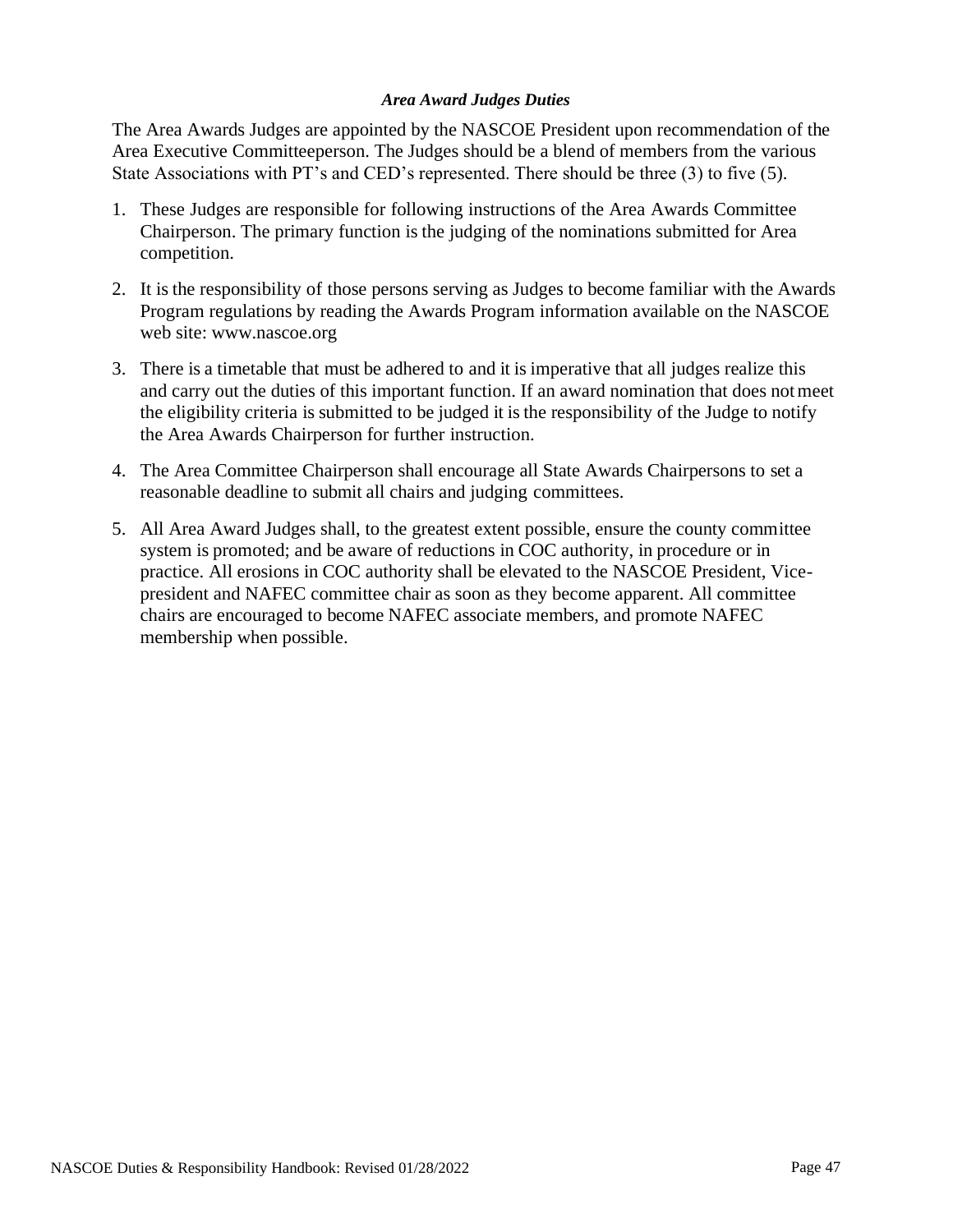### *Area Award Judges Duties*

The Area Awards Judges are appointed by the NASCOE President upon recommendation of the Area Executive Committeeperson. The Judges should be a blend of members from the various State Associations with PT's and CED's represented. There should be three (3) to five (5).

1. These Judges are responsible for following instructions of the Area Awards Committee Chairperson. The primary function is the judging of the nominations submitted for Area competition.
2. It is the responsibility of those persons serving as Judges to become familiar with the Awards Program regulations by reading the Awards Program information available on the NASCOE web site: www.nascoe.org
3. There is a timetable that must be adhered to and it is imperative that all judges realize this and carry out the duties of this important function. If an award nomination that does not meet the eligibility criteria is submitted to be judged it is the responsibility of the Judge to notify the Area Awards Chairperson for further instruction.
4. The Area Committee Chairperson shall encourage all State Awards Chairpersons to set a reasonable deadline to submit all chairs and judging committees.
5. All Area Award Judges shall, to the greatest extent possible, ensure the county committee system is promoted; and be aware of reductions in COC authority, in procedure or in practice. All erosions in COC authority shall be elevated to the NASCOE President, Vice-president and NAFEC committee chair as soon as they become apparent. All committee chairs are encouraged to become NAFEC associate members, and promote NAFEC membership when possible.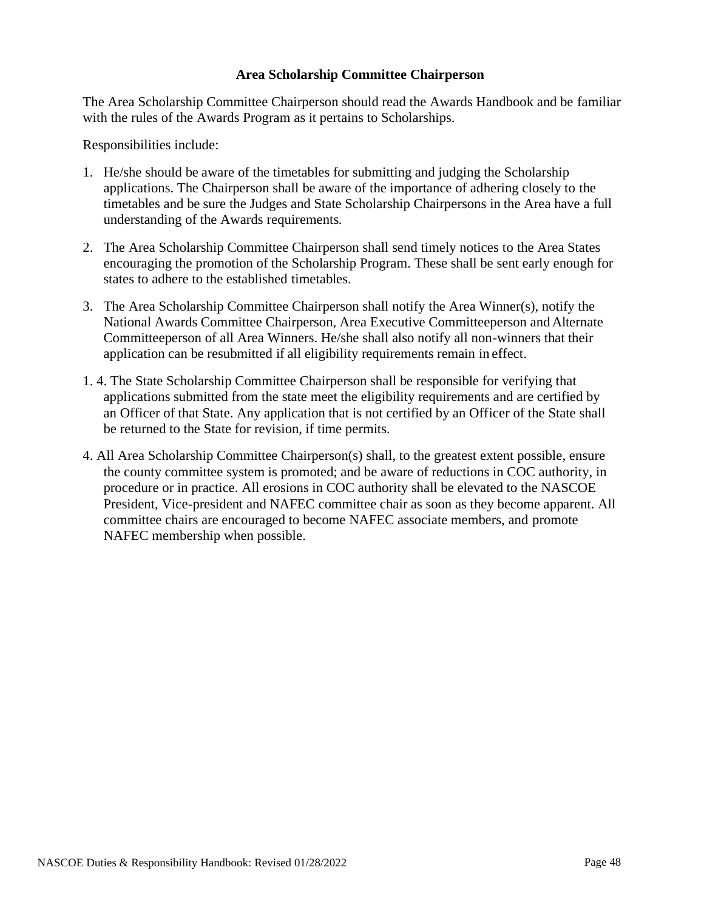### Area Scholarship Committee Chairperson

The Area Scholarship Committee Chairperson should read the Awards Handbook and be familiar with the rules of the Awards Program as it pertains to Scholarships.

Responsibilities include:

1. He/she should be aware of the timetables for submitting and judging the Scholarship applications. The Chairperson shall be aware of the importance of adhering closely to the timetables and be sure the Judges and State Scholarship Chairpersons in the Area have a full understanding of the Awards requirements.

2. The Area Scholarship Committee Chairperson shall send timely notices to the Area States encouraging the promotion of the Scholarship Program. These shall be sent early enough for states to adhere to the established timetables.

3. The Area Scholarship Committee Chairperson shall notify the Area Winner(s), notify the National Awards Committee Chairperson, Area Executive Committeeperson and Alternate Committeeperson of all Area Winners. He/she shall also notify all non-winners that their application can be resubmitted if all eligibility requirements remain in effect.

1. 4. The State Scholarship Committee Chairperson shall be responsible for verifying that applications submitted from the state meet the eligibility requirements and are certified by an Officer of that State. Any application that is not certified by an Officer of the State shall be returned to the State for revision, if time permits.

4. All Area Scholarship Committee Chairperson(s) shall, to the greatest extent possible, ensure the county committee system is promoted; and be aware of reductions in COC authority, in procedure or in practice. All erosions in COC authority shall be elevated to the NASCOE President, Vice-president and NAFEC committee chair as soon as they become apparent. All committee chairs are encouraged to become NAFEC associate members, and promote NAFEC membership when possible.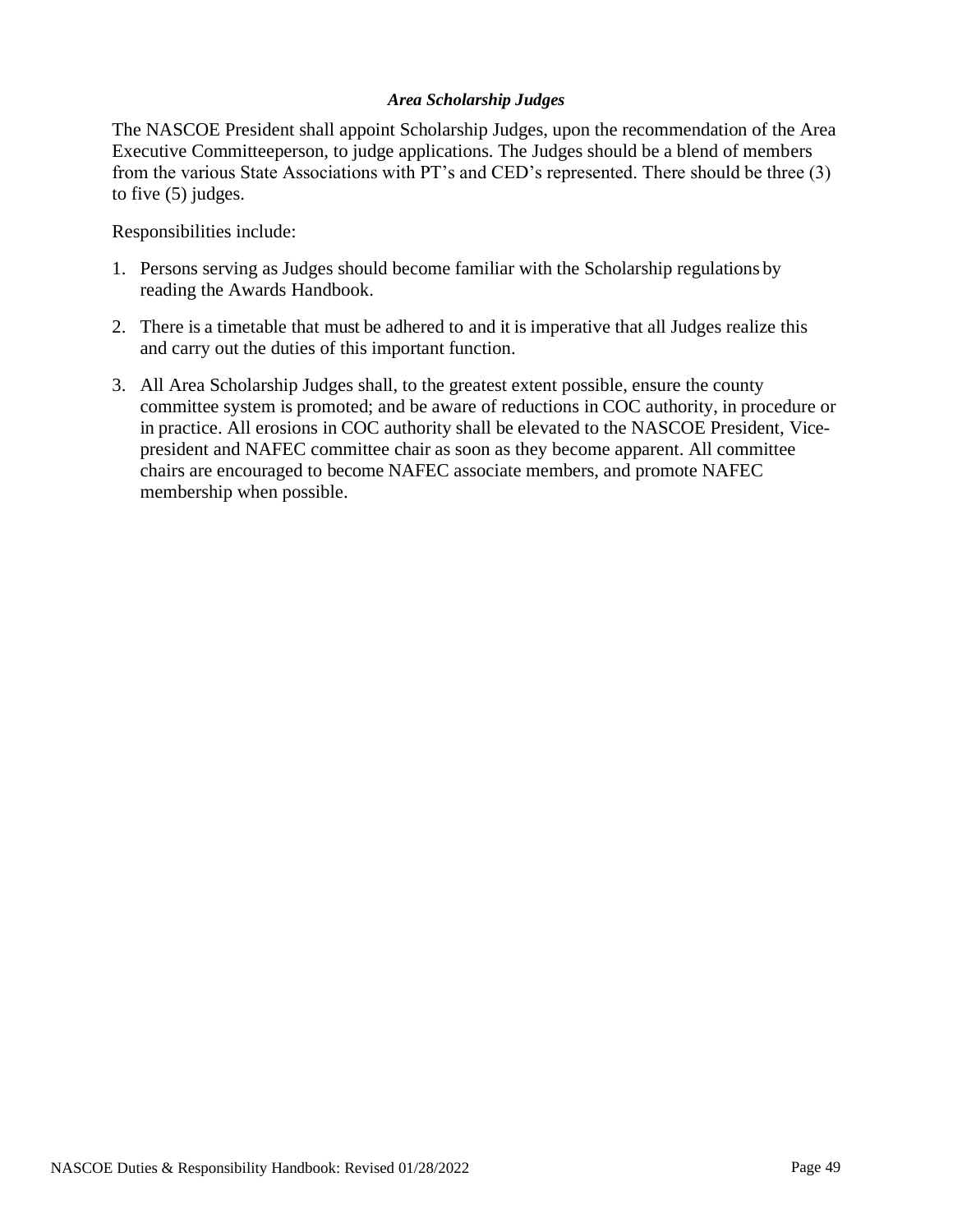### *Area Scholarship Judges*

The NASCOE President shall appoint Scholarship Judges, upon the recommendation of the Area Executive Committeeperson, to judge applications. The Judges should be a blend of members from the various State Associations with PT's and CED's represented. There should be three (3) to five (5) judges.

Responsibilities include:

1. Persons serving as Judges should become familiar with the Scholarship regulations by reading the Awards Handbook.
2. There is a timetable that must be adhered to and it is imperative that all Judges realize this and carry out the duties of this important function.
3. All Area Scholarship Judges shall, to the greatest extent possible, ensure the county committee system is promoted; and be aware of reductions in COC authority, in procedure or in practice. All erosions in COC authority shall be elevated to the NASCOE President, Vice-president and NAFEC committee chair as soon as they become apparent. All committee chairs are encouraged to become NAFEC associate members, and promote NAFEC membership when possible.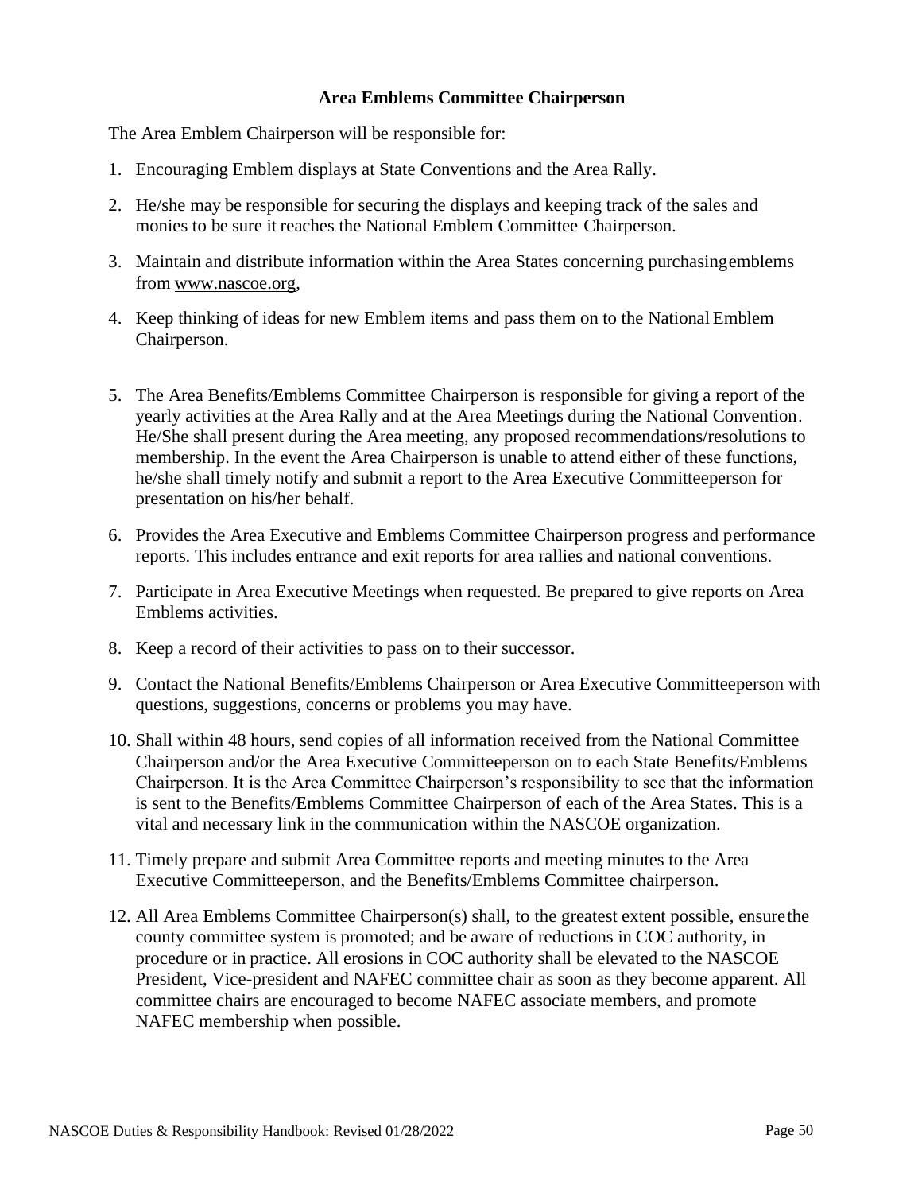### Area Emblems Committee Chairperson

The Area Emblem Chairperson will be responsible for:

1. Encouraging Emblem displays at State Conventions and the Area Rally.
2. He/she may be responsible for securing the displays and keeping track of the sales and monies to be sure it reaches the National Emblem Committee Chairperson.
3. Maintain and distribute information within the Area States concerning purchasingemblems from www.nascoe.org,
4. Keep thinking of ideas for new Emblem items and pass them on to the National Emblem Chairperson.
5. The Area Benefits/Emblems Committee Chairperson is responsible for giving a report of the yearly activities at the Area Rally and at the Area Meetings during the National Convention. He/She shall present during the Area meeting, any proposed recommendations/resolutions to membership. In the event the Area Chairperson is unable to attend either of these functions, he/she shall timely notify and submit a report to the Area Executive Committeeperson for presentation on his/her behalf.
6. Provides the Area Executive and Emblems Committee Chairperson progress and performance reports. This includes entrance and exit reports for area rallies and national conventions.
7. Participate in Area Executive Meetings when requested. Be prepared to give reports on Area Emblems activities.
8. Keep a record of their activities to pass on to their successor.
9. Contact the National Benefits/Emblems Chairperson or Area Executive Committeeperson with questions, suggestions, concerns or problems you may have.
10. Shall within 48 hours, send copies of all information received from the National Committee Chairperson and/or the Area Executive Committeeperson on to each State Benefits/Emblems Chairperson. It is the Area Committee Chairperson's responsibility to see that the information is sent to the Benefits/Emblems Committee Chairperson of each of the Area States. This is a vital and necessary link in the communication within the NASCOE organization.
11. Timely prepare and submit Area Committee reports and meeting minutes to the Area Executive Committeeperson, and the Benefits/Emblems Committee chairperson.
12. All Area Emblems Committee Chairperson(s) shall, to the greatest extent possible, ensurethe county committee system is promoted; and be aware of reductions in COC authority, in procedure or in practice. All erosions in COC authority shall be elevated to the NASCOE President, Vice-president and NAFEC committee chair as soon as they become apparent. All committee chairs are encouraged to become NAFEC associate members, and promote NAFEC membership when possible.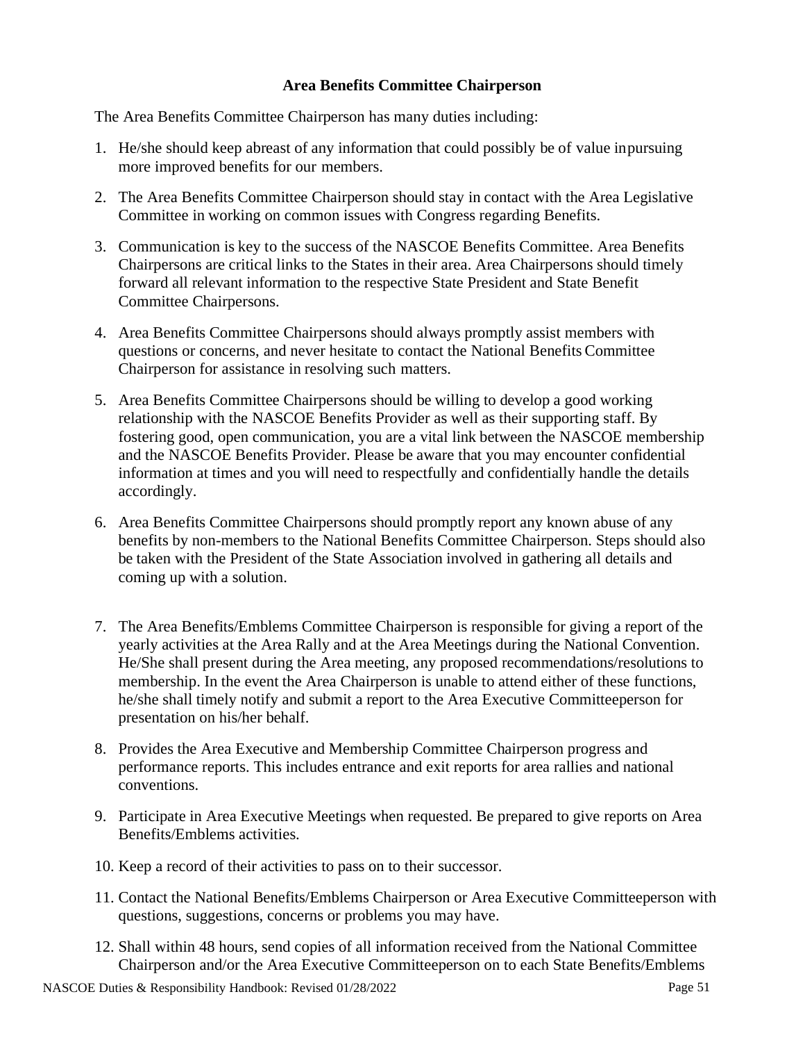### Area Benefits Committee Chairperson

The Area Benefits Committee Chairperson has many duties including:

1. He/she should keep abreast of any information that could possibly be of value inpursuing more improved benefits for our members.
2. The Area Benefits Committee Chairperson should stay in contact with the Area Legislative Committee in working on common issues with Congress regarding Benefits.
3. Communication is key to the success of the NASCOE Benefits Committee. Area Benefits Chairpersons are critical links to the States in their area. Area Chairpersons should timely forward all relevant information to the respective State President and State Benefit Committee Chairpersons.
4. Area Benefits Committee Chairpersons should always promptly assist members with questions or concerns, and never hesitate to contact the National Benefits Committee Chairperson for assistance in resolving such matters.
5. Area Benefits Committee Chairpersons should be willing to develop a good working relationship with the NASCOE Benefits Provider as well as their supporting staff. By fostering good, open communication, you are a vital link between the NASCOE membership and the NASCOE Benefits Provider. Please be aware that you may encounter confidential information at times and you will need to respectfully and confidentially handle the details accordingly.
6. Area Benefits Committee Chairpersons should promptly report any known abuse of any benefits by non-members to the National Benefits Committee Chairperson. Steps should also be taken with the President of the State Association involved in gathering all details and coming up with a solution.
7. The Area Benefits/Emblems Committee Chairperson is responsible for giving a report of the yearly activities at the Area Rally and at the Area Meetings during the National Convention. He/She shall present during the Area meeting, any proposed recommendations/resolutions to membership. In the event the Area Chairperson is unable to attend either of these functions, he/she shall timely notify and submit a report to the Area Executive Committeeperson for presentation on his/her behalf.
8. Provides the Area Executive and Membership Committee Chairperson progress and performance reports. This includes entrance and exit reports for area rallies and national conventions.
9. Participate in Area Executive Meetings when requested. Be prepared to give reports on Area Benefits/Emblems activities.
10. Keep a record of their activities to pass on to their successor.
11. Contact the National Benefits/Emblems Chairperson or Area Executive Committeeperson with questions, suggestions, concerns or problems you may have.
12. Shall within 48 hours, send copies of all information received from the National Committee Chairperson and/or the Area Executive Committeeperson on to each State Benefits/Emblems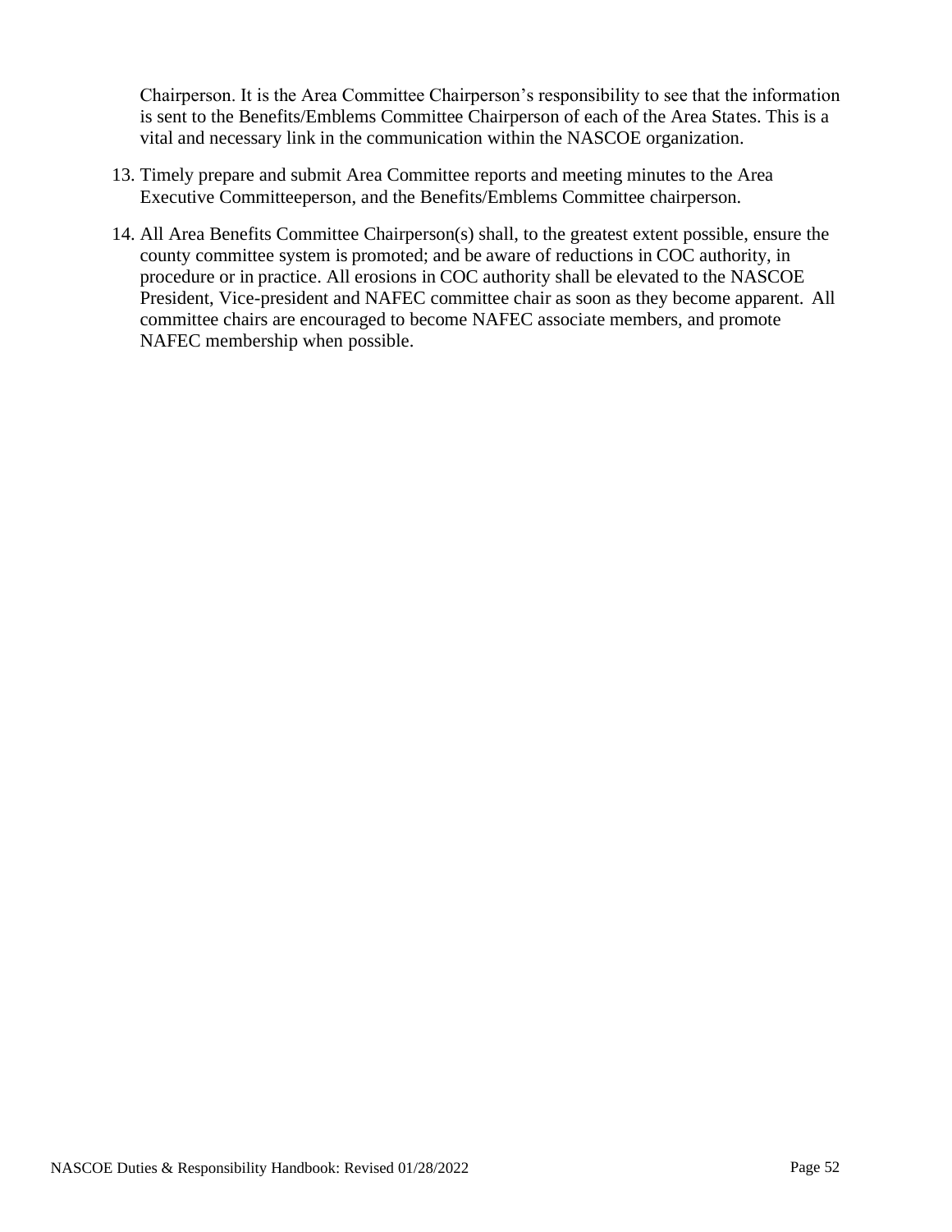Chairperson. It is the Area Committee Chairperson's responsibility to see that the information is sent to the Benefits/Emblems Committee Chairperson of each of the Area States. This is a vital and necessary link in the communication within the NASCOE organization.

13. Timely prepare and submit Area Committee reports and meeting minutes to the Area Executive Committeeperson, and the Benefits/Emblems Committee chairperson.

14. All Area Benefits Committee Chairperson(s) shall, to the greatest extent possible, ensure the county committee system is promoted; and be aware of reductions in COC authority, in procedure or in practice. All erosions in COC authority shall be elevated to the NASCOE President, Vice-president and NAFEC committee chair as soon as they become apparent. All committee chairs are encouraged to become NAFEC associate members, and promote NAFEC membership when possible.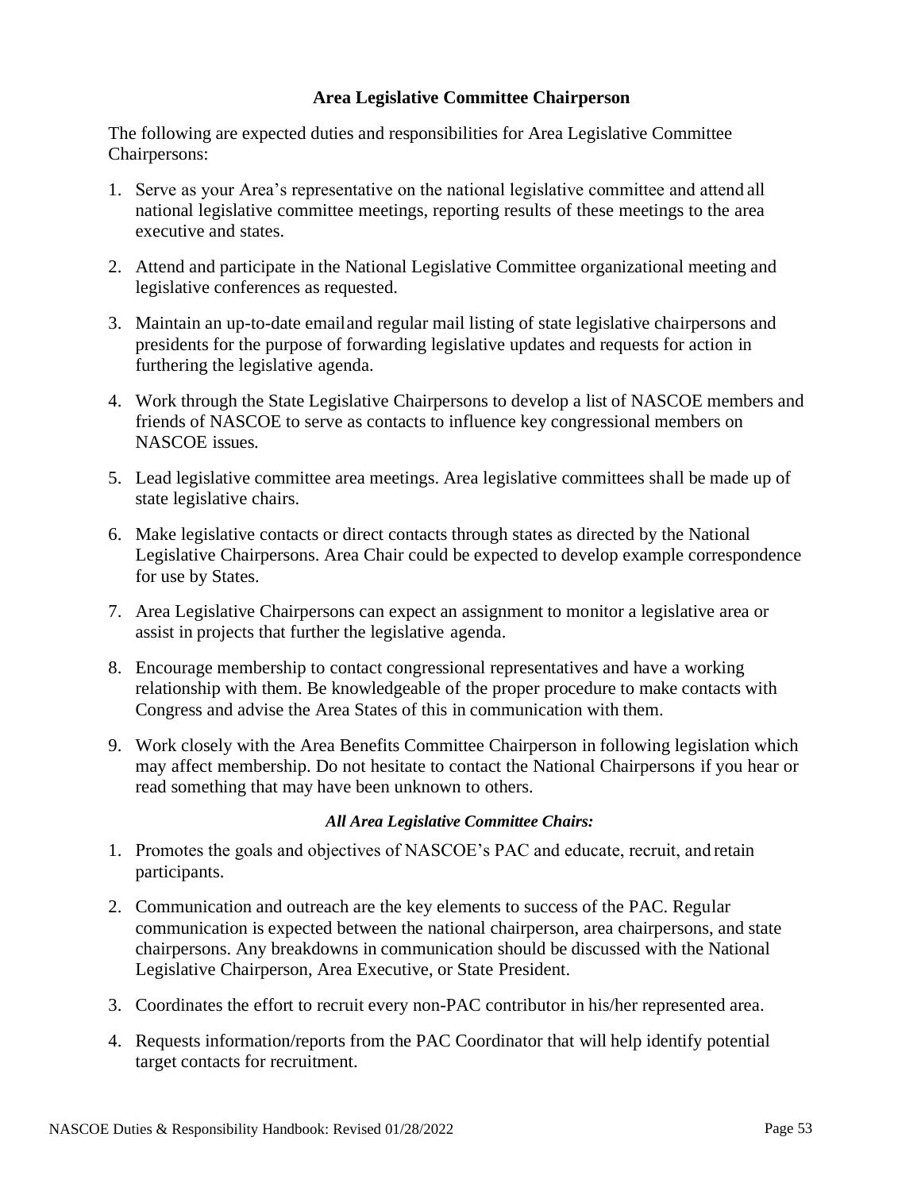## Area Legislative Committee Chairperson

The following are expected duties and responsibilities for Area Legislative Committee Chairpersons:

1. Serve as your Area's representative on the national legislative committee and attend all national legislative committee meetings, reporting results of these meetings to the area executive and states.

2. Attend and participate in the National Legislative Committee organizational meeting and legislative conferences as requested.

3. Maintain an up-to-date email and regular mail listing of state legislative chairpersons and presidents for the purpose of forwarding legislative updates and requests for action in furthering the legislative agenda.

4. Work through the State Legislative Chairpersons to develop a list of NASCOE members and friends of NASCOE to serve as contacts to influence key congressional members on NASCOE issues.

5. Lead legislative committee area meetings. Area legislative committees shall be made up of state legislative chairs.

6. Make legislative contacts or direct contacts through states as directed by the National Legislative Chairpersons. Area Chair could be expected to develop example correspondence for use by States.

7. Area Legislative Chairpersons can expect an assignment to monitor a legislative area or assist in projects that further the legislative agenda.

8. Encourage membership to contact congressional representatives and have a working relationship with them. Be knowledgeable of the proper procedure to make contacts with Congress and advise the Area States of this in communication with them.

9. Work closely with the Area Benefits Committee Chairperson in following legislation which may affect membership. Do not hesitate to contact the National Chairpersons if you hear or read something that may have been unknown to others.

***All Area Legislative Committee Chairs:***

1. Promotes the goals and objectives of NASCOE's PAC and educate, recruit, and retain participants.

2. Communication and outreach are the key elements to success of the PAC. Regular communication is expected between the national chairperson, area chairpersons, and state chairpersons. Any breakdowns in communication should be discussed with the National Legislative Chairperson, Area Executive, or State President.

3. Coordinates the effort to recruit every non-PAC contributor in his/her represented area.

4. Requests information/reports from the PAC Coordinator that will help identify potential target contacts for recruitment.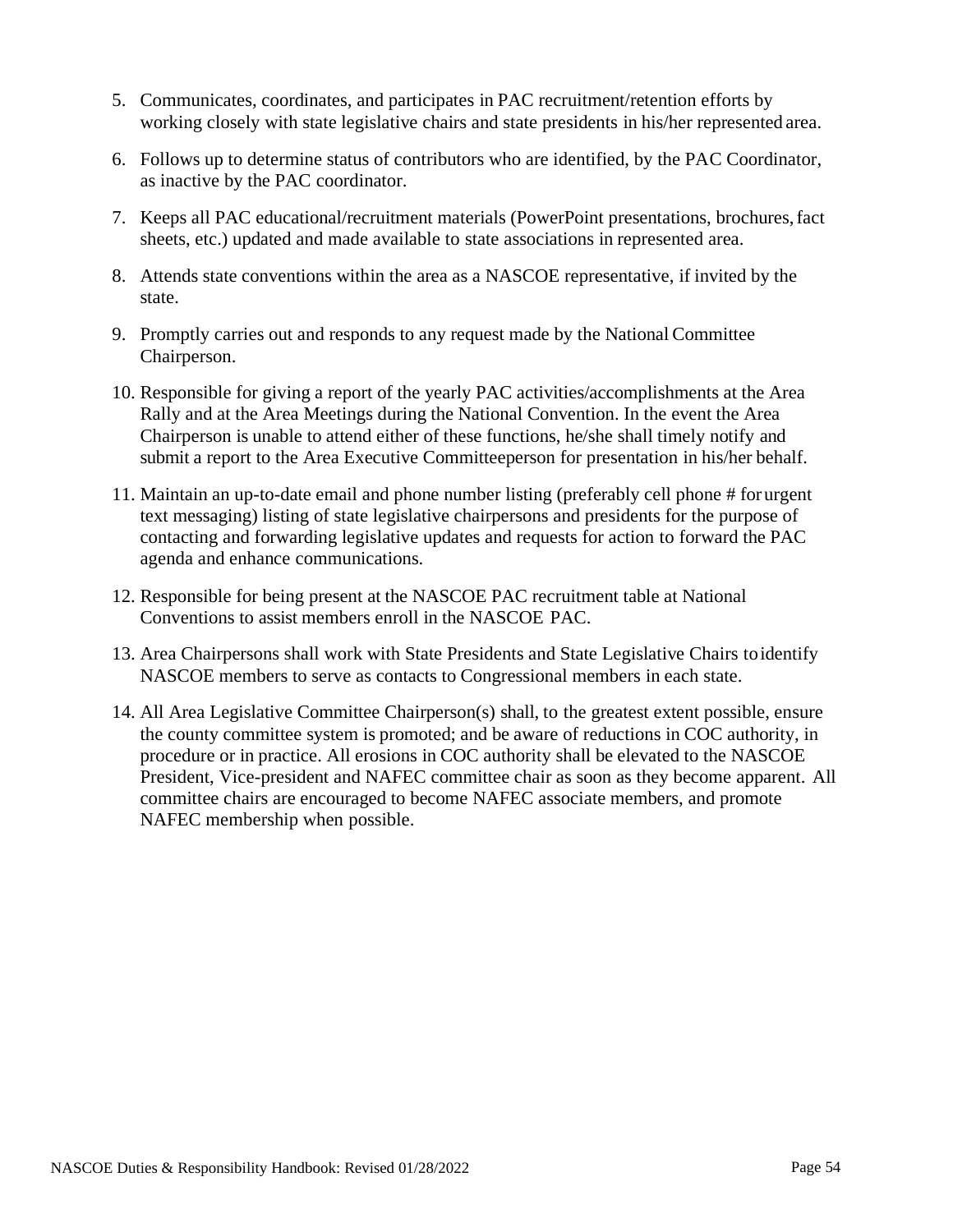5. Communicates, coordinates, and participates in PAC recruitment/retention efforts by working closely with state legislative chairs and state presidents in his/her represented area.

6. Follows up to determine status of contributors who are identified, by the PAC Coordinator, as inactive by the PAC coordinator.

7. Keeps all PAC educational/recruitment materials (PowerPoint presentations, brochures, fact sheets, etc.) updated and made available to state associations in represented area.

8. Attends state conventions within the area as a NASCOE representative, if invited by the state.

9. Promptly carries out and responds to any request made by the National Committee Chairperson.

10. Responsible for giving a report of the yearly PAC activities/accomplishments at the Area Rally and at the Area Meetings during the National Convention. In the event the Area Chairperson is unable to attend either of these functions, he/she shall timely notify and submit a report to the Area Executive Committeeperson for presentation in his/her behalf.

11. Maintain an up-to-date email and phone number listing (preferably cell phone # for urgent text messaging) listing of state legislative chairpersons and presidents for the purpose of contacting and forwarding legislative updates and requests for action to forward the PAC agenda and enhance communications.

12. Responsible for being present at the NASCOE PAC recruitment table at National Conventions to assist members enroll in the NASCOE PAC.

13. Area Chairpersons shall work with State Presidents and State Legislative Chairs to identify NASCOE members to serve as contacts to Congressional members in each state.

14. All Area Legislative Committee Chairperson(s) shall, to the greatest extent possible, ensure the county committee system is promoted; and be aware of reductions in COC authority, in procedure or in practice. All erosions in COC authority shall be elevated to the NASCOE President, Vice-president and NAFEC committee chair as soon as they become apparent. All committee chairs are encouraged to become NAFEC associate members, and promote NAFEC membership when possible.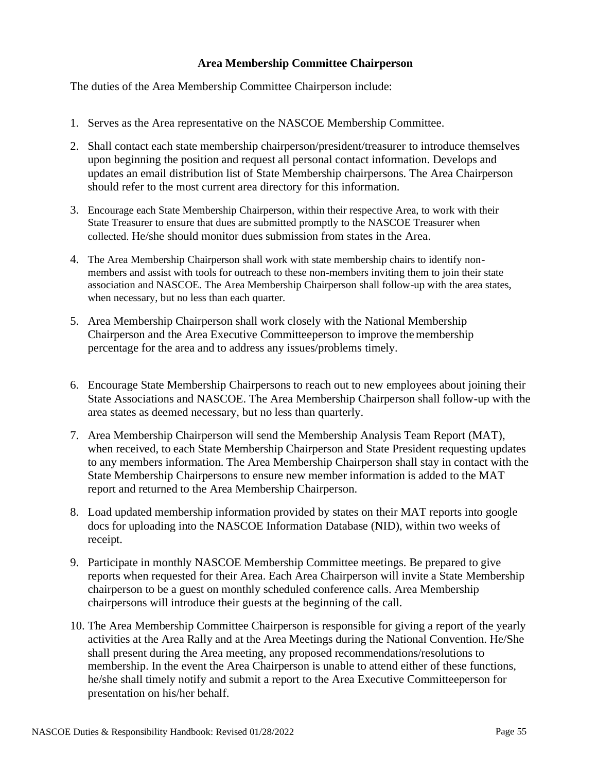### Area Membership Committee Chairperson

The duties of the Area Membership Committee Chairperson include:

1. Serves as the Area representative on the NASCOE Membership Committee.

2. Shall contact each state membership chairperson/president/treasurer to introduce themselves upon beginning the position and request all personal contact information. Develops and updates an email distribution list of State Membership chairpersons. The Area Chairperson should refer to the most current area directory for this information.

3. Encourage each State Membership Chairperson, within their respective Area, to work with their State Treasurer to ensure that dues are submitted promptly to the NASCOE Treasurer when collected. He/she should monitor dues submission from states in the Area.

4. The Area Membership Chairperson shall work with state membership chairs to identify non-members and assist with tools for outreach to these non-members inviting them to join their state association and NASCOE. The Area Membership Chairperson shall follow-up with the area states, when necessary, but no less than each quarter.

5. Area Membership Chairperson shall work closely with the National Membership Chairperson and the Area Executive Committeeperson to improve the membership percentage for the area and to address any issues/problems timely.

6. Encourage State Membership Chairpersons to reach out to new employees about joining their State Associations and NASCOE. The Area Membership Chairperson shall follow-up with the area states as deemed necessary, but no less than quarterly.

7. Area Membership Chairperson will send the Membership Analysis Team Report (MAT), when received, to each State Membership Chairperson and State President requesting updates to any members information. The Area Membership Chairperson shall stay in contact with the State Membership Chairpersons to ensure new member information is added to the MAT report and returned to the Area Membership Chairperson.

8. Load updated membership information provided by states on their MAT reports into google docs for uploading into the NASCOE Information Database (NID), within two weeks of receipt.

9. Participate in monthly NASCOE Membership Committee meetings. Be prepared to give reports when requested for their Area. Each Area Chairperson will invite a State Membership chairperson to be a guest on monthly scheduled conference calls. Area Membership chairpersons will introduce their guests at the beginning of the call.

10. The Area Membership Committee Chairperson is responsible for giving a report of the yearly activities at the Area Rally and at the Area Meetings during the National Convention. He/She shall present during the Area meeting, any proposed recommendations/resolutions to membership. In the event the Area Chairperson is unable to attend either of these functions, he/she shall timely notify and submit a report to the Area Executive Committeeperson for presentation on his/her behalf.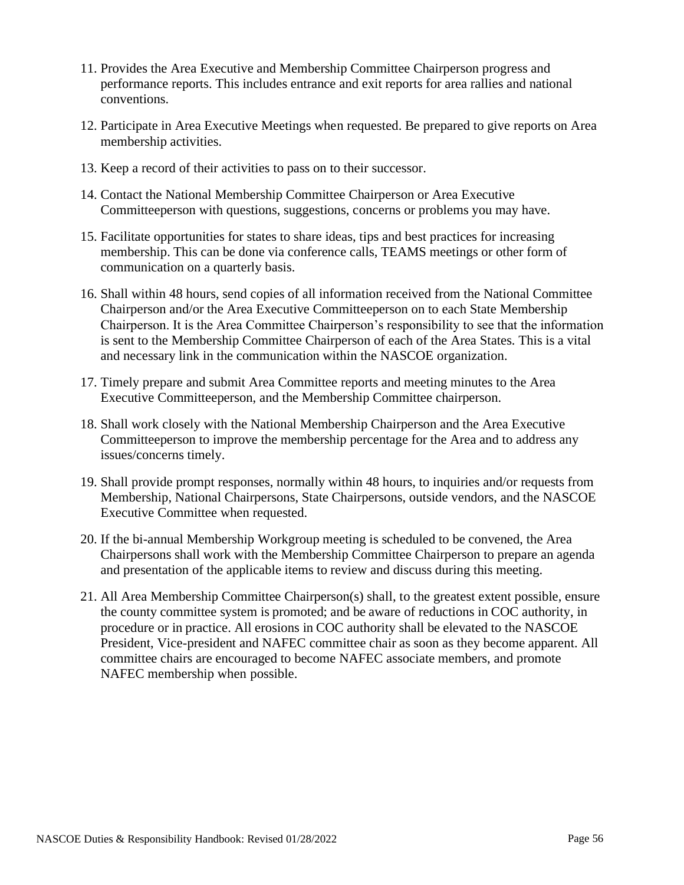11. Provides the Area Executive and Membership Committee Chairperson progress and performance reports. This includes entrance and exit reports for area rallies and national conventions.

12. Participate in Area Executive Meetings when requested. Be prepared to give reports on Area membership activities.

13. Keep a record of their activities to pass on to their successor.

14. Contact the National Membership Committee Chairperson or Area Executive Committeeperson with questions, suggestions, concerns or problems you may have.

15. Facilitate opportunities for states to share ideas, tips and best practices for increasing membership. This can be done via conference calls, TEAMS meetings or other form of communication on a quarterly basis.

16. Shall within 48 hours, send copies of all information received from the National Committee Chairperson and/or the Area Executive Committeeperson on to each State Membership Chairperson. It is the Area Committee Chairperson's responsibility to see that the information is sent to the Membership Committee Chairperson of each of the Area States. This is a vital and necessary link in the communication within the NASCOE organization.

17. Timely prepare and submit Area Committee reports and meeting minutes to the Area Executive Committeeperson, and the Membership Committee chairperson.

18. Shall work closely with the National Membership Chairperson and the Area Executive Committeeperson to improve the membership percentage for the Area and to address any issues/concerns timely.

19. Shall provide prompt responses, normally within 48 hours, to inquiries and/or requests from Membership, National Chairpersons, State Chairpersons, outside vendors, and the NASCOE Executive Committee when requested.

20. If the bi-annual Membership Workgroup meeting is scheduled to be convened, the Area Chairpersons shall work with the Membership Committee Chairperson to prepare an agenda and presentation of the applicable items to review and discuss during this meeting.

21. All Area Membership Committee Chairperson(s) shall, to the greatest extent possible, ensure the county committee system is promoted; and be aware of reductions in COC authority, in procedure or in practice. All erosions in COC authority shall be elevated to the NASCOE President, Vice-president and NAFEC committee chair as soon as they become apparent. All committee chairs are encouraged to become NAFEC associate members, and promote NAFEC membership when possible.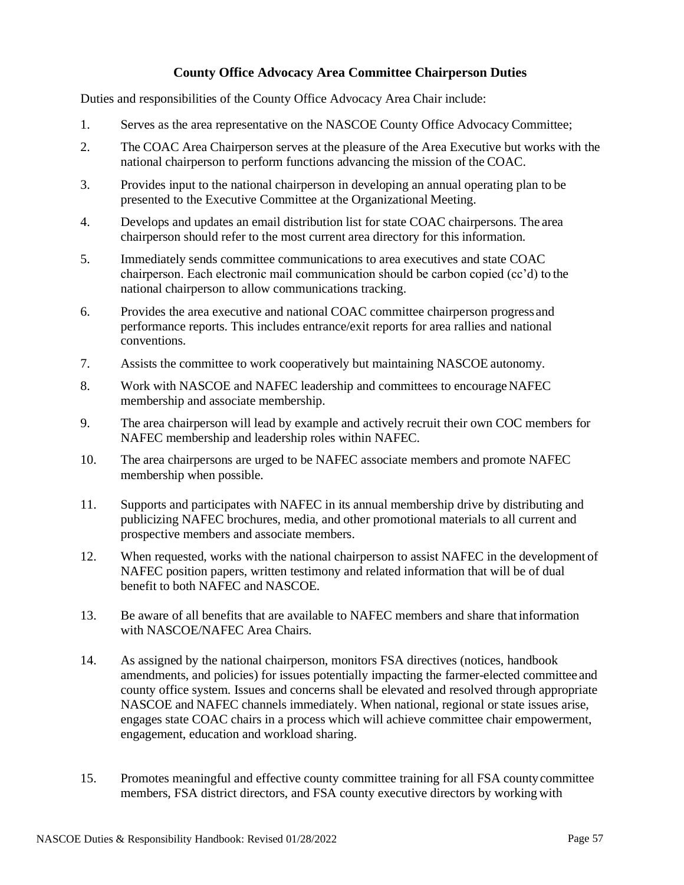### County Office Advocacy Area Committee Chairperson Duties

Duties and responsibilities of the County Office Advocacy Area Chair include:

1. Serves as the area representative on the NASCOE County Office Advocacy Committee;
2. The COAC Area Chairperson serves at the pleasure of the Area Executive but works with the national chairperson to perform functions advancing the mission of the COAC.
3. Provides input to the national chairperson in developing an annual operating plan to be presented to the Executive Committee at the Organizational Meeting.
4. Develops and updates an email distribution list for state COAC chairpersons. The area chairperson should refer to the most current area directory for this information.
5. Immediately sends committee communications to area executives and state COAC chairperson. Each electronic mail communication should be carbon copied (cc'd) to the national chairperson to allow communications tracking.
6. Provides the area executive and national COAC committee chairperson progress and performance reports. This includes entrance/exit reports for area rallies and national conventions.
7. Assists the committee to work cooperatively but maintaining NASCOE autonomy.
8. Work with NASCOE and NAFEC leadership and committees to encourage NAFEC membership and associate membership.
9. The area chairperson will lead by example and actively recruit their own COC members for NAFEC membership and leadership roles within NAFEC.
10. The area chairpersons are urged to be NAFEC associate members and promote NAFEC membership when possible.
11. Supports and participates with NAFEC in its annual membership drive by distributing and publicizing NAFEC brochures, media, and other promotional materials to all current and prospective members and associate members.
12. When requested, works with the national chairperson to assist NAFEC in the development of NAFEC position papers, written testimony and related information that will be of dual benefit to both NAFEC and NASCOE.
13. Be aware of all benefits that are available to NAFEC members and share that information with NASCOE/NAFEC Area Chairs.
14. As assigned by the national chairperson, monitors FSA directives (notices, handbook amendments, and policies) for issues potentially impacting the farmer-elected committee and county office system. Issues and concerns shall be elevated and resolved through appropriate NASCOE and NAFEC channels immediately. When national, regional or state issues arise, engages state COAC chairs in a process which will achieve committee chair empowerment, engagement, education and workload sharing.
15. Promotes meaningful and effective county committee training for all FSA county committee members, FSA district directors, and FSA county executive directors by working with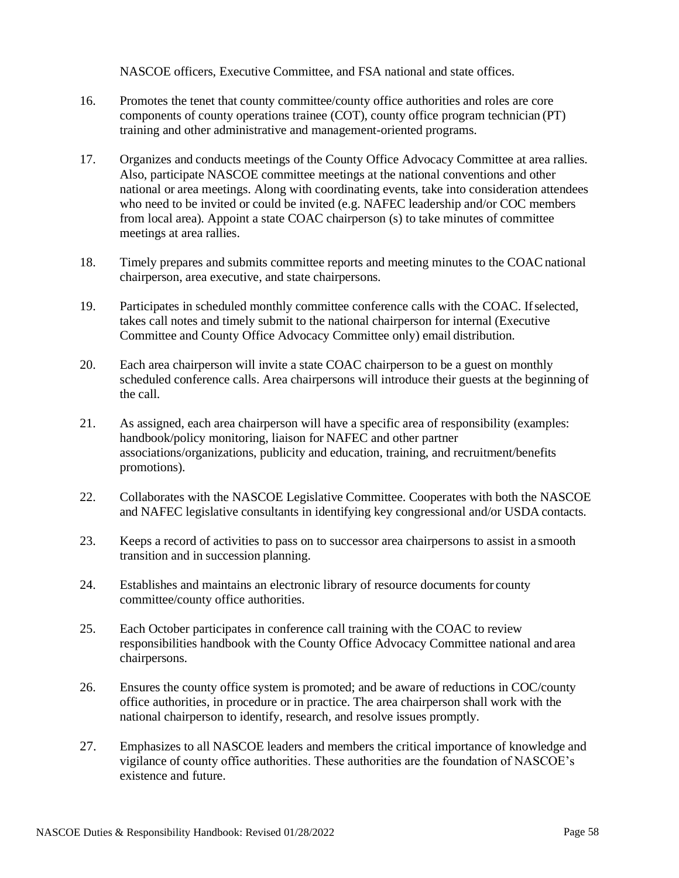NASCOE officers, Executive Committee, and FSA national and state offices.

16. Promotes the tenet that county committee/county office authorities and roles are core components of county operations trainee (COT), county office program technician (PT) training and other administrative and management-oriented programs.

17. Organizes and conducts meetings of the County Office Advocacy Committee at area rallies. Also, participate NASCOE committee meetings at the national conventions and other national or area meetings. Along with coordinating events, take into consideration attendees who need to be invited or could be invited (e.g. NAFEC leadership and/or COC members from local area). Appoint a state COAC chairperson (s) to take minutes of committee meetings at area rallies.

18. Timely prepares and submits committee reports and meeting minutes to the COAC national chairperson, area executive, and state chairpersons.

19. Participates in scheduled monthly committee conference calls with the COAC. If selected, takes call notes and timely submit to the national chairperson for internal (Executive Committee and County Office Advocacy Committee only) email distribution.

20. Each area chairperson will invite a state COAC chairperson to be a guest on monthly scheduled conference calls. Area chairpersons will introduce their guests at the beginning of the call.

21. As assigned, each area chairperson will have a specific area of responsibility (examples: handbook/policy monitoring, liaison for NAFEC and other partner associations/organizations, publicity and education, training, and recruitment/benefits promotions).

22. Collaborates with the NASCOE Legislative Committee. Cooperates with both the NASCOE and NAFEC legislative consultants in identifying key congressional and/or USDA contacts.

23. Keeps a record of activities to pass on to successor area chairpersons to assist in a smooth transition and in succession planning.

24. Establishes and maintains an electronic library of resource documents for county committee/county office authorities.

25. Each October participates in conference call training with the COAC to review responsibilities handbook with the County Office Advocacy Committee national and area chairpersons.

26. Ensures the county office system is promoted; and be aware of reductions in COC/county office authorities, in procedure or in practice. The area chairperson shall work with the national chairperson to identify, research, and resolve issues promptly.

27. Emphasizes to all NASCOE leaders and members the critical importance of knowledge and vigilance of county office authorities. These authorities are the foundation of NASCOE's existence and future.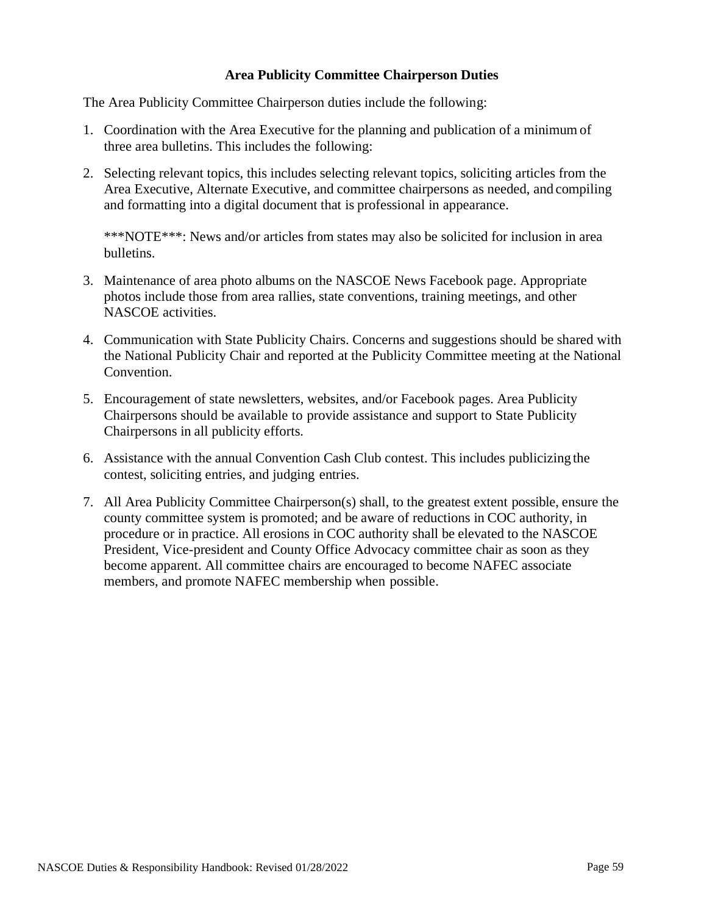**Area Publicity Committee Chairperson Duties**

The Area Publicity Committee Chairperson duties include the following:

1. Coordination with the Area Executive for the planning and publication of a minimum of three area bulletins. This includes the following:

2. Selecting relevant topics, this includes selecting relevant topics, soliciting articles from the Area Executive, Alternate Executive, and committee chairpersons as needed, and compiling and formatting into a digital document that is professional in appearance.

   ***NOTE***: News and/or articles from states may also be solicited for inclusion in area bulletins.

3. Maintenance of area photo albums on the NASCOE News Facebook page. Appropriate photos include those from area rallies, state conventions, training meetings, and other NASCOE activities.

4. Communication with State Publicity Chairs. Concerns and suggestions should be shared with the National Publicity Chair and reported at the Publicity Committee meeting at the National Convention.

5. Encouragement of state newsletters, websites, and/or Facebook pages. Area Publicity Chairpersons should be available to provide assistance and support to State Publicity Chairpersons in all publicity efforts.

6. Assistance with the annual Convention Cash Club contest. This includes publicizing the contest, soliciting entries, and judging entries.

7. All Area Publicity Committee Chairperson(s) shall, to the greatest extent possible, ensure the county committee system is promoted; and be aware of reductions in COC authority, in procedure or in practice. All erosions in COC authority shall be elevated to the NASCOE President, Vice-president and County Office Advocacy committee chair as soon as they become apparent. All committee chairs are encouraged to become NAFEC associate members, and promote NAFEC membership when possible.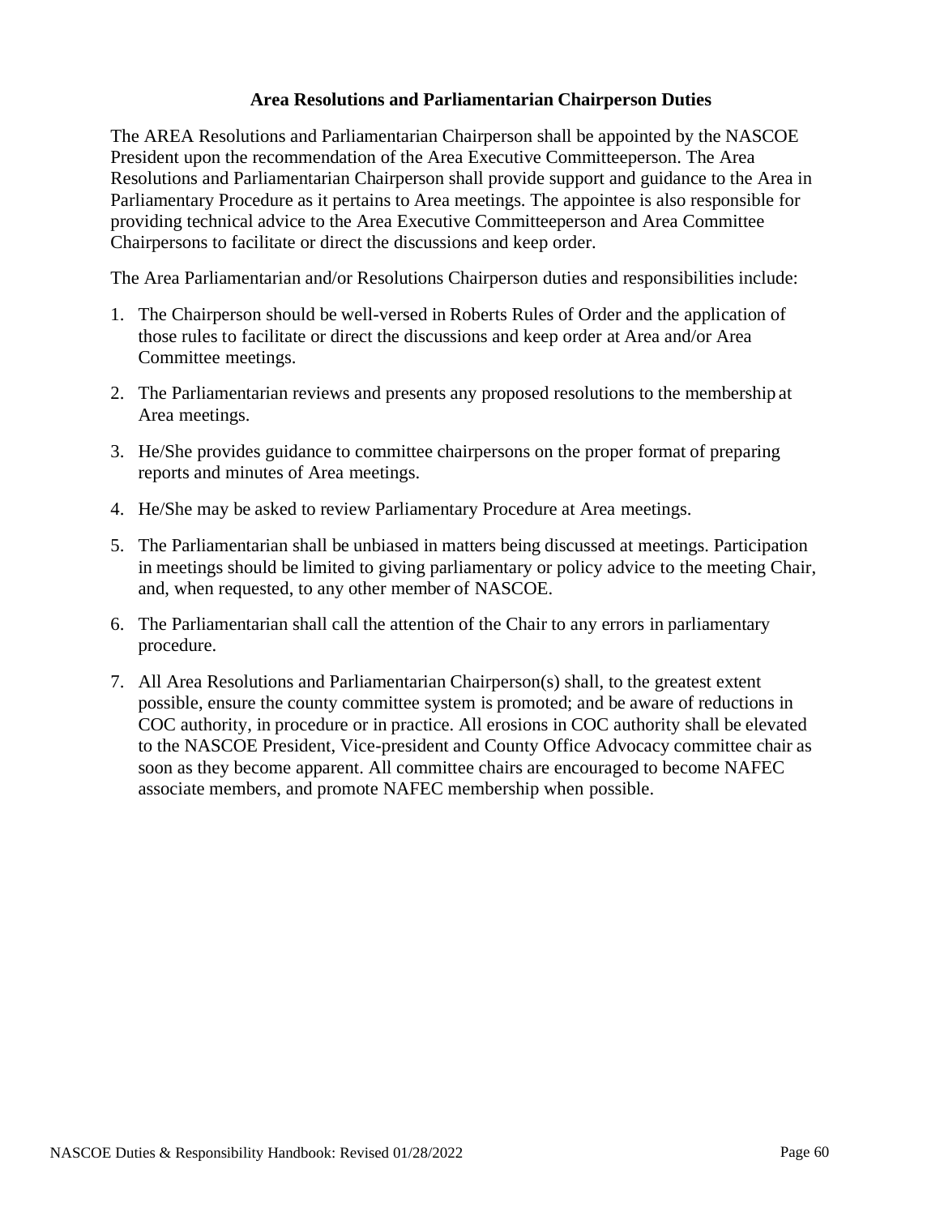## Area Resolutions and Parliamentarian Chairperson Duties

The AREA Resolutions and Parliamentarian Chairperson shall be appointed by the NASCOE President upon the recommendation of the Area Executive Committeeperson. The Area Resolutions and Parliamentarian Chairperson shall provide support and guidance to the Area in Parliamentary Procedure as it pertains to Area meetings. The appointee is also responsible for providing technical advice to the Area Executive Committeeperson and Area Committee Chairpersons to facilitate or direct the discussions and keep order.

The Area Parliamentarian and/or Resolutions Chairperson duties and responsibilities include:

1. The Chairperson should be well-versed in Roberts Rules of Order and the application of those rules to facilitate or direct the discussions and keep order at Area and/or Area Committee meetings.
2. The Parliamentarian reviews and presents any proposed resolutions to the membership at Area meetings.
3. He/She provides guidance to committee chairpersons on the proper format of preparing reports and minutes of Area meetings.
4. He/She may be asked to review Parliamentary Procedure at Area meetings.
5. The Parliamentarian shall be unbiased in matters being discussed at meetings. Participation in meetings should be limited to giving parliamentary or policy advice to the meeting Chair, and, when requested, to any other member of NASCOE.
6. The Parliamentarian shall call the attention of the Chair to any errors in parliamentary procedure.
7. All Area Resolutions and Parliamentarian Chairperson(s) shall, to the greatest extent possible, ensure the county committee system is promoted; and be aware of reductions in COC authority, in procedure or in practice. All erosions in COC authority shall be elevated to the NASCOE President, Vice-president and County Office Advocacy committee chair as soon as they become apparent. All committee chairs are encouraged to become NAFEC associate members, and promote NAFEC membership when possible.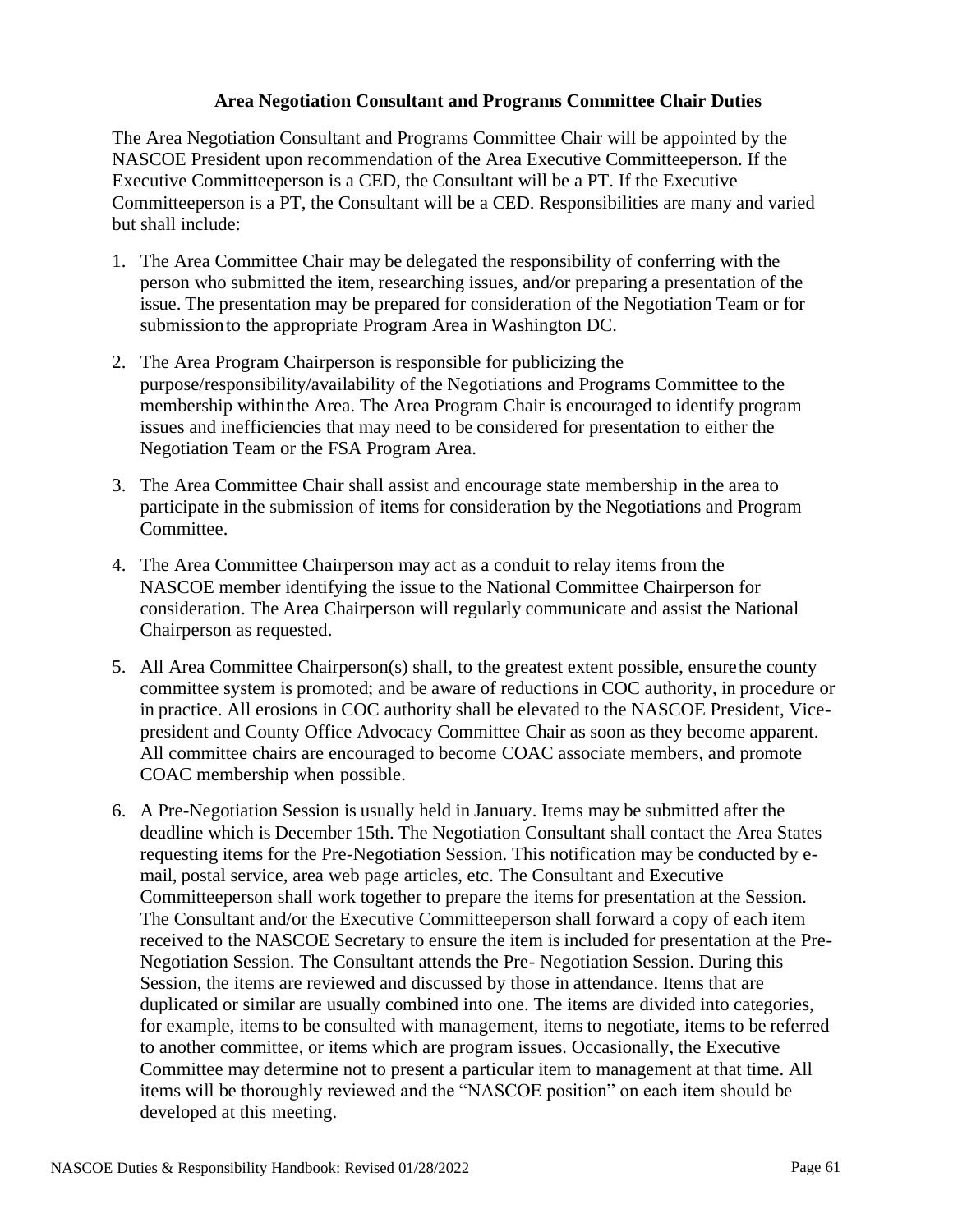### Area Negotiation Consultant and Programs Committee Chair Duties

The Area Negotiation Consultant and Programs Committee Chair will be appointed by the NASCOE President upon recommendation of the Area Executive Committeeperson. If the Executive Committeeperson is a CED, the Consultant will be a PT. If the Executive Committeeperson is a PT, the Consultant will be a CED. Responsibilities are many and varied but shall include:

1. The Area Committee Chair may be delegated the responsibility of conferring with the person who submitted the item, researching issues, and/or preparing a presentation of the issue. The presentation may be prepared for consideration of the Negotiation Team or for submission to the appropriate Program Area in Washington DC.
2. The Area Program Chairperson is responsible for publicizing the purpose/responsibility/availability of the Negotiations and Programs Committee to the membership within the Area. The Area Program Chair is encouraged to identify program issues and inefficiencies that may need to be considered for presentation to either the Negotiation Team or the FSA Program Area.
3. The Area Committee Chair shall assist and encourage state membership in the area to participate in the submission of items for consideration by the Negotiations and Program Committee.
4. The Area Committee Chairperson may act as a conduit to relay items from the NASCOE member identifying the issue to the National Committee Chairperson for consideration. The Area Chairperson will regularly communicate and assist the National Chairperson as requested.
5. All Area Committee Chairperson(s) shall, to the greatest extent possible, ensure the county committee system is promoted; and be aware of reductions in COC authority, in procedure or in practice. All erosions in COC authority shall be elevated to the NASCOE President, Vice-president and County Office Advocacy Committee Chair as soon as they become apparent. All committee chairs are encouraged to become COAC associate members, and promote COAC membership when possible.
6. A Pre-Negotiation Session is usually held in January. Items may be submitted after the deadline which is December 15th. The Negotiation Consultant shall contact the Area States requesting items for the Pre-Negotiation Session. This notification may be conducted by e-mail, postal service, area web page articles, etc. The Consultant and Executive Committeeperson shall work together to prepare the items for presentation at the Session. The Consultant and/or the Executive Committeeperson shall forward a copy of each item received to the NASCOE Secretary to ensure the item is included for presentation at the Pre-Negotiation Session. The Consultant attends the Pre- Negotiation Session. During this Session, the items are reviewed and discussed by those in attendance. Items that are duplicated or similar are usually combined into one. The items are divided into categories, for example, items to be consulted with management, items to negotiate, items to be referred to another committee, or items which are program issues. Occasionally, the Executive Committee may determine not to present a particular item to management at that time. All items will be thoroughly reviewed and the "NASCOE position" on each item should be developed at this meeting.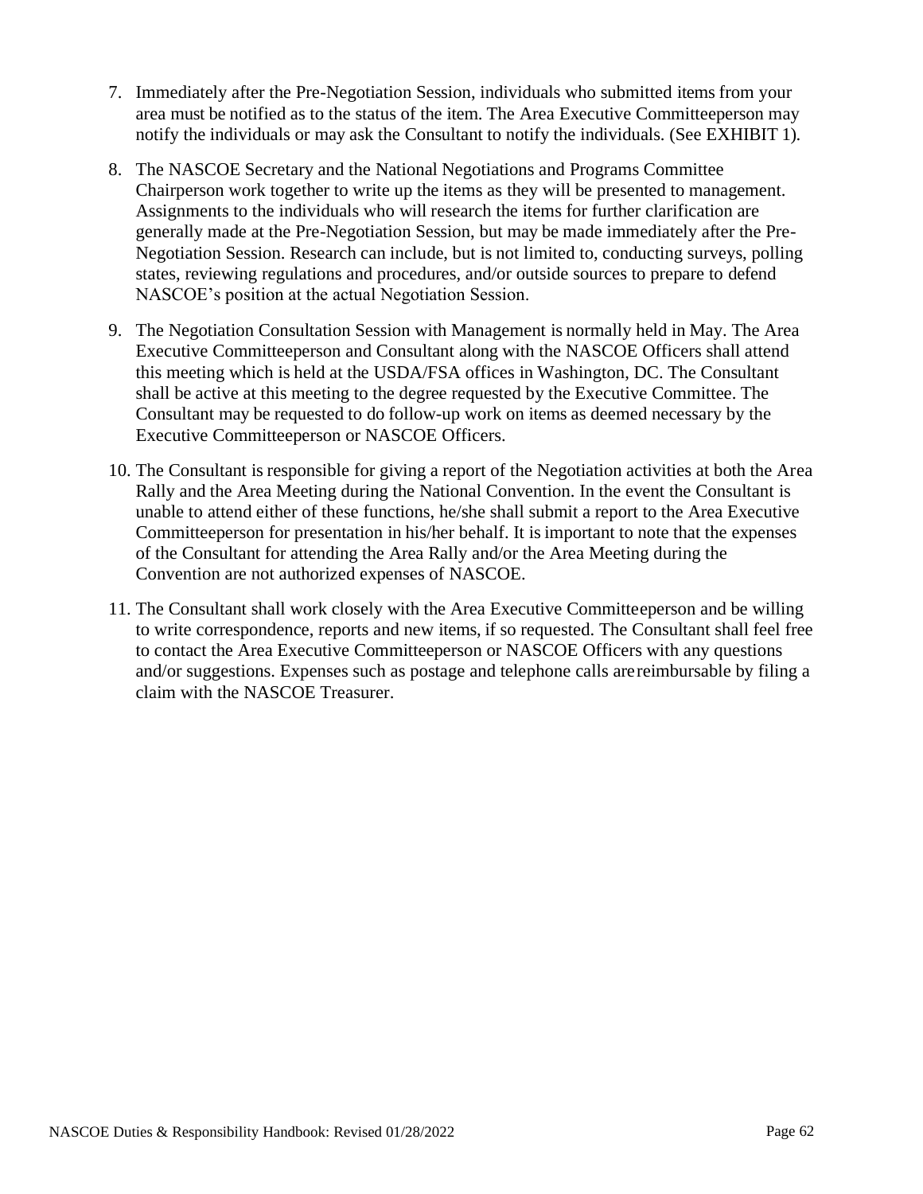7. Immediately after the Pre-Negotiation Session, individuals who submitted items from your area must be notified as to the status of the item. The Area Executive Committeeperson may notify the individuals or may ask the Consultant to notify the individuals. (See EXHIBIT 1).

8. The NASCOE Secretary and the National Negotiations and Programs Committee Chairperson work together to write up the items as they will be presented to management. Assignments to the individuals who will research the items for further clarification are generally made at the Pre-Negotiation Session, but may be made immediately after the Pre-Negotiation Session. Research can include, but is not limited to, conducting surveys, polling states, reviewing regulations and procedures, and/or outside sources to prepare to defend NASCOE's position at the actual Negotiation Session.

9. The Negotiation Consultation Session with Management is normally held in May. The Area Executive Committeeperson and Consultant along with the NASCOE Officers shall attend this meeting which is held at the USDA/FSA offices in Washington, DC. The Consultant shall be active at this meeting to the degree requested by the Executive Committee. The Consultant may be requested to do follow-up work on items as deemed necessary by the Executive Committeeperson or NASCOE Officers.

10. The Consultant is responsible for giving a report of the Negotiation activities at both the Area Rally and the Area Meeting during the National Convention. In the event the Consultant is unable to attend either of these functions, he/she shall submit a report to the Area Executive Committeeperson for presentation in his/her behalf. It is important to note that the expenses of the Consultant for attending the Area Rally and/or the Area Meeting during the Convention are not authorized expenses of NASCOE.

11. The Consultant shall work closely with the Area Executive Committeeperson and be willing to write correspondence, reports and new items, if so requested. The Consultant shall feel free to contact the Area Executive Committeeperson or NASCOE Officers with any questions and/or suggestions. Expenses such as postage and telephone calls are reimbursable by filing a claim with the NASCOE Treasurer.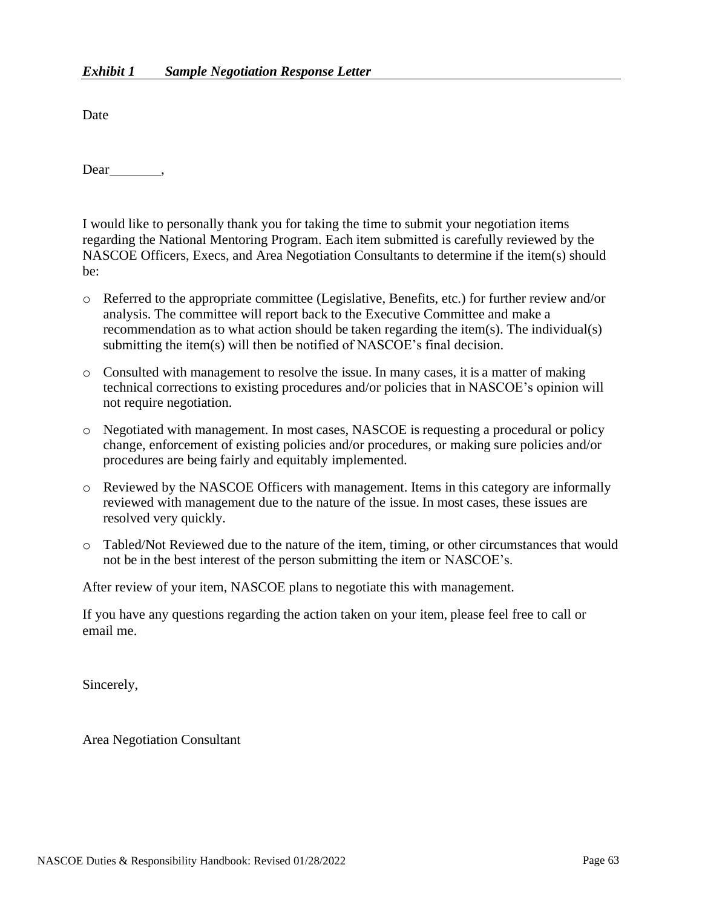***Exhibit 1 Sample Negotiation Response Letter***

Date

Dear________,

I would like to personally thank you for taking the time to submit your negotiation items regarding the National Mentoring Program. Each item submitted is carefully reviewed by the NASCOE Officers, Execs, and Area Negotiation Consultants to determine if the item(s) should be:

- Referred to the appropriate committee (Legislative, Benefits, etc.) for further review and/or analysis. The committee will report back to the Executive Committee and make a recommendation as to what action should be taken regarding the item(s). The individual(s) submitting the item(s) will then be notified of NASCOE's final decision.
- Consulted with management to resolve the issue. In many cases, it is a matter of making technical corrections to existing procedures and/or policies that in NASCOE's opinion will not require negotiation.
- Negotiated with management. In most cases, NASCOE is requesting a procedural or policy change, enforcement of existing policies and/or procedures, or making sure policies and/or procedures are being fairly and equitably implemented.
- Reviewed by the NASCOE Officers with management. Items in this category are informally reviewed with management due to the nature of the issue. In most cases, these issues are resolved very quickly.
- Tabled/Not Reviewed due to the nature of the item, timing, or other circumstances that would not be in the best interest of the person submitting the item or NASCOE's.

After review of your item, NASCOE plans to negotiate this with management.

If you have any questions regarding the action taken on your item, please feel free to call or email me.

Sincerely,

Area Negotiation Consultant